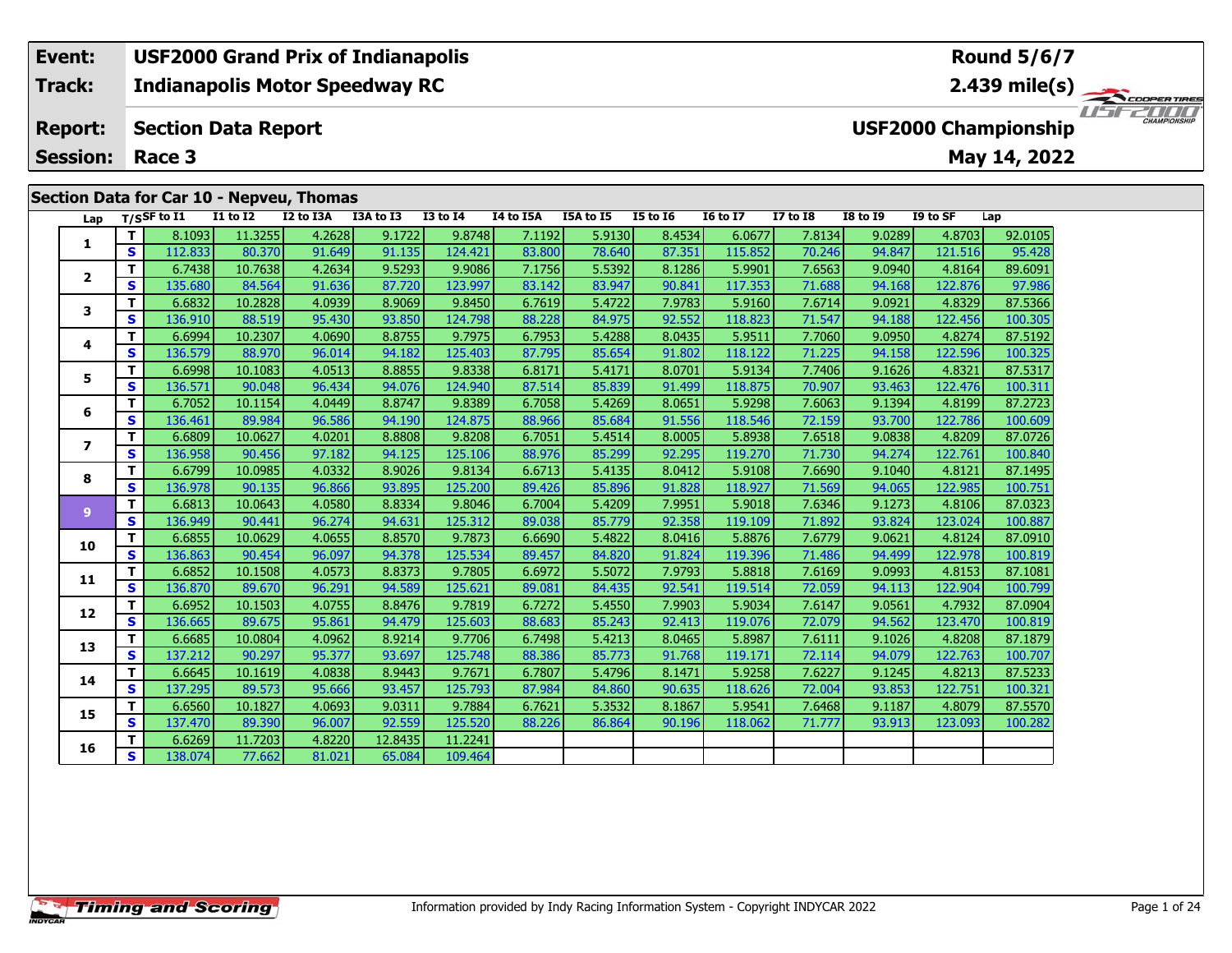| Event: | USF2000 Grand Prix of Indianapolis | Round 5/6/7 |
|---|---|---|
| Track: | Indianapolis Motor Speedway RC | 2.439 mile(s) |
| Report: | Section Data Report | USF2000 Championship |
| Session: | Race 3 | May 14, 2022 |

## Section Data for Car 10 - Nepveu, Thomas

| Lap | T/S | SF to I1 | I1 to I2 | I2 to I3A | I3A to I3 | I3 to I4 | I4 to I5A | I5A to I5 | I5 to I6 | I6 to I7 | I7 to I8 | I8 to I9 | I9 to SF | Lap |
|---|---|---|---|---|---|---|---|---|---|---|---|---|---|---|
| 1 | T | 8.1093 | 11.3255 | 4.2628 | 9.1722 | 9.8748 | 7.1192 | 5.9130 | 8.4534 | 6.0677 | 7.8134 | 9.0289 | 4.8703 | 92.0105 |
| | S | 112.833 | 80.370 | 91.649 | 91.135 | 124.421 | 83.800 | 78.640 | 87.351 | 115.852 | 70.246 | 94.847 | 121.516 | 95.428 |
| 2 | T | 6.7438 | 10.7638 | 4.2634 | 9.5293 | 9.9086 | 7.1756 | 5.5392 | 8.1286 | 5.9901 | 7.6563 | 9.0940 | 4.8164 | 89.6091 |
| | S | 135.680 | 84.564 | 91.636 | 87.720 | 123.997 | 83.142 | 83.947 | 90.841 | 117.353 | 71.688 | 94.168 | 122.876 | 97.986 |
| 3 | T | 6.6832 | 10.2828 | 4.0939 | 8.9069 | 9.8450 | 6.7619 | 5.4722 | 7.9783 | 5.9160 | 7.6714 | 9.0921 | 4.8329 | 87.5366 |
| | S | 136.910 | 88.519 | 95.430 | 93.850 | 124.798 | 88.228 | 84.975 | 92.552 | 118.823 | 71.547 | 94.188 | 122.456 | 100.305 |
| 4 | T | 6.6994 | 10.2307 | 4.0690 | 8.8755 | 9.7975 | 6.7953 | 5.4288 | 8.0435 | 5.9511 | 7.7060 | 9.0950 | 4.8274 | 87.5192 |
| | S | 136.579 | 88.970 | 96.014 | 94.182 | 125.403 | 87.795 | 85.654 | 91.802 | 118.122 | 71.225 | 94.158 | 122.596 | 100.325 |
| 5 | T | 6.6998 | 10.1083 | 4.0513 | 8.8855 | 9.8338 | 6.8171 | 5.4171 | 8.0701 | 5.9134 | 7.7406 | 9.1626 | 4.8321 | 87.5317 |
| | S | 136.571 | 90.048 | 96.434 | 94.076 | 124.940 | 87.514 | 85.839 | 91.499 | 118.875 | 70.907 | 93.463 | 122.476 | 100.311 |
| 6 | T | 6.7052 | 10.1154 | 4.0449 | 8.8747 | 9.8389 | 6.7058 | 5.4269 | 8.0651 | 5.9298 | 7.6063 | 9.1394 | 4.8199 | 87.2723 |
| | S | 136.461 | 89.984 | 96.586 | 94.190 | 124.875 | 88.966 | 85.684 | 91.556 | 118.546 | 72.159 | 93.700 | 122.786 | 100.609 |
| 7 | T | 6.6809 | 10.0627 | 4.0201 | 8.8808 | 9.8208 | 6.7051 | 5.4514 | 8.0005 | 5.8938 | 7.6518 | 9.0838 | 4.8209 | 87.0726 |
| | S | 136.958 | 90.456 | 97.182 | 94.125 | 125.106 | 88.976 | 85.299 | 92.295 | 119.270 | 71.730 | 94.274 | 122.761 | 100.840 |
| 8 | T | 6.6799 | 10.0985 | 4.0332 | 8.9026 | 9.8134 | 6.6713 | 5.4135 | 8.0412 | 5.9108 | 7.6690 | 9.1040 | 4.8121 | 87.1495 |
| | S | 136.978 | 90.135 | 96.866 | 93.895 | 125.200 | 89.426 | 85.896 | 91.828 | 118.927 | 71.569 | 94.065 | 122.985 | 100.751 |
| 9 | T | 6.6813 | 10.0643 | 4.0580 | 8.8334 | 9.8046 | 6.7004 | 5.4209 | 7.9951 | 5.9018 | 7.6346 | 9.1273 | 4.8106 | 87.0323 |
| | S | 136.949 | 90.441 | 96.274 | 94.631 | 125.312 | 89.038 | 85.779 | 92.358 | 119.109 | 71.892 | 93.824 | 123.024 | 100.887 |
| 10 | T | 6.6855 | 10.0629 | 4.0655 | 8.8570 | 9.7873 | 6.6690 | 5.4822 | 8.0416 | 5.8876 | 7.6779 | 9.0621 | 4.8124 | 87.0910 |
| | S | 136.863 | 90.454 | 96.097 | 94.378 | 125.534 | 89.457 | 84.820 | 91.824 | 119.396 | 71.486 | 94.499 | 122.978 | 100.819 |
| 11 | T | 6.6852 | 10.1508 | 4.0573 | 8.8373 | 9.7805 | 6.6972 | 5.5072 | 7.9793 | 5.8818 | 7.6169 | 9.0993 | 4.8153 | 87.1081 |
| | S | 136.870 | 89.670 | 96.291 | 94.589 | 125.621 | 89.081 | 84.435 | 92.541 | 119.514 | 72.059 | 94.113 | 122.904 | 100.799 |
| 12 | T | 6.6952 | 10.1503 | 4.0755 | 8.8476 | 9.7819 | 6.7272 | 5.4550 | 7.9903 | 5.9034 | 7.6147 | 9.0561 | 4.7932 | 87.0904 |
| | S | 136.665 | 89.675 | 95.861 | 94.479 | 125.603 | 88.683 | 85.243 | 92.413 | 119.076 | 72.079 | 94.562 | 123.470 | 100.819 |
| 13 | T | 6.6685 | 10.0804 | 4.0962 | 8.9214 | 9.7706 | 6.7498 | 5.4213 | 8.0465 | 5.8987 | 7.6111 | 9.1026 | 4.8208 | 87.1879 |
| | S | 137.212 | 90.297 | 95.377 | 93.697 | 125.748 | 88.386 | 85.773 | 91.768 | 119.171 | 72.114 | 94.079 | 122.763 | 100.707 |
| 14 | T | 6.6645 | 10.1619 | 4.0838 | 8.9443 | 9.7671 | 6.7807 | 5.4796 | 8.1471 | 5.9258 | 7.6227 | 9.1245 | 4.8213 | 87.5233 |
| | S | 137.295 | 89.573 | 95.666 | 93.457 | 125.793 | 87.984 | 84.860 | 90.635 | 118.626 | 72.004 | 93.853 | 122.751 | 100.321 |
| 15 | T | 6.6560 | 10.1827 | 4.0693 | 9.0311 | 9.7884 | 6.7621 | 5.3532 | 8.1867 | 5.9541 | 7.6468 | 9.1187 | 4.8079 | 87.5570 |
| | S | 137.470 | 89.390 | 96.007 | 92.559 | 125.520 | 88.226 | 86.864 | 90.196 | 118.062 | 71.777 | 93.913 | 123.093 | 100.282 |
| 16 | T | 6.6269 | 11.7203 | 4.8220 | 12.8435 | 11.2241 | | | | | | | | |
| | S | 138.074 | 77.662 | 81.021 | 65.084 | 109.464 | | | | | | | | |

Information provided by Indy Racing Information System - Copyright INDYCAR 2022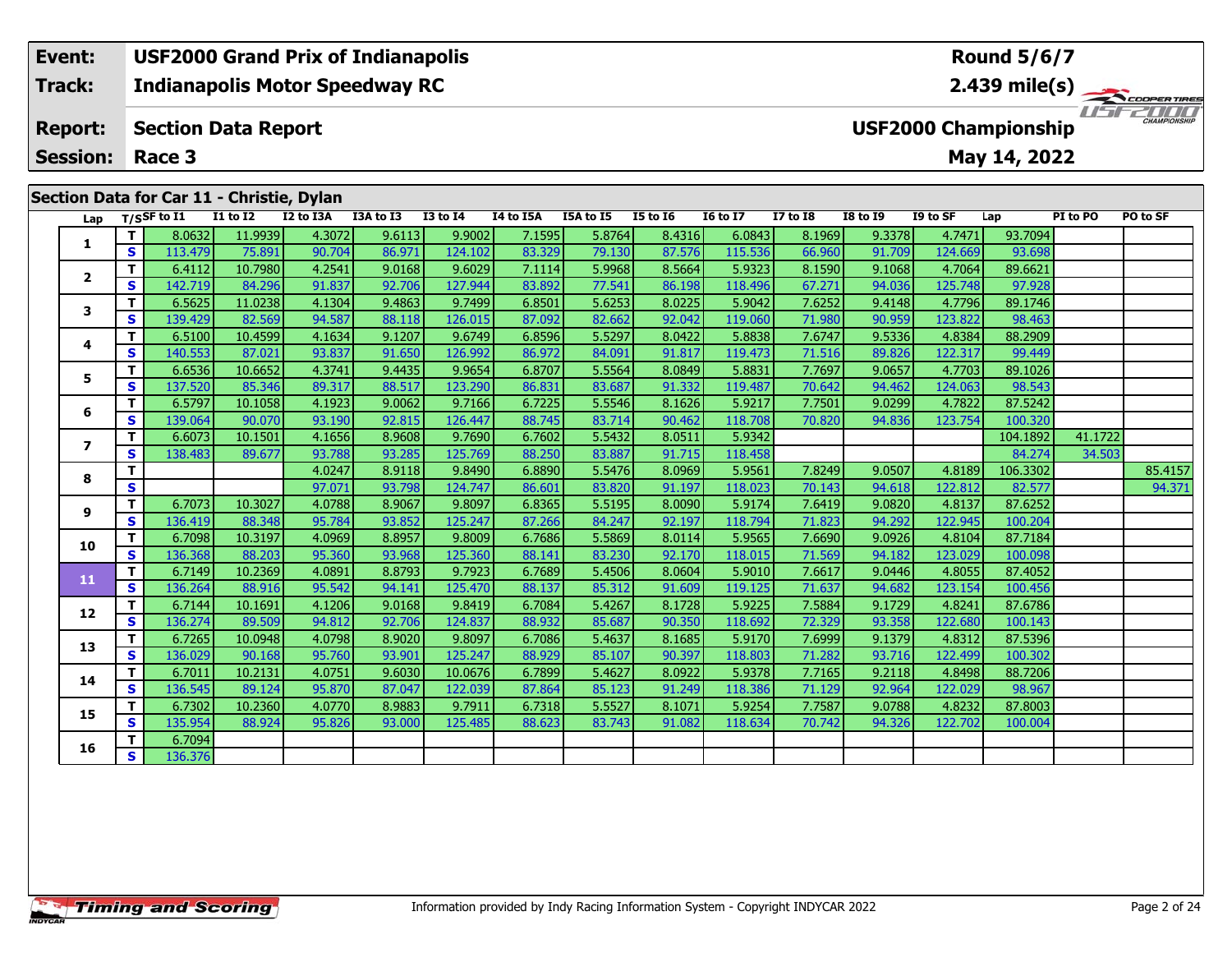| Event: | USF2000 Grand Prix of Indianapolis | Round 5/6/7 |
|---|---|---|
| Track: | Indianapolis Motor Speedway RC | 2.439 mile(s) |
| Report: | Section Data Report | USF2000 Championship |
| Session: | Race 3 | May 14, 2022 |

## Section Data for Car 11 - Christie, Dylan

| Lap | T/S | SF to I1 | I1 to I2 | I2 to I3A | I3A to I3 | I3 to I4 | I4 to I5A | I5A to I5 | I5 to I6 | I6 to I7 | I7 to I8 | I8 to I9 | I9 to SF | Lap | PI to PO | PO to SF |
|---|---|---|---|---|---|---|---|---|---|---|---|---|---|---|---|---|
| 1 | T | 8.0632 | 11.9939 | 4.3072 | 9.6113 | 9.9002 | 7.1595 | 5.8764 | 8.4316 | 6.0843 | 8.1969 | 9.3378 | 4.7471 | 93.7094 | | |
| | S | 113.479 | 75.891 | 90.704 | 86.971 | 124.102 | 83.329 | 79.130 | 87.576 | 115.536 | 66.960 | 91.709 | 124.669 | 93.698 | | |
| 2 | T | 6.4112 | 10.7980 | 4.2541 | 9.0168 | 9.6029 | 7.1114 | 5.9968 | 8.5664 | 5.9323 | 8.1590 | 9.1068 | 4.7064 | 89.6621 | | |
| | S | 142.719 | 84.296 | 91.837 | 92.706 | 127.944 | 83.892 | 77.541 | 86.198 | 118.496 | 67.271 | 94.036 | 125.748 | 97.928 | | |
| 3 | T | 6.5625 | 11.0238 | 4.1304 | 9.4863 | 9.7499 | 6.8501 | 5.6253 | 8.0225 | 5.9042 | 7.6252 | 9.4148 | 4.7796 | 89.1746 | | |
| | S | 139.429 | 82.569 | 94.587 | 88.118 | 126.015 | 87.092 | 82.662 | 92.042 | 119.060 | 71.980 | 90.959 | 123.822 | 98.463 | | |
| 4 | T | 6.5100 | 10.4599 | 4.1634 | 9.1207 | 9.6749 | 6.8596 | 5.5297 | 8.0422 | 5.8838 | 7.6747 | 9.5336 | 4.8384 | 88.2909 | | |
| | S | 140.553 | 87.021 | 93.837 | 91.650 | 126.992 | 86.972 | 84.091 | 91.817 | 119.473 | 71.516 | 89.826 | 122.317 | 99.449 | | |
| 5 | T | 6.6536 | 10.6652 | 4.3741 | 9.4435 | 9.9654 | 6.8707 | 5.5564 | 8.0849 | 5.8831 | 7.7697 | 9.0657 | 4.7703 | 89.1026 | | |
| | S | 137.520 | 85.346 | 89.317 | 88.517 | 123.290 | 86.831 | 83.687 | 91.332 | 119.487 | 70.642 | 94.462 | 124.063 | 98.543 | | |
| 6 | T | 6.5797 | 10.1058 | 4.1923 | 9.0062 | 9.7166 | 6.7225 | 5.5546 | 8.1626 | 5.9217 | 7.7501 | 9.0299 | 4.7822 | 87.5242 | | |
| | S | 139.064 | 90.070 | 93.190 | 92.815 | 126.447 | 88.745 | 83.714 | 90.462 | 118.708 | 70.820 | 94.836 | 123.754 | 100.320 | | |
| 7 | T | 6.6073 | 10.1501 | 4.1656 | 8.9608 | 9.7690 | 6.7602 | 5.5432 | 8.0511 | 5.9342 | | | | 104.1892 | 41.1722 | |
| | S | 138.483 | 89.677 | 93.788 | 93.285 | 125.769 | 88.250 | 83.887 | 91.715 | 118.458 | | | | 84.274 | 34.503 | |
| 8 | T | | | 4.0247 | 8.9118 | 9.8490 | 6.8890 | 5.5476 | 8.0969 | 5.9561 | 7.8249 | 9.0507 | 4.8189 | 106.3302 | | 85.4157 |
| | S | | | 97.071 | 93.798 | 124.747 | 86.601 | 83.820 | 91.197 | 118.023 | 70.143 | 94.618 | 122.812 | 82.577 | | 94.371 |
| 9 | T | 6.7073 | 10.3027 | 4.0788 | 8.9067 | 9.8097 | 6.8365 | 5.5195 | 8.0090 | 5.9174 | 7.6419 | 9.0820 | 4.8137 | 87.6252 | | |
| | S | 136.419 | 88.348 | 95.784 | 93.852 | 125.247 | 87.266 | 84.247 | 92.197 | 118.794 | 71.823 | 94.292 | 122.945 | 100.204 | | |
| 10 | T | 6.7098 | 10.3197 | 4.0969 | 8.8957 | 9.8009 | 6.7686 | 5.5869 | 8.0114 | 5.9565 | 7.6690 | 9.0926 | 4.8104 | 87.7184 | | |
| | S | 136.368 | 88.203 | 95.360 | 93.968 | 125.360 | 88.141 | 83.230 | 92.170 | 118.015 | 71.569 | 94.182 | 123.029 | 100.098 | | |
| 11 | T | 6.7149 | 10.2369 | 4.0891 | 8.8793 | 9.7923 | 6.7689 | 5.4506 | 8.0604 | 5.9010 | 7.6617 | 9.0446 | 4.8055 | 87.4052 | | |
| | S | 136.264 | 88.916 | 95.542 | 94.141 | 125.470 | 88.137 | 85.312 | 91.609 | 119.125 | 71.637 | 94.682 | 123.154 | 100.456 | | |
| 12 | T | 6.7144 | 10.1691 | 4.1206 | 9.0168 | 9.8419 | 6.7084 | 5.4267 | 8.1728 | 5.9225 | 7.5884 | 9.1729 | 4.8241 | 87.6786 | | |
| | S | 136.274 | 89.509 | 94.812 | 92.706 | 124.837 | 88.932 | 85.687 | 90.350 | 118.692 | 72.329 | 93.358 | 122.680 | 100.143 | | |
| 13 | T | 6.7265 | 10.0948 | 4.0798 | 8.9020 | 9.8097 | 6.7086 | 5.4637 | 8.1685 | 5.9170 | 7.6999 | 9.1379 | 4.8312 | 87.5396 | | |
| | S | 136.029 | 90.168 | 95.760 | 93.901 | 125.247 | 88.929 | 85.107 | 90.397 | 118.803 | 71.282 | 93.716 | 122.499 | 100.302 | | |
| 14 | T | 6.7011 | 10.2131 | 4.0751 | 9.6030 | 10.0676 | 6.7899 | 5.4627 | 8.0922 | 5.9378 | 7.7165 | 9.2118 | 4.8498 | 88.7206 | | |
| | S | 136.545 | 89.124 | 95.870 | 87.047 | 122.039 | 87.864 | 85.123 | 91.249 | 118.386 | 71.129 | 92.964 | 122.029 | 98.967 | | |
| 15 | T | 6.7302 | 10.2360 | 4.0770 | 8.9883 | 9.7911 | 6.7318 | 5.5527 | 8.1071 | 5.9254 | 7.7587 | 9.0788 | 4.8232 | 87.8003 | | |
| | S | 135.954 | 88.924 | 95.826 | 93.000 | 125.485 | 88.623 | 83.743 | 91.082 | 118.634 | 70.742 | 94.326 | 122.702 | 100.004 | | |
| 16 | T | 6.7094 | | | | | | | | | | | | | | |
| | S | 136.376 | | | | | | | | | | | | | | |

Information provided by Indy Racing Information System - Copyright INDYCAR 2022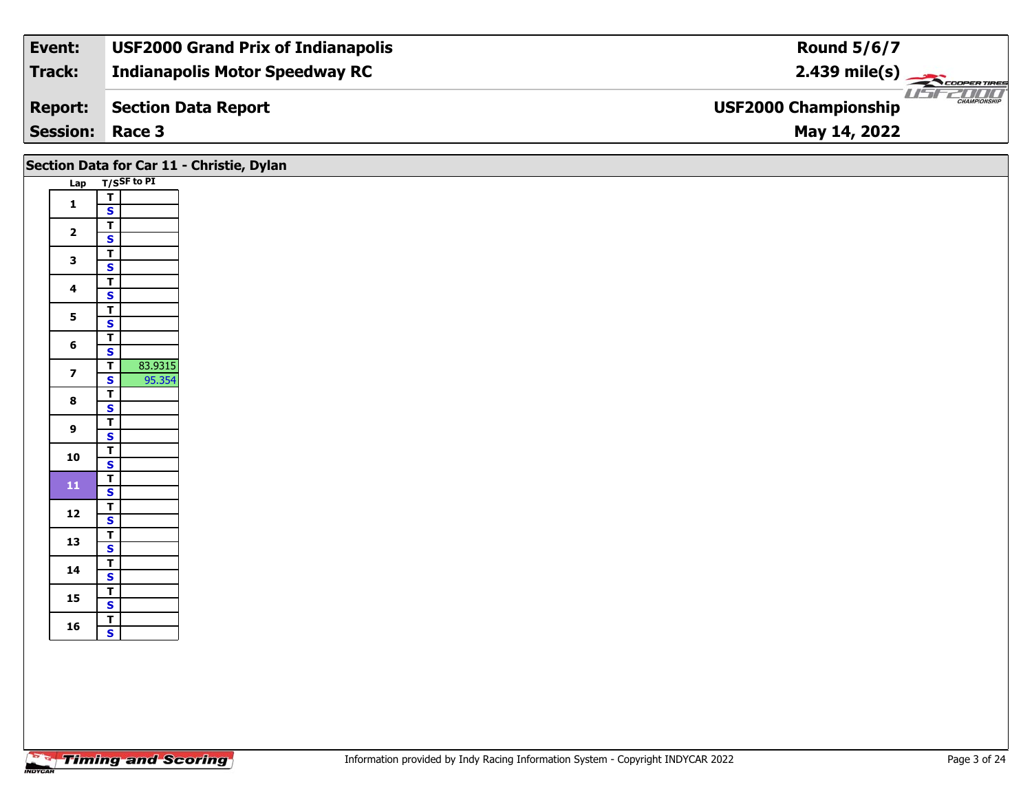| Event: | USF2000 Grand Prix of Indianapolis | Round 5/6/7 |
|---|---|---|
| Track: | Indianapolis Motor Speedway RC | 2.439 mile(s) |
| Report: | Section Data Report | USF2000 Championship |
| Session: | Race 3 | May 14, 2022 |

## Section Data for Car 11 - Christie, Dylan

| Lap | T/S | SF to PI |
|---|---|---|
| 1 | T | |
| | S | |
| 2 | T | |
| | S | |
| 3 | T | |
| | S | |
| 4 | T | |
| | S | |
| 5 | T | |
| | S | |
| 6 | T | |
| | S | |
| 7 | T | 83.9315 |
| | S | 95.354 |
| 8 | T | |
| | S | |
| 9 | T | |
| | S | |
| 10 | T | |
| | S | |
| 11 | T | |
| | S | |
| 12 | T | |
| | S | |
| 13 | T | |
| | S | |
| 14 | T | |
| | S | |
| 15 | T | |
| | S | |
| 16 | T | |
| | S | |

Information provided by Indy Racing Information System - Copyright INDYCAR 2022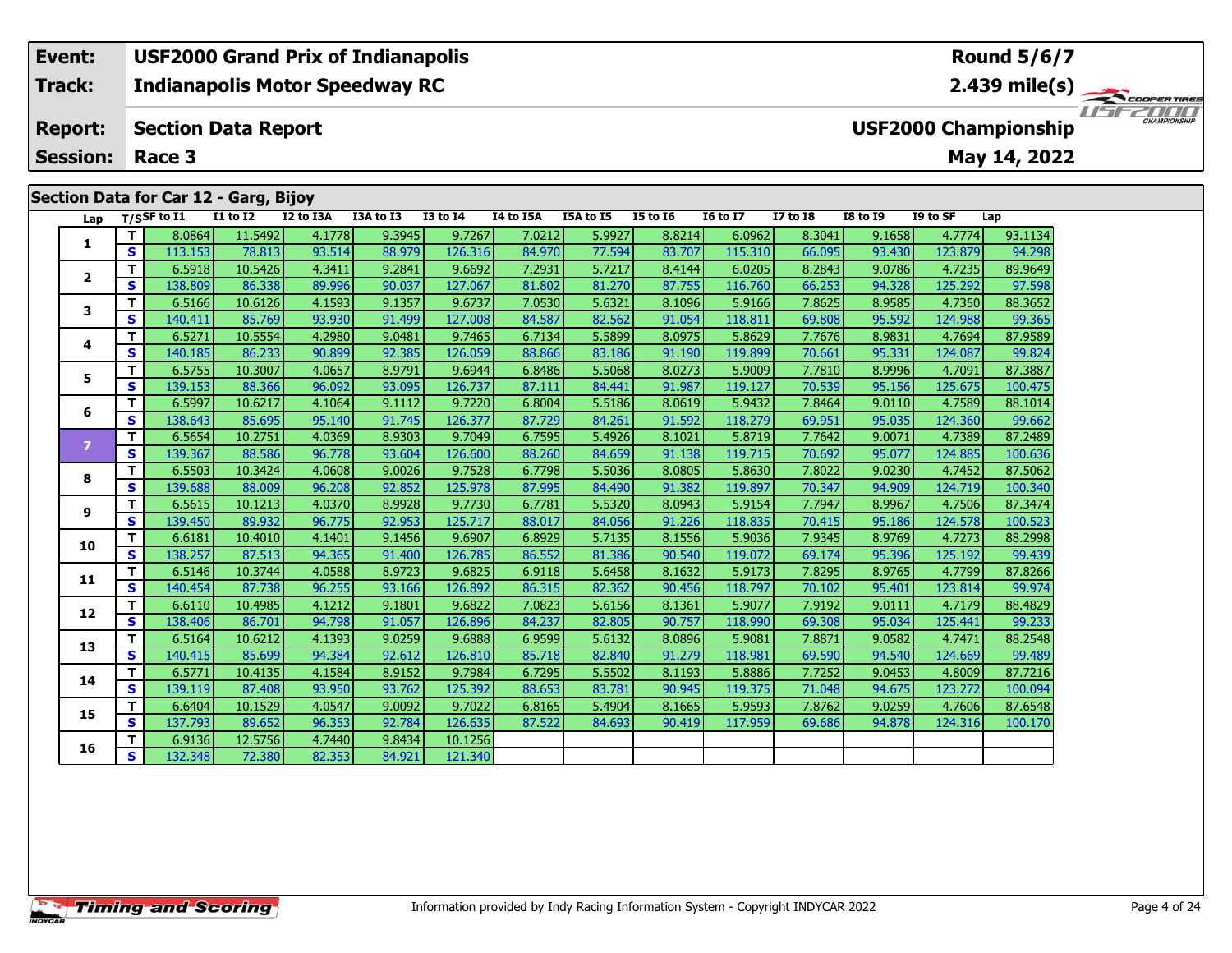| **Event:** | **USF2000 Grand Prix of Indianapolis** | **Round 5/6/7** |
|---|---|---|
| **Track:** | **Indianapolis Motor Speedway RC** | **2.439 mile(s)** |
| **Report:** | **Section Data Report** | **USF2000 Championship** |
| **Session:** | **Race 3** | **May 14, 2022** |

## Section Data for Car 12 - Garg, Bijoy

| Lap | T/S | SF to I1 | I1 to I2 | I2 to I3A | I3A to I3 | I3 to I4 | I4 to I5A | I5A to I5 | I5 to I6 | I6 to I7 | I7 to I8 | I8 to I9 | I9 to SF | Lap |
|---|---|---|---|---|---|---|---|---|---|---|---|---|---|---|
| 1 | T | 8.0864 | 11.5492 | 4.1778 | 9.3945 | 9.7267 | 7.0212 | 5.9927 | 8.8214 | 6.0962 | 8.3041 | 9.1658 | 4.7774 | 93.1134 |
| | S | 113.153 | 78.813 | 93.514 | 88.979 | 126.316 | 84.970 | 77.594 | 83.707 | 115.310 | 66.095 | 93.430 | 123.879 | 94.298 |
| 2 | T | 6.5918 | 10.5426 | 4.3411 | 9.2841 | 9.6692 | 7.2931 | 5.7217 | 8.4144 | 6.0205 | 8.2843 | 9.0786 | 4.7235 | 89.9649 |
| | S | 138.809 | 86.338 | 89.996 | 90.037 | 127.067 | 81.802 | 81.270 | 87.755 | 116.760 | 66.253 | 94.328 | 125.292 | 97.598 |
| 3 | T | 6.5166 | 10.6126 | 4.1593 | 9.1357 | 9.6737 | 7.0530 | 5.6321 | 8.1096 | 5.9166 | 7.8625 | 8.9585 | 4.7350 | 88.3652 |
| | S | 140.411 | 85.769 | 93.930 | 91.499 | 127.008 | 84.587 | 82.562 | 91.054 | 118.811 | 69.808 | 95.592 | 124.988 | 99.365 |
| 4 | T | 6.5271 | 10.5554 | 4.2980 | 9.0481 | 9.7465 | 6.7134 | 5.5899 | 8.0975 | 5.8629 | 7.7676 | 8.9831 | 4.7694 | 87.9589 |
| | S | 140.185 | 86.233 | 90.899 | 92.385 | 126.059 | 88.866 | 83.186 | 91.190 | 119.899 | 70.661 | 95.331 | 124.087 | 99.824 |
| 5 | T | 6.5755 | 10.3007 | 4.0657 | 8.9791 | 9.6944 | 6.8486 | 5.5068 | 8.0273 | 5.9009 | 7.7810 | 8.9996 | 4.7091 | 87.3887 |
| | S | 139.153 | 88.366 | 96.092 | 93.095 | 126.737 | 87.111 | 84.441 | 91.987 | 119.127 | 70.539 | 95.156 | 125.675 | 100.475 |
| 6 | T | 6.5997 | 10.6217 | 4.1064 | 9.1112 | 9.7220 | 6.8004 | 5.5186 | 8.0619 | 5.9432 | 7.8464 | 9.0110 | 4.7589 | 88.1014 |
| | S | 138.643 | 85.695 | 95.140 | 91.745 | 126.377 | 87.729 | 84.261 | 91.592 | 118.279 | 69.951 | 95.035 | 124.360 | 99.662 |
| 7 | T | 6.5654 | 10.2751 | 4.0369 | 8.9303 | 9.7049 | 6.7595 | 5.4926 | 8.1021 | 5.8719 | 7.7642 | 9.0071 | 4.7389 | 87.2489 |
| | S | 139.367 | 88.586 | 96.778 | 93.604 | 126.600 | 88.260 | 84.659 | 91.138 | 119.715 | 70.692 | 95.077 | 124.885 | 100.636 |
| 8 | T | 6.5503 | 10.3424 | 4.0608 | 9.0026 | 9.7528 | 6.7798 | 5.5036 | 8.0805 | 5.8630 | 7.8022 | 9.0230 | 4.7452 | 87.5062 |
| | S | 139.688 | 88.009 | 96.208 | 92.852 | 125.978 | 87.995 | 84.490 | 91.382 | 119.897 | 70.347 | 94.909 | 124.719 | 100.340 |
| 9 | T | 6.5615 | 10.1213 | 4.0370 | 8.9928 | 9.7730 | 6.7781 | 5.5320 | 8.0943 | 5.9154 | 7.7947 | 8.9967 | 4.7506 | 87.3474 |
| | S | 139.450 | 89.932 | 96.775 | 92.953 | 125.717 | 88.017 | 84.056 | 91.226 | 118.835 | 70.415 | 95.186 | 124.578 | 100.523 |
| 10 | T | 6.6181 | 10.4010 | 4.1401 | 9.1456 | 9.6907 | 6.8929 | 5.7135 | 8.1556 | 5.9036 | 7.9345 | 8.9769 | 4.7273 | 88.2998 |
| | S | 138.257 | 87.513 | 94.365 | 91.400 | 126.785 | 86.552 | 81.386 | 90.540 | 119.072 | 69.174 | 95.396 | 125.192 | 99.439 |
| 11 | T | 6.5146 | 10.3744 | 4.0588 | 8.9723 | 9.6825 | 6.9118 | 5.6458 | 8.1632 | 5.9173 | 7.8295 | 8.9765 | 4.7799 | 87.8266 |
| | S | 140.454 | 87.738 | 96.255 | 93.166 | 126.892 | 86.315 | 82.362 | 90.456 | 118.797 | 70.102 | 95.401 | 123.814 | 99.974 |
| 12 | T | 6.6110 | 10.4985 | 4.1212 | 9.1801 | 9.6822 | 7.0823 | 5.6156 | 8.1361 | 5.9077 | 7.9192 | 9.0111 | 4.7179 | 88.4829 |
| | S | 138.406 | 86.701 | 94.798 | 91.057 | 126.896 | 84.237 | 82.805 | 90.757 | 118.990 | 69.308 | 95.034 | 125.441 | 99.233 |
| 13 | T | 6.5164 | 10.6212 | 4.1393 | 9.0259 | 9.6888 | 6.9599 | 5.6132 | 8.0896 | 5.9081 | 7.8871 | 9.0582 | 4.7471 | 88.2548 |
| | S | 140.415 | 85.699 | 94.384 | 92.612 | 126.810 | 85.718 | 82.840 | 91.279 | 118.981 | 69.590 | 94.540 | 124.669 | 99.489 |
| 14 | T | 6.5771 | 10.4135 | 4.1584 | 8.9152 | 9.7984 | 6.7295 | 5.5502 | 8.1193 | 5.8886 | 7.7252 | 9.0453 | 4.8009 | 87.7216 |
| | S | 139.119 | 87.408 | 93.950 | 93.762 | 125.392 | 88.653 | 83.781 | 90.945 | 119.375 | 71.048 | 94.675 | 123.272 | 100.094 |
| 15 | T | 6.6404 | 10.1529 | 4.0547 | 9.0092 | 9.7022 | 6.8165 | 5.4904 | 8.1665 | 5.9593 | 7.8762 | 9.0259 | 4.7606 | 87.6548 |
| | S | 137.793 | 89.652 | 96.353 | 92.784 | 126.635 | 87.522 | 84.693 | 90.419 | 117.959 | 69.686 | 94.878 | 124.316 | 100.170 |
| 16 | T | 6.9136 | 12.5756 | 4.7440 | 9.8434 | 10.1256 | | | | | | | | |
| | S | 132.348 | 72.380 | 82.353 | 84.921 | 121.340 | | | | | | | | |

Information provided by Indy Racing Information System - Copyright INDYCAR 2022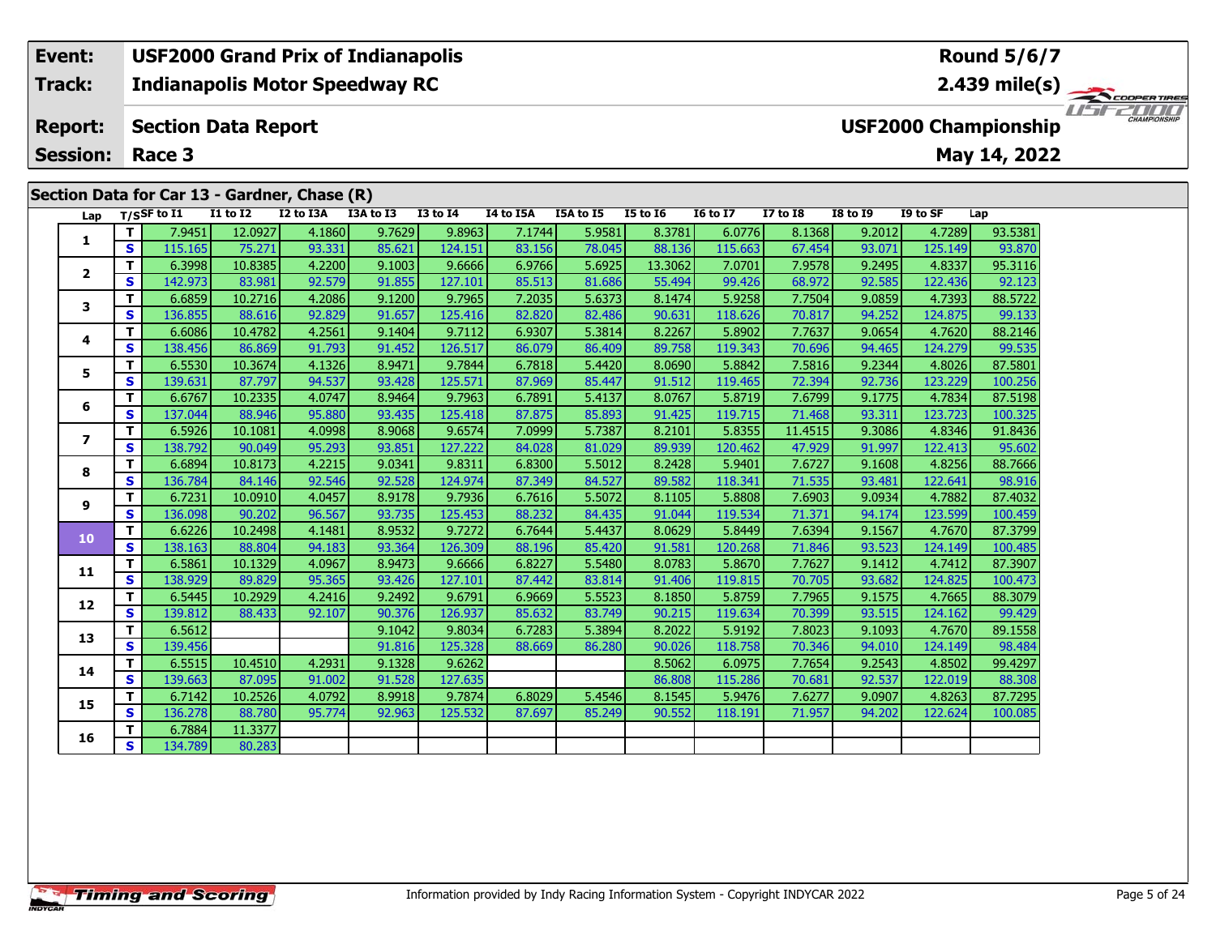| Event: | USF2000 Grand Prix of Indianapolis | Round 5/6/7 |
|---|---|---|
| Track: | Indianapolis Motor Speedway RC | 2.439 mile(s) |
| Report: | Section Data Report | USF2000 Championship |
| Session: | Race 3 | May 14, 2022 |

## Section Data for Car 13 - Gardner, Chase (R)

| Lap | T/S | SF to I1 | I1 to I2 | I2 to I3A | I3A to I3 | I3 to I4 | I4 to I5A | I5A to I5 | I5 to I6 | I6 to I7 | I7 to I8 | I8 to I9 | I9 to SF | Lap |
|---|---|---|---|---|---|---|---|---|---|---|---|---|---|---|
| 1 | T | 7.9451 | 12.0927 | 4.1860 | 9.7629 | 9.8963 | 7.1744 | 5.9581 | 8.3781 | 6.0776 | 8.1368 | 9.2012 | 4.7289 | 93.5381 |
| | S | 115.165 | 75.271 | 93.331 | 85.621 | 124.151 | 83.156 | 78.045 | 88.136 | 115.663 | 67.454 | 93.071 | 125.149 | 93.870 |
| 2 | T | 6.3998 | 10.8385 | 4.2200 | 9.1003 | 9.6666 | 6.9766 | 5.6925 | 13.3062 | 7.0701 | 7.9578 | 9.2495 | 4.8337 | 95.3116 |
| | S | 142.973 | 83.981 | 92.579 | 91.855 | 127.101 | 85.513 | 81.686 | 55.494 | 99.426 | 68.972 | 92.585 | 122.436 | 92.123 |
| 3 | T | 6.6859 | 10.2716 | 4.2086 | 9.1200 | 9.7965 | 7.2035 | 5.6373 | 8.1474 | 5.9258 | 7.7504 | 9.0859 | 4.7393 | 88.5722 |
| | S | 136.855 | 88.616 | 92.829 | 91.657 | 125.416 | 82.820 | 82.486 | 90.631 | 118.626 | 70.817 | 94.252 | 124.875 | 99.133 |
| 4 | T | 6.6086 | 10.4782 | 4.2561 | 9.1404 | 9.7112 | 6.9307 | 5.3814 | 8.2267 | 5.8902 | 7.7637 | 9.0654 | 4.7620 | 88.2146 |
| | S | 138.456 | 86.869 | 91.793 | 91.452 | 126.517 | 86.079 | 86.409 | 89.758 | 119.343 | 70.696 | 94.465 | 124.279 | 99.535 |
| 5 | T | 6.5530 | 10.3674 | 4.1326 | 8.9471 | 9.7844 | 6.7818 | 5.4420 | 8.0690 | 5.8842 | 7.5816 | 9.2344 | 4.8026 | 87.5801 |
| | S | 139.631 | 87.797 | 94.537 | 93.428 | 125.571 | 87.969 | 85.447 | 91.512 | 119.465 | 72.394 | 92.736 | 123.229 | 100.256 |
| 6 | T | 6.6767 | 10.2335 | 4.0747 | 8.9464 | 9.7963 | 6.7891 | 5.4137 | 8.0767 | 5.8719 | 7.6799 | 9.1775 | 4.7834 | 87.5198 |
| | S | 137.044 | 88.946 | 95.880 | 93.435 | 125.418 | 87.875 | 85.893 | 91.425 | 119.715 | 71.468 | 93.311 | 123.723 | 100.325 |
| 7 | T | 6.5926 | 10.1081 | 4.0998 | 8.9068 | 9.6574 | 7.0999 | 5.7387 | 8.2101 | 5.8355 | 11.4515 | 9.3086 | 4.8346 | 91.8436 |
| | S | 138.792 | 90.049 | 95.293 | 93.851 | 127.222 | 84.028 | 81.029 | 89.939 | 120.462 | 47.929 | 91.997 | 122.413 | 95.602 |
| 8 | T | 6.6894 | 10.8173 | 4.2215 | 9.0341 | 9.8311 | 6.8300 | 5.5012 | 8.2428 | 5.9401 | 7.6727 | 9.1608 | 4.8256 | 88.7666 |
| | S | 136.784 | 84.146 | 92.546 | 92.528 | 124.974 | 87.349 | 84.527 | 89.582 | 118.341 | 71.535 | 93.481 | 122.641 | 98.916 |
| 9 | T | 6.7231 | 10.0910 | 4.0457 | 8.9178 | 9.7936 | 6.7616 | 5.5072 | 8.1105 | 5.8808 | 7.6903 | 9.0934 | 4.7882 | 87.4032 |
| | S | 136.098 | 90.202 | 96.567 | 93.735 | 125.453 | 88.232 | 84.435 | 91.044 | 119.534 | 71.371 | 94.174 | 123.599 | 100.459 |
| 10 | T | 6.6226 | 10.2498 | 4.1481 | 8.9532 | 9.7272 | 6.7644 | 5.4437 | 8.0629 | 5.8449 | 7.6394 | 9.1567 | 4.7670 | 87.3799 |
| | S | 138.163 | 88.804 | 94.183 | 93.364 | 126.309 | 88.196 | 85.420 | 91.581 | 120.268 | 71.846 | 93.523 | 124.149 | 100.485 |
| 11 | T | 6.5861 | 10.1329 | 4.0967 | 8.9473 | 9.6666 | 6.8227 | 5.5480 | 8.0783 | 5.8670 | 7.7627 | 9.1412 | 4.7412 | 87.3907 |
| | S | 138.929 | 89.829 | 95.365 | 93.426 | 127.101 | 87.442 | 83.814 | 91.406 | 119.815 | 70.705 | 93.682 | 124.825 | 100.473 |
| 12 | T | 6.5445 | 10.2929 | 4.2416 | 9.2492 | 9.6791 | 6.9669 | 5.5523 | 8.1850 | 5.8759 | 7.7965 | 9.1575 | 4.7665 | 88.3079 |
| | S | 139.812 | 88.433 | 92.107 | 90.376 | 126.937 | 85.632 | 83.749 | 90.215 | 119.634 | 70.399 | 93.515 | 124.162 | 99.429 |
| 13 | T | 6.5612 | | | 9.1042 | 9.8034 | 6.7283 | 5.3894 | 8.2022 | 5.9192 | 7.8023 | 9.1093 | 4.7670 | 89.1558 |
| | S | 139.456 | | | 91.816 | 125.328 | 88.669 | 86.280 | 90.026 | 118.758 | 70.346 | 94.010 | 124.149 | 98.484 |
| 14 | T | 6.5515 | 10.4510 | 4.2931 | 9.1328 | 9.6262 | | | 8.5062 | 6.0975 | 7.7654 | 9.2543 | 4.8502 | 99.4297 |
| | S | 139.663 | 87.095 | 91.002 | 91.528 | 127.635 | | | 86.808 | 115.286 | 70.681 | 92.537 | 122.019 | 88.308 |
| 15 | T | 6.7142 | 10.2526 | 4.0792 | 8.9918 | 9.7874 | 6.8029 | 5.4546 | 8.1545 | 5.9476 | 7.6277 | 9.0907 | 4.8263 | 87.7295 |
| | S | 136.278 | 88.780 | 95.774 | 92.963 | 125.532 | 87.697 | 85.249 | 90.552 | 118.191 | 71.957 | 94.202 | 122.624 | 100.085 |
| 16 | T | 6.7884 | 11.3377 | | | | | | | | | | | |
| | S | 134.789 | 80.283 | | | | | | | | | | | |

Information provided by Indy Racing Information System - Copyright INDYCAR 2022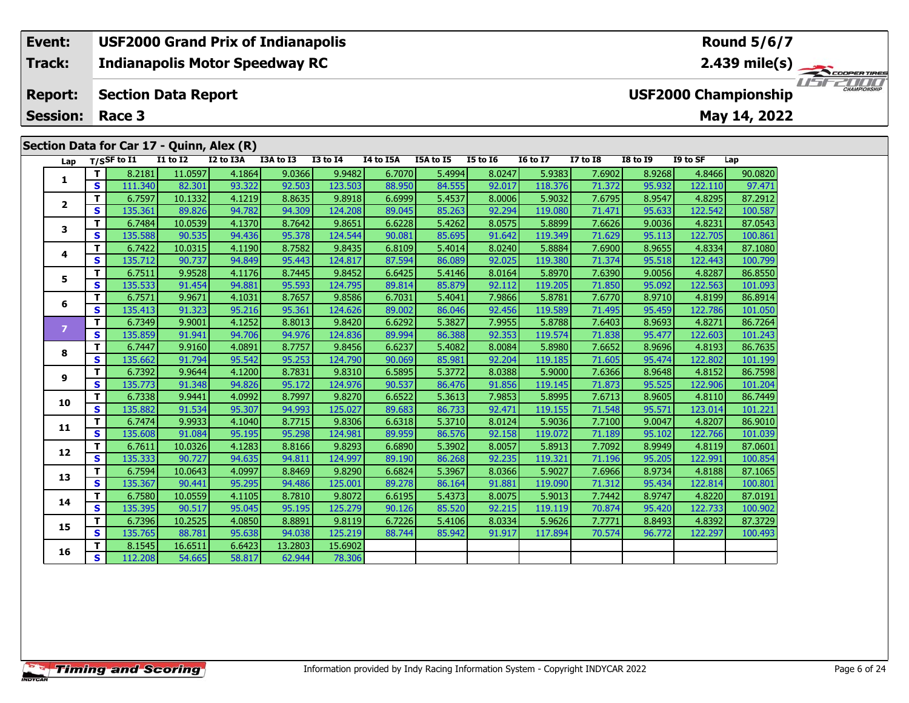| Event: | USF2000 Grand Prix of Indianapolis | Round 5/6/7 |
|---|---|---|
| Track: | Indianapolis Motor Speedway RC | 2.439 mile(s) |
| Report: | Section Data Report | USF2000 Championship |
| Session: | Race 3 | May 14, 2022 |

## Section Data for Car 17 - Quinn, Alex (R)

| Lap | T/S | SF to I1 | I1 to I2 | I2 to I3A | I3A to I3 | I3 to I4 | I4 to I5A | I5A to I5 | I5 to I6 | I6 to I7 | I7 to I8 | I8 to I9 | I9 to SF | Lap |
|---|---|---|---|---|---|---|---|---|---|---|---|---|---|---|
| 1 | T | 8.2181 | 11.0597 | 4.1864 | 9.0366 | 9.9482 | 6.7070 | 5.4994 | 8.0247 | 5.9383 | 7.6902 | 8.9268 | 4.8466 | 90.0820 |
| | S | 111.340 | 82.301 | 93.322 | 92.503 | 123.503 | 88.950 | 84.555 | 92.017 | 118.376 | 71.372 | 95.932 | 122.110 | 97.471 |
| 2 | T | 6.7597 | 10.1332 | 4.1219 | 8.8635 | 9.8918 | 6.6999 | 5.4537 | 8.0006 | 5.9032 | 7.6795 | 8.9547 | 4.8295 | 87.2912 |
| | S | 135.361 | 89.826 | 94.782 | 94.309 | 124.208 | 89.045 | 85.263 | 92.294 | 119.080 | 71.471 | 95.633 | 122.542 | 100.587 |
| 3 | T | 6.7484 | 10.0539 | 4.1370 | 8.7642 | 9.8651 | 6.6228 | 5.4262 | 8.0575 | 5.8899 | 7.6626 | 9.0036 | 4.8231 | 87.0543 |
| | S | 135.588 | 90.535 | 94.436 | 95.378 | 124.544 | 90.081 | 85.695 | 91.642 | 119.349 | 71.629 | 95.113 | 122.705 | 100.861 |
| 4 | T | 6.7422 | 10.0315 | 4.1190 | 8.7582 | 9.8435 | 6.8109 | 5.4014 | 8.0240 | 5.8884 | 7.6900 | 8.9655 | 4.8334 | 87.1080 |
| | S | 135.712 | 90.737 | 94.849 | 95.443 | 124.817 | 87.594 | 86.089 | 92.025 | 119.380 | 71.374 | 95.518 | 122.443 | 100.799 |
| 5 | T | 6.7511 | 9.9528 | 4.1176 | 8.7445 | 9.8452 | 6.6425 | 5.4146 | 8.0164 | 5.8970 | 7.6390 | 9.0056 | 4.8287 | 86.8550 |
| | S | 135.533 | 91.454 | 94.881 | 95.593 | 124.795 | 89.814 | 85.879 | 92.112 | 119.205 | 71.850 | 95.092 | 122.563 | 101.093 |
| 6 | T | 6.7571 | 9.9671 | 4.1031 | 8.7657 | 9.8586 | 6.7031 | 5.4041 | 7.9866 | 5.8781 | 7.6770 | 8.9710 | 4.8199 | 86.8914 |
| | S | 135.413 | 91.323 | 95.216 | 95.361 | 124.626 | 89.002 | 86.046 | 92.456 | 119.589 | 71.495 | 95.459 | 122.786 | 101.050 |
| 7 | T | 6.7349 | 9.9001 | 4.1252 | 8.8013 | 9.8420 | 6.6292 | 5.3827 | 7.9955 | 5.8788 | 7.6403 | 8.9693 | 4.8271 | 86.7264 |
| | S | 135.859 | 91.941 | 94.706 | 94.976 | 124.836 | 89.994 | 86.388 | 92.353 | 119.574 | 71.838 | 95.477 | 122.603 | 101.243 |
| 8 | T | 6.7447 | 9.9160 | 4.0891 | 8.7757 | 9.8456 | 6.6237 | 5.4082 | 8.0084 | 5.8980 | 7.6652 | 8.9696 | 4.8193 | 86.7635 |
| | S | 135.662 | 91.794 | 95.542 | 95.253 | 124.790 | 90.069 | 85.981 | 92.204 | 119.185 | 71.605 | 95.474 | 122.802 | 101.199 |
| 9 | T | 6.7392 | 9.9644 | 4.1200 | 8.7831 | 9.8310 | 6.5895 | 5.3772 | 8.0388 | 5.9000 | 7.6366 | 8.9648 | 4.8152 | 86.7598 |
| | S | 135.773 | 91.348 | 94.826 | 95.172 | 124.976 | 90.537 | 86.476 | 91.856 | 119.145 | 71.873 | 95.525 | 122.906 | 101.204 |
| 10 | T | 6.7338 | 9.9441 | 4.0992 | 8.7997 | 9.8270 | 6.6522 | 5.3613 | 7.9853 | 5.8995 | 7.6713 | 8.9605 | 4.8110 | 86.7449 |
| | S | 135.882 | 91.534 | 95.307 | 94.993 | 125.027 | 89.683 | 86.733 | 92.471 | 119.155 | 71.548 | 95.571 | 123.014 | 101.221 |
| 11 | T | 6.7474 | 9.9933 | 4.1040 | 8.7715 | 9.8306 | 6.6318 | 5.3710 | 8.0124 | 5.9036 | 7.7100 | 9.0047 | 4.8207 | 86.9010 |
| | S | 135.608 | 91.084 | 95.195 | 95.298 | 124.981 | 89.959 | 86.576 | 92.158 | 119.072 | 71.189 | 95.102 | 122.766 | 101.039 |
| 12 | T | 6.7611 | 10.0326 | 4.1283 | 8.8166 | 9.8293 | 6.6890 | 5.3902 | 8.0057 | 5.8913 | 7.7092 | 8.9949 | 4.8119 | 87.0601 |
| | S | 135.333 | 90.727 | 94.635 | 94.811 | 124.997 | 89.190 | 86.268 | 92.235 | 119.321 | 71.196 | 95.205 | 122.991 | 100.854 |
| 13 | T | 6.7594 | 10.0643 | 4.0997 | 8.8469 | 9.8290 | 6.6824 | 5.3967 | 8.0366 | 5.9027 | 7.6966 | 8.9734 | 4.8188 | 87.1065 |
| | S | 135.367 | 90.441 | 95.295 | 94.486 | 125.001 | 89.278 | 86.164 | 91.881 | 119.090 | 71.312 | 95.434 | 122.814 | 100.801 |
| 14 | T | 6.7580 | 10.0559 | 4.1105 | 8.7810 | 9.8072 | 6.6195 | 5.4373 | 8.0075 | 5.9013 | 7.7442 | 8.9747 | 4.8220 | 87.0191 |
| | S | 135.395 | 90.517 | 95.045 | 95.195 | 125.279 | 90.126 | 85.520 | 92.215 | 119.119 | 70.874 | 95.420 | 122.733 | 100.902 |
| 15 | T | 6.7396 | 10.2525 | 4.0850 | 8.8891 | 9.8119 | 6.7226 | 5.4106 | 8.0334 | 5.9626 | 7.7771 | 8.8493 | 4.8392 | 87.3729 |
| | S | 135.765 | 88.781 | 95.638 | 94.038 | 125.219 | 88.744 | 85.942 | 91.917 | 117.894 | 70.574 | 96.772 | 122.297 | 100.493 |
| 16 | T | 8.1545 | 16.6511 | 6.6423 | 13.2803 | 15.6902 | | | | | | | | |
| | S | 112.208 | 54.665 | 58.817 | 62.944 | 78.306 | | | | | | | | |

Information provided by Indy Racing Information System - Copyright INDYCAR 2022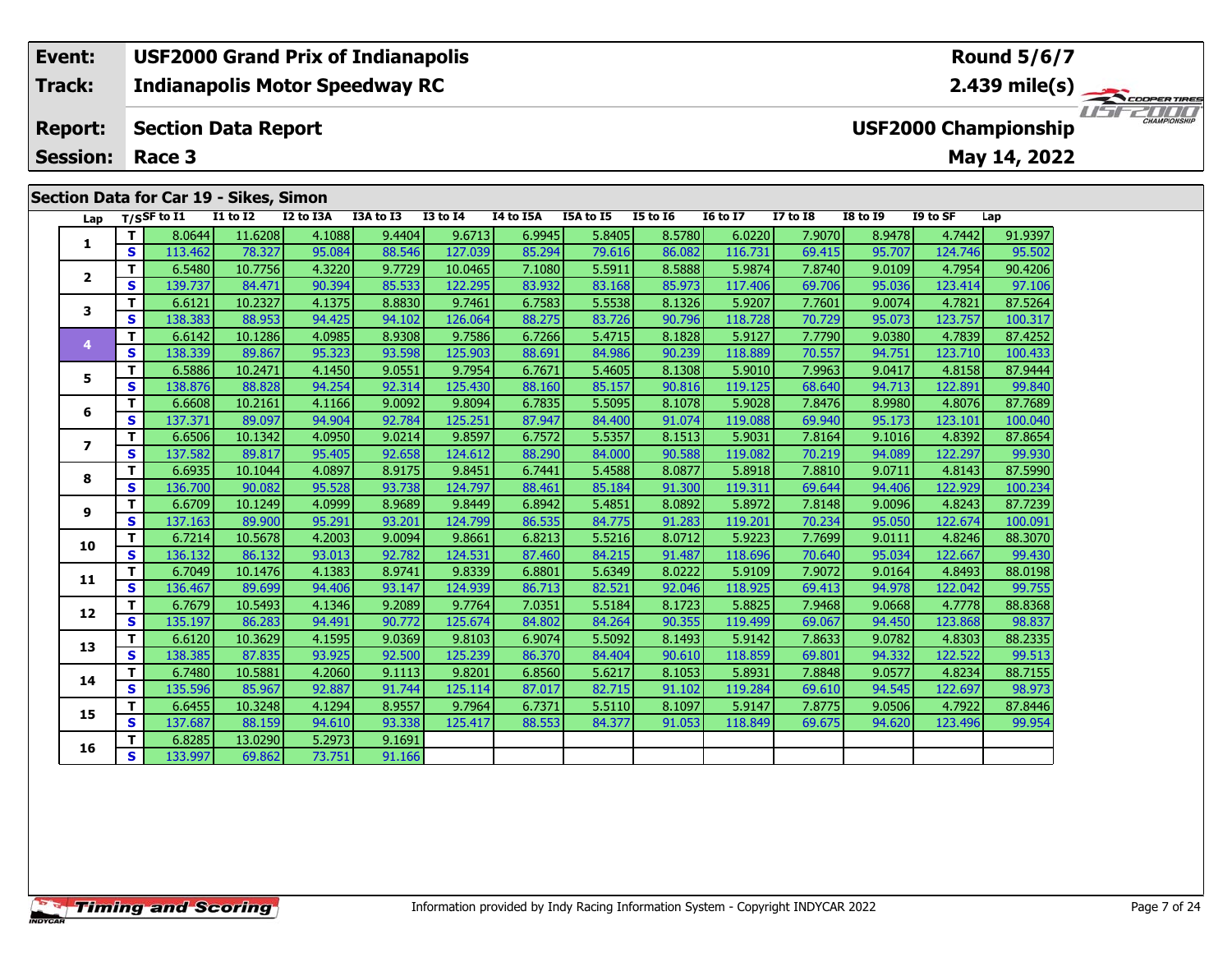| Event: | USF2000 Grand Prix of Indianapolis | Round 5/6/7 |
|---|---|---|
| Track: | Indianapolis Motor Speedway RC | 2.439 mile(s) |
| Report: | Section Data Report | USF2000 Championship |
| Session: | Race 3 | May 14, 2022 |

## Section Data for Car 19 - Sikes, Simon

| Lap | T/S | SF to I1 | I1 to I2 | I2 to I3A | I3A to I3 | I3 to I4 | I4 to I5A | I5A to I5 | I5 to I6 | I6 to I7 | I7 to I8 | I8 to I9 | I9 to SF | Lap |
|---|---|---|---|---|---|---|---|---|---|---|---|---|---|---|
| 1 | T | 8.0644 | 11.6208 | 4.1088 | 9.4404 | 9.6713 | 6.9945 | 5.8405 | 8.5780 | 6.0220 | 7.9070 | 8.9478 | 4.7442 | 91.9397 |
| | S | 113.462 | 78.327 | 95.084 | 88.546 | 127.039 | 85.294 | 79.616 | 86.082 | 116.731 | 69.415 | 95.707 | 124.746 | 95.502 |
| 2 | T | 6.5480 | 10.7756 | 4.3220 | 9.7729 | 10.0465 | 7.1080 | 5.5911 | 8.5888 | 5.9874 | 7.8740 | 9.0109 | 4.7954 | 90.4206 |
| | S | 139.737 | 84.471 | 90.394 | 85.533 | 122.295 | 83.932 | 83.168 | 85.973 | 117.406 | 69.706 | 95.036 | 123.414 | 97.106 |
| 3 | T | 6.6121 | 10.2327 | 4.1375 | 8.8830 | 9.7461 | 6.7583 | 5.5538 | 8.1326 | 5.9207 | 7.7601 | 9.0074 | 4.7821 | 87.5264 |
| | S | 138.383 | 88.953 | 94.425 | 94.102 | 126.064 | 88.275 | 83.726 | 90.796 | 118.728 | 70.729 | 95.073 | 123.757 | 100.317 |
| 4 | T | 6.6142 | 10.1286 | 4.0985 | 8.9308 | 9.7586 | 6.7266 | 5.4715 | 8.1828 | 5.9127 | 7.7790 | 9.0380 | 4.7839 | 87.4252 |
| | S | 138.339 | 89.867 | 95.323 | 93.598 | 125.903 | 88.691 | 84.986 | 90.239 | 118.889 | 70.557 | 94.751 | 123.710 | 100.433 |
| 5 | T | 6.5886 | 10.2471 | 4.1450 | 9.0551 | 9.7954 | 6.7671 | 5.4605 | 8.1308 | 5.9010 | 7.9963 | 9.0417 | 4.8158 | 87.9444 |
| | S | 138.876 | 88.828 | 94.254 | 92.314 | 125.430 | 88.160 | 85.157 | 90.816 | 119.125 | 68.640 | 94.713 | 122.891 | 99.840 |
| 6 | T | 6.6608 | 10.2161 | 4.1166 | 9.0092 | 9.8094 | 6.7835 | 5.5095 | 8.1078 | 5.9028 | 7.8476 | 8.9980 | 4.8076 | 87.7689 |
| | S | 137.371 | 89.097 | 94.904 | 92.784 | 125.251 | 87.947 | 84.400 | 91.074 | 119.088 | 69.940 | 95.173 | 123.101 | 100.040 |
| 7 | T | 6.6506 | 10.1342 | 4.0950 | 9.0214 | 9.8597 | 6.7572 | 5.5357 | 8.1513 | 5.9031 | 7.8164 | 9.1016 | 4.8392 | 87.8654 |
| | S | 137.582 | 89.817 | 95.405 | 92.658 | 124.612 | 88.290 | 84.000 | 90.588 | 119.082 | 70.219 | 94.089 | 122.297 | 99.930 |
| 8 | T | 6.6935 | 10.1044 | 4.0897 | 8.9175 | 9.8451 | 6.7441 | 5.4588 | 8.0877 | 5.8918 | 7.8810 | 9.0711 | 4.8143 | 87.5990 |
| | S | 136.700 | 90.082 | 95.528 | 93.738 | 124.797 | 88.461 | 85.184 | 91.300 | 119.311 | 69.644 | 94.406 | 122.929 | 100.234 |
| 9 | T | 6.6709 | 10.1249 | 4.0999 | 8.9689 | 9.8449 | 6.8942 | 5.4851 | 8.0892 | 5.8972 | 7.8148 | 9.0096 | 4.8243 | 87.7239 |
| | S | 137.163 | 89.900 | 95.291 | 93.201 | 124.799 | 86.535 | 84.775 | 91.283 | 119.201 | 70.234 | 95.050 | 122.674 | 100.091 |
| 10 | T | 6.7214 | 10.5678 | 4.2003 | 9.0094 | 9.8661 | 6.8213 | 5.5216 | 8.0712 | 5.9223 | 7.7699 | 9.0111 | 4.8246 | 88.3070 |
| | S | 136.132 | 86.132 | 93.013 | 92.782 | 124.531 | 87.460 | 84.215 | 91.487 | 118.696 | 70.640 | 95.034 | 122.667 | 99.430 |
| 11 | T | 6.7049 | 10.1476 | 4.1383 | 8.9741 | 9.8339 | 6.8801 | 5.6349 | 8.0222 | 5.9109 | 7.9072 | 9.0164 | 4.8493 | 88.0198 |
| | S | 136.467 | 89.699 | 94.406 | 93.147 | 124.939 | 86.713 | 82.521 | 92.046 | 118.925 | 69.413 | 94.978 | 122.042 | 99.755 |
| 12 | T | 6.7679 | 10.5493 | 4.1346 | 9.2089 | 9.7764 | 7.0351 | 5.5184 | 8.1723 | 5.8825 | 7.9468 | 9.0668 | 4.7778 | 88.8368 |
| | S | 135.197 | 86.283 | 94.491 | 90.772 | 125.674 | 84.802 | 84.264 | 90.355 | 119.499 | 69.067 | 94.450 | 123.868 | 98.837 |
| 13 | T | 6.6120 | 10.3629 | 4.1595 | 9.0369 | 9.8103 | 6.9074 | 5.5092 | 8.1493 | 5.9142 | 7.8633 | 9.0782 | 4.8303 | 88.2335 |
| | S | 138.385 | 87.835 | 93.925 | 92.500 | 125.239 | 86.370 | 84.404 | 90.610 | 118.859 | 69.801 | 94.332 | 122.522 | 99.513 |
| 14 | T | 6.7480 | 10.5881 | 4.2060 | 9.1113 | 9.8201 | 6.8560 | 5.6217 | 8.1053 | 5.8931 | 7.8848 | 9.0577 | 4.8234 | 88.7155 |
| | S | 135.596 | 85.967 | 92.887 | 91.744 | 125.114 | 87.017 | 82.715 | 91.102 | 119.284 | 69.610 | 94.545 | 122.697 | 98.973 |
| 15 | T | 6.6455 | 10.3248 | 4.1294 | 8.9557 | 9.7964 | 6.7371 | 5.5110 | 8.1097 | 5.9147 | 7.8775 | 9.0506 | 4.7922 | 87.8446 |
| | S | 137.687 | 88.159 | 94.610 | 93.338 | 125.417 | 88.553 | 84.377 | 91.053 | 118.849 | 69.675 | 94.620 | 123.496 | 99.954 |
| 16 | T | 6.8285 | 13.0290 | 5.2973 | 9.1691 | | | | | | | | | |
| | S | 133.997 | 69.862 | 73.751 | 91.166 | | | | | | | | | |

Information provided by Indy Racing Information System - Copyright INDYCAR 2022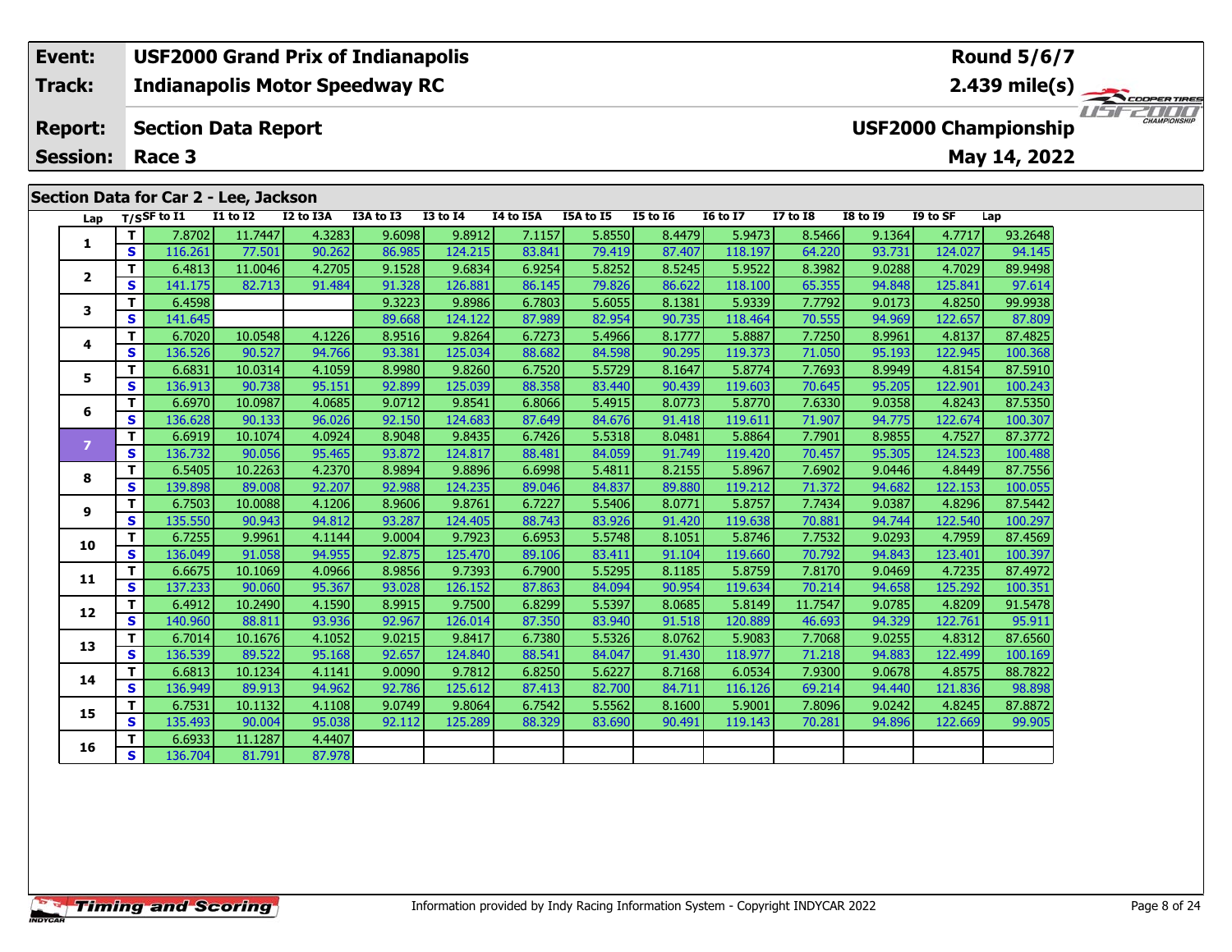| Event: | USF2000 Grand Prix of Indianapolis | Round 5/6/7 |
|---|---|---|
| Track: | Indianapolis Motor Speedway RC | 2.439 mile(s) |
| Report: | Section Data Report | USF2000 Championship |
| Session: | Race 3 | May 14, 2022 |

## Section Data for Car 2 - Lee, Jackson

| Lap | T/S | SF to I1 | I1 to I2 | I2 to I3A | I3A to I3 | I3 to I4 | I4 to I5A | I5A to I5 | I5 to I6 | I6 to I7 | I7 to I8 | I8 to I9 | I9 to SF | Lap |
|---|---|---|---|---|---|---|---|---|---|---|---|---|---|---|
| 1 | T | 7.8702 | 11.7447 | 4.3283 | 9.6098 | 9.8912 | 7.1157 | 5.8550 | 8.4479 | 5.9473 | 8.5466 | 9.1364 | 4.7717 | 93.2648 |
| | S | 116.261 | 77.501 | 90.262 | 86.985 | 124.215 | 83.841 | 79.419 | 87.407 | 118.197 | 64.220 | 93.731 | 124.027 | 94.145 |
| 2 | T | 6.4813 | 11.0046 | 4.2705 | 9.1528 | 9.6834 | 6.9254 | 5.8252 | 8.5245 | 5.9522 | 8.3982 | 9.0288 | 4.7029 | 89.9498 |
| | S | 141.175 | 82.713 | 91.484 | 91.328 | 126.881 | 86.145 | 79.826 | 86.622 | 118.100 | 65.355 | 94.848 | 125.841 | 97.614 |
| 3 | T | 6.4598 | | | 9.3223 | 9.8986 | 6.7803 | 5.6055 | 8.1381 | 5.9339 | 7.7792 | 9.0173 | 4.8250 | 99.9938 |
| | S | 141.645 | | | 89.668 | 124.122 | 87.989 | 82.954 | 90.735 | 118.464 | 70.555 | 94.969 | 122.657 | 87.809 |
| 4 | T | 6.7020 | 10.0548 | 4.1226 | 8.9516 | 9.8264 | 6.7273 | 5.4966 | 8.1777 | 5.8887 | 7.7250 | 8.9961 | 4.8137 | 87.4825 |
| | S | 136.526 | 90.527 | 94.766 | 93.381 | 125.034 | 88.682 | 84.598 | 90.295 | 119.373 | 71.050 | 95.193 | 122.945 | 100.368 |
| 5 | T | 6.6831 | 10.0314 | 4.1059 | 8.9980 | 9.8260 | 6.7520 | 5.5729 | 8.1647 | 5.8774 | 7.7693 | 8.9949 | 4.8154 | 87.5910 |
| | S | 136.913 | 90.738 | 95.151 | 92.899 | 125.039 | 88.358 | 83.440 | 90.439 | 119.603 | 70.645 | 95.205 | 122.901 | 100.243 |
| 6 | T | 6.6970 | 10.0987 | 4.0685 | 9.0712 | 9.8541 | 6.8066 | 5.4915 | 8.0773 | 5.8770 | 7.6330 | 9.0358 | 4.8243 | 87.5350 |
| | S | 136.628 | 90.133 | 96.026 | 92.150 | 124.683 | 87.649 | 84.676 | 91.418 | 119.611 | 71.907 | 94.775 | 122.674 | 100.307 |
| 7 | T | 6.6919 | 10.1074 | 4.0924 | 8.9048 | 9.8435 | 6.7426 | 5.5318 | 8.0481 | 5.8864 | 7.7901 | 8.9855 | 4.7527 | 87.3772 |
| | S | 136.732 | 90.056 | 95.465 | 93.872 | 124.817 | 88.481 | 84.059 | 91.749 | 119.420 | 70.457 | 95.305 | 124.523 | 100.488 |
| 8 | T | 6.5405 | 10.2263 | 4.2370 | 8.9894 | 9.8896 | 6.6998 | 5.4811 | 8.2155 | 5.8967 | 7.6902 | 9.0446 | 4.8449 | 87.7556 |
| | S | 139.898 | 89.008 | 92.207 | 92.988 | 124.235 | 89.046 | 84.837 | 89.880 | 119.212 | 71.372 | 94.682 | 122.153 | 100.055 |
| 9 | T | 6.7503 | 10.0088 | 4.1206 | 8.9606 | 9.8761 | 6.7227 | 5.5406 | 8.0771 | 5.8757 | 7.7434 | 9.0387 | 4.8296 | 87.5442 |
| | S | 135.550 | 90.943 | 94.812 | 93.287 | 124.405 | 88.743 | 83.926 | 91.420 | 119.638 | 70.881 | 94.744 | 122.540 | 100.297 |
| 10 | T | 6.7255 | 9.9961 | 4.1144 | 9.0004 | 9.7923 | 6.6953 | 5.5748 | 8.1051 | 5.8746 | 7.7532 | 9.0293 | 4.7959 | 87.4569 |
| | S | 136.049 | 91.058 | 94.955 | 92.875 | 125.470 | 89.106 | 83.411 | 91.104 | 119.660 | 70.792 | 94.843 | 123.401 | 100.397 |
| 11 | T | 6.6675 | 10.1069 | 4.0966 | 8.9856 | 9.7393 | 6.7900 | 5.5295 | 8.1185 | 5.8759 | 7.8170 | 9.0469 | 4.7235 | 87.4972 |
| | S | 137.233 | 90.060 | 95.367 | 93.028 | 126.152 | 87.863 | 84.094 | 90.954 | 119.634 | 70.214 | 94.658 | 125.292 | 100.351 |
| 12 | T | 6.4912 | 10.2490 | 4.1590 | 8.9915 | 9.7500 | 6.8299 | 5.5397 | 8.0685 | 5.8149 | 11.7547 | 9.0785 | 4.8209 | 91.5478 |
| | S | 140.960 | 88.811 | 93.936 | 92.967 | 126.014 | 87.350 | 83.940 | 91.518 | 120.889 | 46.693 | 94.329 | 122.761 | 95.911 |
| 13 | T | 6.7014 | 10.1676 | 4.1052 | 9.0215 | 9.8417 | 6.7380 | 5.5326 | 8.0762 | 5.9083 | 7.7068 | 9.0255 | 4.8312 | 87.6560 |
| | S | 136.539 | 89.522 | 95.168 | 92.657 | 124.840 | 88.541 | 84.047 | 91.430 | 118.977 | 71.218 | 94.883 | 122.499 | 100.169 |
| 14 | T | 6.6813 | 10.1234 | 4.1141 | 9.0090 | 9.7812 | 6.8250 | 5.6227 | 8.7168 | 6.0534 | 7.9300 | 9.0678 | 4.8575 | 88.7822 |
| | S | 136.949 | 89.913 | 94.962 | 92.786 | 125.612 | 87.413 | 82.700 | 84.711 | 116.126 | 69.214 | 94.440 | 121.836 | 98.898 |
| 15 | T | 6.7531 | 10.1132 | 4.1108 | 9.0749 | 9.8064 | 6.7542 | 5.5562 | 8.1600 | 5.9001 | 7.8096 | 9.0242 | 4.8245 | 87.8872 |
| | S | 135.493 | 90.004 | 95.038 | 92.112 | 125.289 | 88.329 | 83.690 | 90.491 | 119.143 | 70.281 | 94.896 | 122.669 | 99.905 |
| 16 | T | 6.6933 | 11.1287 | 4.4407 | | | | | | | | | | |
| | S | 136.704 | 81.791 | 87.978 | | | | | | | | | | |

Timing and Scoring

Information provided by Indy Racing Information System - Copyright INDYCAR 2022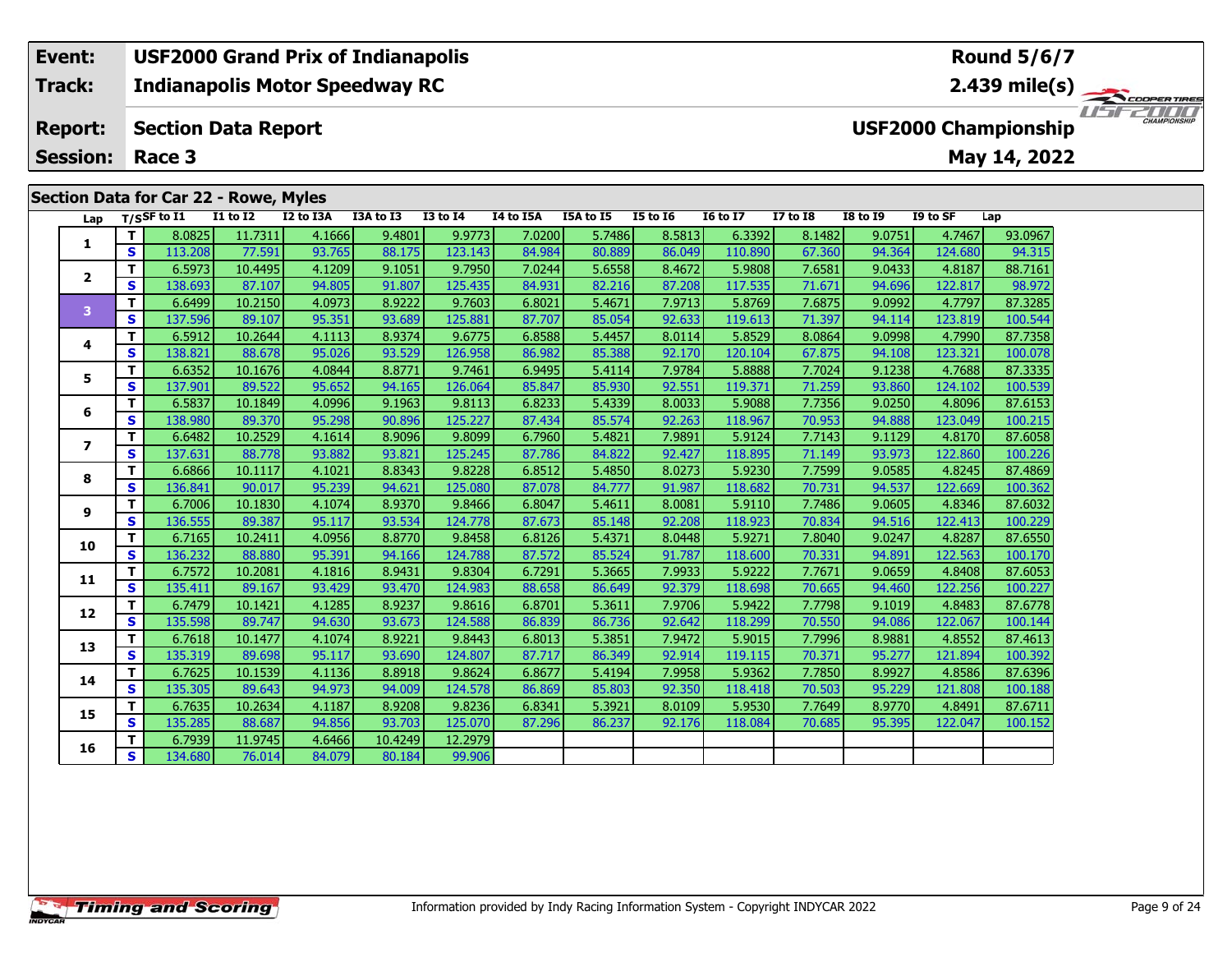| Event: | USF2000 Grand Prix of Indianapolis | Round 5/6/7 |
|---|---|---|
| Track: | Indianapolis Motor Speedway RC | 2.439 mile(s) |
| Report: | Section Data Report | USF2000 Championship |
| Session: | Race 3 | May 14, 2022 |

## Section Data for Car 22 - Rowe, Myles

| Lap | T/S | SF to I1 | I1 to I2 | I2 to I3A | I3A to I3 | I3 to I4 | I4 to I5A | I5A to I5 | I5 to I6 | I6 to I7 | I7 to I8 | I8 to I9 | I9 to SF | Lap |
|---|---|---|---|---|---|---|---|---|---|---|---|---|---|---|
| 1 | T | 8.0825 | 11.7311 | 4.1666 | 9.4801 | 9.9773 | 7.0200 | 5.7486 | 8.5813 | 6.3392 | 8.1482 | 9.0751 | 4.7467 | 93.0967 |
| | S | 113.208 | 77.591 | 93.765 | 88.175 | 123.143 | 84.984 | 80.889 | 86.049 | 110.890 | 67.360 | 94.364 | 124.680 | 94.315 |
| 2 | T | 6.5973 | 10.4495 | 4.1209 | 9.1051 | 9.7950 | 7.0244 | 5.6558 | 8.4672 | 5.9808 | 7.6581 | 9.0433 | 4.8187 | 88.7161 |
| | S | 138.693 | 87.107 | 94.805 | 91.807 | 125.435 | 84.931 | 82.216 | 87.208 | 117.535 | 71.671 | 94.696 | 122.817 | 98.972 |
| 3 | T | 6.6499 | 10.2150 | 4.0973 | 8.9222 | 9.7603 | 6.8021 | 5.4671 | 7.9713 | 5.8769 | 7.6875 | 9.0992 | 4.7797 | 87.3285 |
| | S | 137.596 | 89.107 | 95.351 | 93.689 | 125.881 | 87.707 | 85.054 | 92.633 | 119.613 | 71.397 | 94.114 | 123.819 | 100.544 |
| 4 | T | 6.5912 | 10.2644 | 4.1113 | 8.9374 | 9.6775 | 6.8588 | 5.4457 | 8.0114 | 5.8529 | 8.0864 | 9.0998 | 4.7990 | 87.7358 |
| | S | 138.821 | 88.678 | 95.026 | 93.529 | 126.958 | 86.982 | 85.388 | 92.170 | 120.104 | 67.875 | 94.108 | 123.321 | 100.078 |
| 5 | T | 6.6352 | 10.1676 | 4.0844 | 8.8771 | 9.7461 | 6.9495 | 5.4114 | 7.9784 | 5.8888 | 7.7024 | 9.1238 | 4.7688 | 87.3335 |
| | S | 137.901 | 89.522 | 95.652 | 94.165 | 126.064 | 85.847 | 85.930 | 92.551 | 119.371 | 71.259 | 93.860 | 124.102 | 100.539 |
| 6 | T | 6.5837 | 10.1849 | 4.0996 | 9.1963 | 9.8113 | 6.8233 | 5.4339 | 8.0033 | 5.9088 | 7.7356 | 9.0250 | 4.8096 | 87.6153 |
| | S | 138.980 | 89.370 | 95.298 | 90.896 | 125.227 | 87.434 | 85.574 | 92.263 | 118.967 | 70.953 | 94.888 | 123.049 | 100.215 |
| 7 | T | 6.6482 | 10.2529 | 4.1614 | 8.9096 | 9.8099 | 6.7960 | 5.4821 | 7.9891 | 5.9124 | 7.7143 | 9.1129 | 4.8170 | 87.6058 |
| | S | 137.631 | 88.778 | 93.882 | 93.821 | 125.245 | 87.786 | 84.822 | 92.427 | 118.895 | 71.149 | 93.973 | 122.860 | 100.226 |
| 8 | T | 6.6866 | 10.1117 | 4.1021 | 8.8343 | 9.8228 | 6.8512 | 5.4850 | 8.0273 | 5.9230 | 7.7599 | 9.0585 | 4.8245 | 87.4869 |
| | S | 136.841 | 90.017 | 95.239 | 94.621 | 125.080 | 87.078 | 84.777 | 91.987 | 118.682 | 70.731 | 94.537 | 122.669 | 100.362 |
| 9 | T | 6.7006 | 10.1830 | 4.1074 | 8.9370 | 9.8466 | 6.8047 | 5.4611 | 8.0081 | 5.9110 | 7.7486 | 9.0605 | 4.8346 | 87.6032 |
| | S | 136.555 | 89.387 | 95.117 | 93.534 | 124.778 | 87.673 | 85.148 | 92.208 | 118.923 | 70.834 | 94.516 | 122.413 | 100.229 |
| 10 | T | 6.7165 | 10.2411 | 4.0956 | 8.8770 | 9.8458 | 6.8126 | 5.4371 | 8.0448 | 5.9271 | 7.8040 | 9.0247 | 4.8287 | 87.6550 |
| | S | 136.232 | 88.880 | 95.391 | 94.166 | 124.788 | 87.572 | 85.524 | 91.787 | 118.600 | 70.331 | 94.891 | 122.563 | 100.170 |
| 11 | T | 6.7572 | 10.2081 | 4.1816 | 8.9431 | 9.8304 | 6.7291 | 5.3665 | 7.9933 | 5.9222 | 7.7671 | 9.0659 | 4.8408 | 87.6053 |
| | S | 135.411 | 89.167 | 93.429 | 93.470 | 124.983 | 88.658 | 86.649 | 92.379 | 118.698 | 70.665 | 94.460 | 122.256 | 100.227 |
| 12 | T | 6.7479 | 10.1421 | 4.1285 | 8.9237 | 9.8616 | 6.8701 | 5.3611 | 7.9706 | 5.9422 | 7.7798 | 9.1019 | 4.8483 | 87.6778 |
| | S | 135.598 | 89.747 | 94.630 | 93.673 | 124.588 | 86.839 | 86.736 | 92.642 | 118.299 | 70.550 | 94.086 | 122.067 | 100.144 |
| 13 | T | 6.7618 | 10.1477 | 4.1074 | 8.9221 | 9.8443 | 6.8013 | 5.3851 | 7.9472 | 5.9015 | 7.7996 | 8.9881 | 4.8552 | 87.4613 |
| | S | 135.319 | 89.698 | 95.117 | 93.690 | 124.807 | 87.717 | 86.349 | 92.914 | 119.115 | 70.371 | 95.277 | 121.894 | 100.392 |
| 14 | T | 6.7625 | 10.1539 | 4.1136 | 8.8918 | 9.8624 | 6.8677 | 5.4194 | 7.9958 | 5.9362 | 7.7850 | 8.9927 | 4.8586 | 87.6396 |
| | S | 135.305 | 89.643 | 94.973 | 94.009 | 124.578 | 86.869 | 85.803 | 92.350 | 118.418 | 70.503 | 95.229 | 121.808 | 100.188 |
| 15 | T | 6.7635 | 10.2634 | 4.1187 | 8.9208 | 9.8236 | 6.8341 | 5.3921 | 8.0109 | 5.9530 | 7.7649 | 8.9770 | 4.8491 | 87.6711 |
| | S | 135.285 | 88.687 | 94.856 | 93.703 | 125.070 | 87.296 | 86.237 | 92.176 | 118.084 | 70.685 | 95.395 | 122.047 | 100.152 |
| 16 | T | 6.7939 | 11.9745 | 4.6466 | 10.4249 | 12.2979 | | | | | | | | |
| | S | 134.680 | 76.014 | 84.079 | 80.184 | 99.906 | | | | | | | | |

Information provided by Indy Racing Information System - Copyright INDYCAR 2022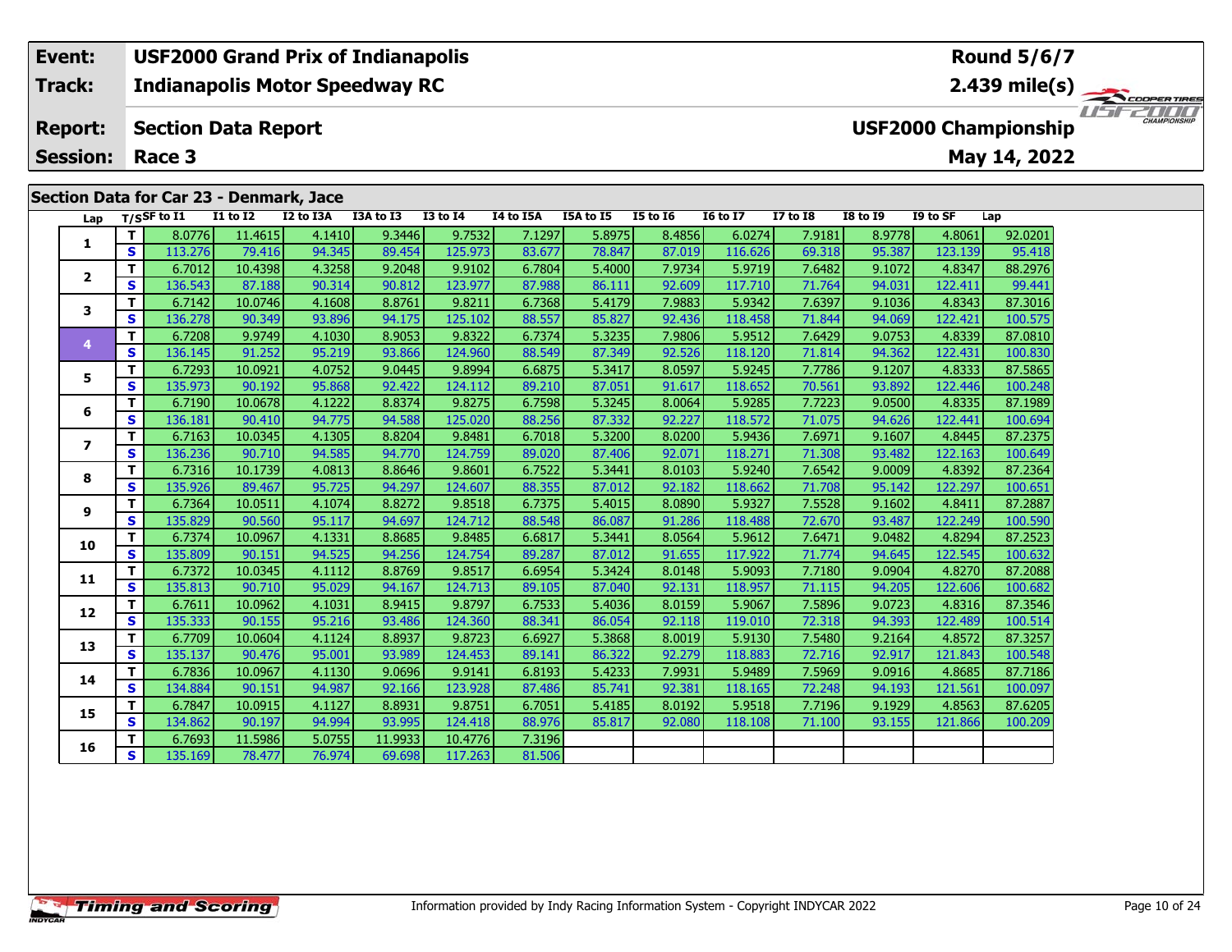| Event: | USF2000 Grand Prix of Indianapolis | Round 5/6/7 |
|---|---|---|
| Track: | Indianapolis Motor Speedway RC | 2.439 mile(s) |
| Report: | Section Data Report | USF2000 Championship |
| Session: | Race 3 | May 14, 2022 |

## Section Data for Car 23 - Denmark, Jace

| Lap | T/S | SF to I1 | I1 to I2 | I2 to I3A | I3A to I3 | I3 to I4 | I4 to I5A | I5A to I5 | I5 to I6 | I6 to I7 | I7 to I8 | I8 to I9 | I9 to SF | Lap |
|---|---|---|---|---|---|---|---|---|---|---|---|---|---|---|
| 1 | T | 8.0776 | 11.4615 | 4.1410 | 9.3446 | 9.7532 | 7.1297 | 5.8975 | 8.4856 | 6.0274 | 7.9181 | 8.9778 | 4.8061 | 92.0201 |
| | S | 113.276 | 79.416 | 94.345 | 89.454 | 125.973 | 83.677 | 78.847 | 87.019 | 116.626 | 69.318 | 95.387 | 123.139 | 95.418 |
| 2 | T | 6.7012 | 10.4398 | 4.3258 | 9.2048 | 9.9102 | 6.7804 | 5.4000 | 7.9734 | 5.9719 | 7.6482 | 9.1072 | 4.8347 | 88.2976 |
| | S | 136.543 | 87.188 | 90.314 | 90.812 | 123.977 | 87.988 | 86.111 | 92.609 | 117.710 | 71.764 | 94.031 | 122.411 | 99.441 |
| 3 | T | 6.7142 | 10.0746 | 4.1608 | 8.8761 | 9.8211 | 6.7368 | 5.4179 | 7.9883 | 5.9342 | 7.6397 | 9.1036 | 4.8343 | 87.3016 |
| | S | 136.278 | 90.349 | 93.896 | 94.175 | 125.102 | 88.557 | 85.827 | 92.436 | 118.458 | 71.844 | 94.069 | 122.421 | 100.575 |
| 4 | T | 6.7208 | 9.9749 | 4.1030 | 8.9053 | 9.8322 | 6.7374 | 5.3235 | 7.9806 | 5.9512 | 7.6429 | 9.0753 | 4.8339 | 87.0810 |
| | S | 136.145 | 91.252 | 95.219 | 93.866 | 124.960 | 88.549 | 87.349 | 92.526 | 118.120 | 71.814 | 94.362 | 122.431 | 100.830 |
| 5 | T | 6.7293 | 10.0921 | 4.0752 | 9.0445 | 9.8994 | 6.6875 | 5.3417 | 8.0597 | 5.9245 | 7.7786 | 9.1207 | 4.8333 | 87.5865 |
| | S | 135.973 | 90.192 | 95.868 | 92.422 | 124.112 | 89.210 | 87.051 | 91.617 | 118.652 | 70.561 | 93.892 | 122.446 | 100.248 |
| 6 | T | 6.7190 | 10.0678 | 4.1222 | 8.8374 | 9.8275 | 6.7598 | 5.3245 | 8.0064 | 5.9285 | 7.7223 | 9.0500 | 4.8335 | 87.1989 |
| | S | 136.181 | 90.410 | 94.775 | 94.588 | 125.020 | 88.256 | 87.332 | 92.227 | 118.572 | 71.075 | 94.626 | 122.441 | 100.694 |
| 7 | T | 6.7163 | 10.0345 | 4.1305 | 8.8204 | 9.8481 | 6.7018 | 5.3200 | 8.0200 | 5.9436 | 7.6971 | 9.1607 | 4.8445 | 87.2375 |
| | S | 136.236 | 90.710 | 94.585 | 94.770 | 124.759 | 89.020 | 87.406 | 92.071 | 118.271 | 71.308 | 93.482 | 122.163 | 100.649 |
| 8 | T | 6.7316 | 10.1739 | 4.0813 | 8.8646 | 9.8601 | 6.7522 | 5.3441 | 8.0103 | 5.9240 | 7.6542 | 9.0009 | 4.8392 | 87.2364 |
| | S | 135.926 | 89.467 | 95.725 | 94.297 | 124.607 | 88.355 | 87.012 | 92.182 | 118.662 | 71.708 | 95.142 | 122.297 | 100.651 |
| 9 | T | 6.7364 | 10.0511 | 4.1074 | 8.8272 | 9.8518 | 6.7375 | 5.4015 | 8.0890 | 5.9327 | 7.5528 | 9.1602 | 4.8411 | 87.2887 |
| | S | 135.829 | 90.560 | 95.117 | 94.697 | 124.712 | 88.548 | 86.087 | 91.286 | 118.488 | 72.670 | 93.487 | 122.249 | 100.590 |
| 10 | T | 6.7374 | 10.0967 | 4.1331 | 8.8685 | 9.8485 | 6.6817 | 5.3441 | 8.0564 | 5.9612 | 7.6471 | 9.0482 | 4.8294 | 87.2523 |
| | S | 135.809 | 90.151 | 94.525 | 94.256 | 124.754 | 89.287 | 87.012 | 91.655 | 117.922 | 71.774 | 94.645 | 122.545 | 100.632 |
| 11 | T | 6.7372 | 10.0345 | 4.1112 | 8.8769 | 9.8517 | 6.6954 | 5.3424 | 8.0148 | 5.9093 | 7.7180 | 9.0904 | 4.8270 | 87.2088 |
| | S | 135.813 | 90.710 | 95.029 | 94.167 | 124.713 | 89.105 | 87.040 | 92.131 | 118.957 | 71.115 | 94.205 | 122.606 | 100.682 |
| 12 | T | 6.7611 | 10.0962 | 4.1031 | 8.9415 | 9.8797 | 6.7533 | 5.4036 | 8.0159 | 5.9067 | 7.5896 | 9.0723 | 4.8316 | 87.3546 |
| | S | 135.333 | 90.155 | 95.216 | 93.486 | 124.360 | 88.341 | 86.054 | 92.118 | 119.010 | 72.318 | 94.393 | 122.489 | 100.514 |
| 13 | T | 6.7709 | 10.0604 | 4.1124 | 8.8937 | 9.8723 | 6.6927 | 5.3868 | 8.0019 | 5.9130 | 7.5480 | 9.2164 | 4.8572 | 87.3257 |
| | S | 135.137 | 90.476 | 95.001 | 93.989 | 124.453 | 89.141 | 86.322 | 92.279 | 118.883 | 72.716 | 92.917 | 121.843 | 100.548 |
| 14 | T | 6.7836 | 10.0967 | 4.1130 | 9.0696 | 9.9141 | 6.8193 | 5.4233 | 7.9931 | 5.9489 | 7.5969 | 9.0916 | 4.8685 | 87.7186 |
| | S | 134.884 | 90.151 | 94.987 | 92.166 | 123.928 | 87.486 | 85.741 | 92.381 | 118.165 | 72.248 | 94.193 | 121.561 | 100.097 |
| 15 | T | 6.7847 | 10.0915 | 4.1127 | 8.8931 | 9.8751 | 6.7051 | 5.4185 | 8.0192 | 5.9518 | 7.7196 | 9.1929 | 4.8563 | 87.6205 |
| | S | 134.862 | 90.197 | 94.994 | 93.995 | 124.418 | 88.976 | 85.817 | 92.080 | 118.108 | 71.100 | 93.155 | 121.866 | 100.209 |
| 16 | T | 6.7693 | 11.5986 | 5.0755 | 11.9933 | 10.4776 | 7.3196 | | | | | | | |
| | S | 135.169 | 78.477 | 76.974 | 69.698 | 117.263 | 81.506 | | | | | | | |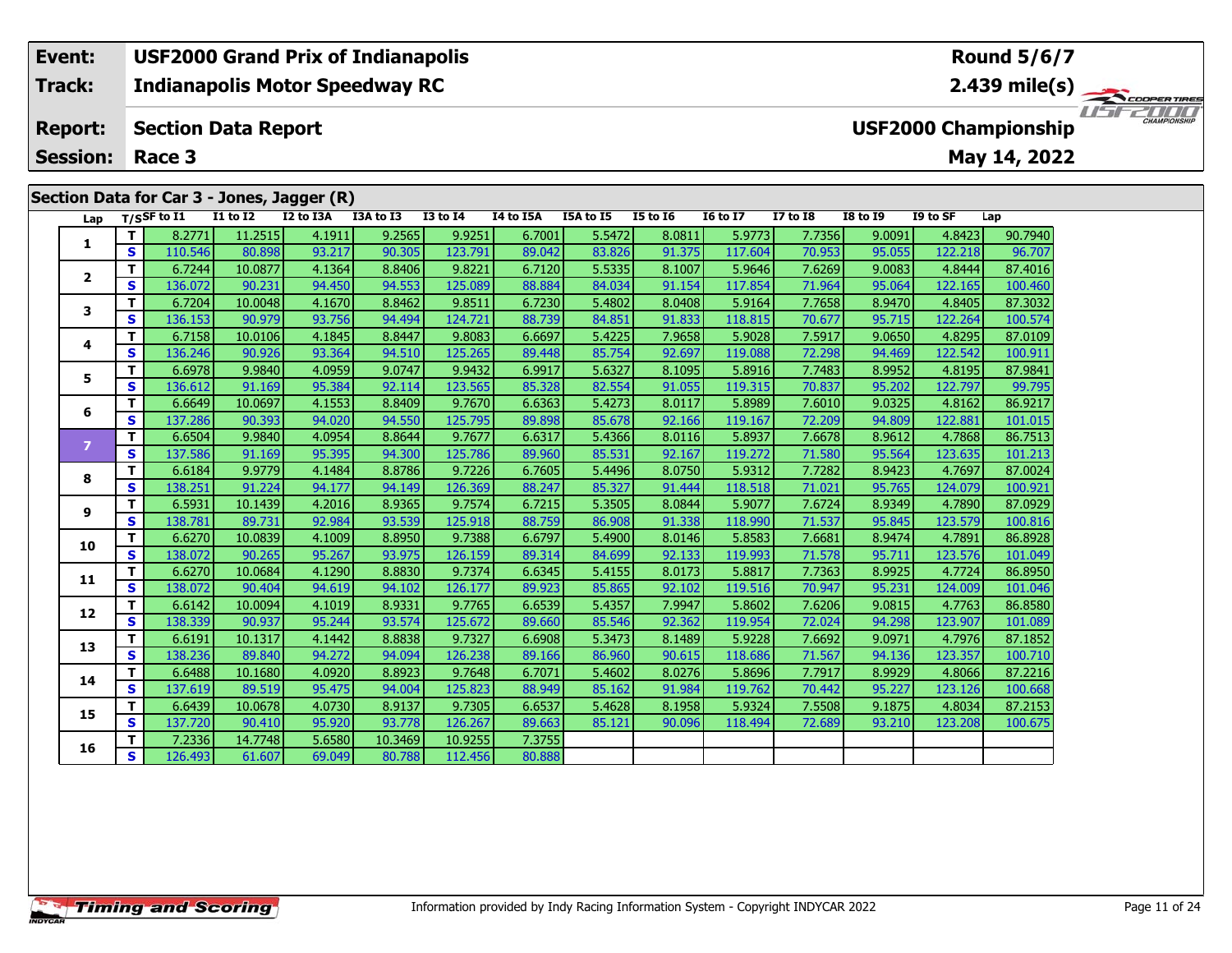| Event: | USF2000 Grand Prix of Indianapolis | Round 5/6/7 |
|---|---|---|
| Track: | Indianapolis Motor Speedway RC | 2.439 mile(s) |
| Report: | Section Data Report | USF2000 Championship |
| Session: | Race 3 | May 14, 2022 |

## Section Data for Car 3 - Jones, Jagger (R)

| Lap | T/S | SF to I1 | I1 to I2 | I2 to I3A | I3A to I3 | I3 to I4 | I4 to I5A | I5A to I5 | I5 to I6 | I6 to I7 | I7 to I8 | I8 to I9 | I9 to SF | Lap |
|---|---|---|---|---|---|---|---|---|---|---|---|---|---|---|
| 1 | T | 8.2771 | 11.2515 | 4.1911 | 9.2565 | 9.9251 | 6.7001 | 5.5472 | 8.0811 | 5.9773 | 7.7356 | 9.0091 | 4.8423 | 90.7940 |
| | S | 110.546 | 80.898 | 93.217 | 90.305 | 123.791 | 89.042 | 83.826 | 91.375 | 117.604 | 70.953 | 95.055 | 122.218 | 96.707 |
| 2 | T | 6.7244 | 10.0877 | 4.1364 | 8.8406 | 9.8221 | 6.7120 | 5.5335 | 8.1007 | 5.9646 | 7.6269 | 9.0083 | 4.8444 | 87.4016 |
| | S | 136.072 | 90.231 | 94.450 | 94.553 | 125.089 | 88.884 | 84.034 | 91.154 | 117.854 | 71.964 | 95.064 | 122.165 | 100.460 |
| 3 | T | 6.7204 | 10.0048 | 4.1670 | 8.8462 | 9.8511 | 6.7230 | 5.4802 | 8.0408 | 5.9164 | 7.7658 | 8.9470 | 4.8405 | 87.3032 |
| | S | 136.153 | 90.979 | 93.756 | 94.494 | 124.721 | 88.739 | 84.851 | 91.833 | 118.815 | 70.677 | 95.715 | 122.264 | 100.574 |
| 4 | T | 6.7158 | 10.0106 | 4.1845 | 8.8447 | 9.8083 | 6.6697 | 5.4225 | 7.9658 | 5.9028 | 7.5917 | 9.0650 | 4.8295 | 87.0109 |
| | S | 136.246 | 90.926 | 93.364 | 94.510 | 125.265 | 89.448 | 85.754 | 92.697 | 119.088 | 72.298 | 94.469 | 122.542 | 100.911 |
| 5 | T | 6.6978 | 9.9840 | 4.0959 | 9.0747 | 9.9432 | 6.9917 | 5.6327 | 8.1095 | 5.8916 | 7.7483 | 8.9952 | 4.8195 | 87.9841 |
| | S | 136.612 | 91.169 | 95.384 | 92.114 | 123.565 | 85.328 | 82.554 | 91.055 | 119.315 | 70.837 | 95.202 | 122.797 | 99.795 |
| 6 | T | 6.6649 | 10.0697 | 4.1553 | 8.8409 | 9.7670 | 6.6363 | 5.4273 | 8.0117 | 5.8989 | 7.6010 | 9.0325 | 4.8162 | 86.9217 |
| | S | 137.286 | 90.393 | 94.020 | 94.550 | 125.795 | 89.898 | 85.678 | 92.166 | 119.167 | 72.209 | 94.809 | 122.881 | 101.015 |
| 7 | T | 6.6504 | 9.9840 | 4.0954 | 8.8644 | 9.7677 | 6.6317 | 5.4366 | 8.0116 | 5.8937 | 7.6678 | 8.9612 | 4.7868 | 86.7513 |
| | S | 137.586 | 91.169 | 95.395 | 94.300 | 125.786 | 89.960 | 85.531 | 92.167 | 119.272 | 71.580 | 95.564 | 123.635 | 101.213 |
| 8 | T | 6.6184 | 9.9779 | 4.1484 | 8.8786 | 9.7226 | 6.7605 | 5.4496 | 8.0750 | 5.9312 | 7.7282 | 8.9423 | 4.7697 | 87.0024 |
| | S | 138.251 | 91.224 | 94.177 | 94.149 | 126.369 | 88.247 | 85.327 | 91.444 | 118.518 | 71.021 | 95.765 | 124.079 | 100.921 |
| 9 | T | 6.5931 | 10.1439 | 4.2016 | 8.9365 | 9.7574 | 6.7215 | 5.3505 | 8.0844 | 5.9077 | 7.6724 | 8.9349 | 4.7890 | 87.0929 |
| | S | 138.781 | 89.731 | 92.984 | 93.539 | 125.918 | 88.759 | 86.908 | 91.338 | 118.990 | 71.537 | 95.845 | 123.579 | 100.816 |
| 10 | T | 6.6270 | 10.0839 | 4.1009 | 8.8950 | 9.7388 | 6.6797 | 5.4900 | 8.0146 | 5.8583 | 7.6681 | 8.9474 | 4.7891 | 86.8928 |
| | S | 138.072 | 90.265 | 95.267 | 93.975 | 126.159 | 89.314 | 84.699 | 92.133 | 119.993 | 71.578 | 95.711 | 123.576 | 101.049 |
| 11 | T | 6.6270 | 10.0684 | 4.1290 | 8.8830 | 9.7374 | 6.6345 | 5.4155 | 8.0173 | 5.8817 | 7.7363 | 8.9925 | 4.7724 | 86.8950 |
| | S | 138.072 | 90.404 | 94.619 | 94.102 | 126.177 | 89.923 | 85.865 | 92.102 | 119.516 | 70.947 | 95.231 | 124.009 | 101.046 |
| 12 | T | 6.6142 | 10.0094 | 4.1019 | 8.9331 | 9.7765 | 6.6539 | 5.4357 | 7.9947 | 5.8602 | 7.6206 | 9.0815 | 4.7763 | 86.8580 |
| | S | 138.339 | 90.937 | 95.244 | 93.574 | 125.672 | 89.660 | 85.546 | 92.362 | 119.954 | 72.024 | 94.298 | 123.907 | 101.089 |
| 13 | T | 6.6191 | 10.1317 | 4.1442 | 8.8838 | 9.7327 | 6.6908 | 5.3473 | 8.1489 | 5.9228 | 7.6692 | 9.0971 | 4.7976 | 87.1852 |
| | S | 138.236 | 89.840 | 94.272 | 94.094 | 126.238 | 89.166 | 86.960 | 90.615 | 118.686 | 71.567 | 94.136 | 123.357 | 100.710 |
| 14 | T | 6.6488 | 10.1680 | 4.0920 | 8.8923 | 9.7648 | 6.7071 | 5.4602 | 8.0276 | 5.8696 | 7.7917 | 8.9929 | 4.8066 | 87.2216 |
| | S | 137.619 | 89.519 | 95.475 | 94.004 | 125.823 | 88.949 | 85.162 | 91.984 | 119.762 | 70.442 | 95.227 | 123.126 | 100.668 |
| 15 | T | 6.6439 | 10.0678 | 4.0730 | 8.9137 | 9.7305 | 6.6537 | 5.4628 | 8.1958 | 5.9324 | 7.5508 | 9.1875 | 4.8034 | 87.2153 |
| | S | 137.720 | 90.410 | 95.920 | 93.778 | 126.267 | 89.663 | 85.121 | 90.096 | 118.494 | 72.689 | 93.210 | 123.208 | 100.675 |
| 16 | T | 7.2336 | 14.7748 | 5.6580 | 10.3469 | 10.9255 | 7.3755 | | | | | | | |
| | S | 126.493 | 61.607 | 69.049 | 80.788 | 112.456 | 80.888 | | | | | | | |

Information provided by Indy Racing Information System - Copyright INDYCAR 2022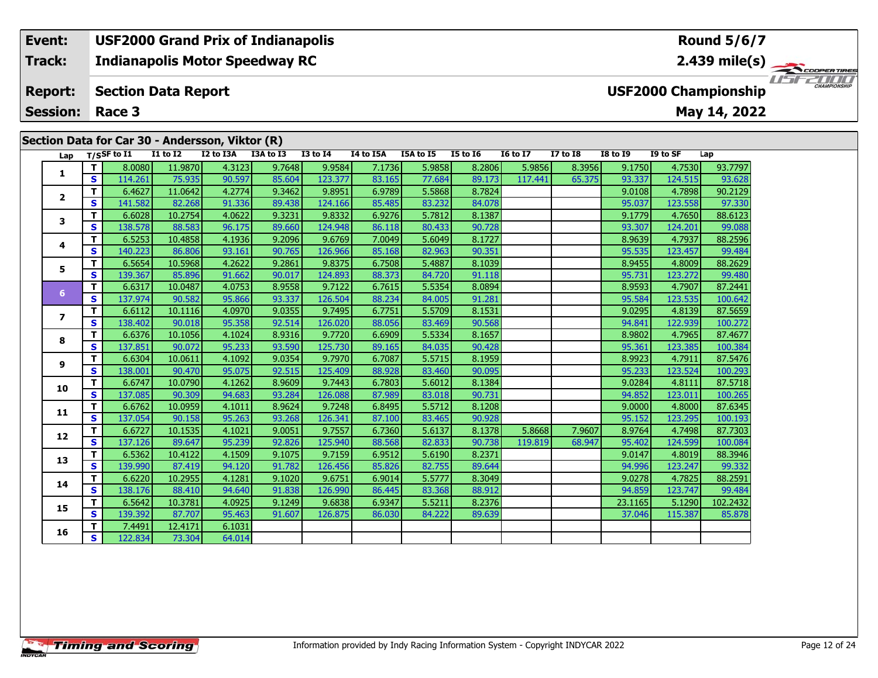| Event: | USF2000 Grand Prix of Indianapolis | Round 5/6/7 |
|---|---|---|
| Track: | Indianapolis Motor Speedway RC | 2.439 mile(s) |
| Report: | Section Data Report | USF2000 Championship |
| Session: | Race 3 | May 14, 2022 |

## Section Data for Car 30 - Andersson, Viktor (R)

| Lap | T/S | SF to I1 | I1 to I2 | I2 to I3A | I3A to I3 | I3 to I4 | I4 to I5A | I5A to I5 | I5 to I6 | I6 to I7 | I7 to I8 | I8 to I9 | I9 to SF | Lap |
|---|---|---|---|---|---|---|---|---|---|---|---|---|---|---|
| 1 | T | 8.0080 | 11.9870 | 4.3123 | 9.7648 | 9.9584 | 7.1736 | 5.9858 | 8.2806 | 5.9856 | 8.3956 | 9.1750 | 4.7530 | 93.7797 |
| | S | 114.261 | 75.935 | 90.597 | 85.604 | 123.377 | 83.165 | 77.684 | 89.173 | 117.441 | 65.375 | 93.337 | 124.515 | 93.628 |
| 2 | T | 6.4627 | 11.0642 | 4.2774 | 9.3462 | 9.8951 | 6.9789 | 5.5868 | 8.7824 | | | 9.0108 | 4.7898 | 90.2129 |
| | S | 141.582 | 82.268 | 91.336 | 89.438 | 124.166 | 85.485 | 83.232 | 84.078 | | | 95.037 | 123.558 | 97.330 |
| 3 | T | 6.6028 | 10.2754 | 4.0622 | 9.3231 | 9.8332 | 6.9276 | 5.7812 | 8.1387 | | | 9.1779 | 4.7650 | 88.6123 |
| | S | 138.578 | 88.583 | 96.175 | 89.660 | 124.948 | 86.118 | 80.433 | 90.728 | | | 93.307 | 124.201 | 99.088 |
| 4 | T | 6.5253 | 10.4858 | 4.1936 | 9.2096 | 9.6769 | 7.0049 | 5.6049 | 8.1727 | | | 8.9639 | 4.7937 | 88.2596 |
| | S | 140.223 | 86.806 | 93.161 | 90.765 | 126.966 | 85.168 | 82.963 | 90.351 | | | 95.535 | 123.457 | 99.484 |
| 5 | T | 6.5654 | 10.5968 | 4.2622 | 9.2861 | 9.8375 | 6.7508 | 5.4887 | 8.1039 | | | 8.9455 | 4.8009 | 88.2629 |
| | S | 139.367 | 85.896 | 91.662 | 90.017 | 124.893 | 88.373 | 84.720 | 91.118 | | | 95.731 | 123.272 | 99.480 |
| 6 | T | 6.6317 | 10.0487 | 4.0753 | 8.9558 | 9.7122 | 6.7615 | 5.5354 | 8.0894 | | | 8.9593 | 4.7907 | 87.2441 |
| | S | 137.974 | 90.582 | 95.866 | 93.337 | 126.504 | 88.234 | 84.005 | 91.281 | | | 95.584 | 123.535 | 100.642 |
| 7 | T | 6.6112 | 10.1116 | 4.0970 | 9.0355 | 9.7495 | 6.7751 | 5.5709 | 8.1531 | | | 9.0295 | 4.8139 | 87.5659 |
| | S | 138.402 | 90.018 | 95.358 | 92.514 | 126.020 | 88.056 | 83.469 | 90.568 | | | 94.841 | 122.939 | 100.272 |
| 8 | T | 6.6376 | 10.1056 | 4.1024 | 8.9316 | 9.7720 | 6.6909 | 5.5334 | 8.1657 | | | 8.9802 | 4.7965 | 87.4677 |
| | S | 137.851 | 90.072 | 95.233 | 93.590 | 125.730 | 89.165 | 84.035 | 90.428 | | | 95.361 | 123.385 | 100.384 |
| 9 | T | 6.6304 | 10.0611 | 4.1092 | 9.0354 | 9.7970 | 6.7087 | 5.5715 | 8.1959 | | | 8.9923 | 4.7911 | 87.5476 |
| | S | 138.001 | 90.470 | 95.075 | 92.515 | 125.409 | 88.928 | 83.460 | 90.095 | | | 95.233 | 123.524 | 100.293 |
| 10 | T | 6.6747 | 10.0790 | 4.1262 | 8.9609 | 9.7443 | 6.7803 | 5.6012 | 8.1384 | | | 9.0284 | 4.8111 | 87.5718 |
| | S | 137.085 | 90.309 | 94.683 | 93.284 | 126.088 | 87.989 | 83.018 | 90.731 | | | 94.852 | 123.011 | 100.265 |
| 11 | T | 6.6762 | 10.0959 | 4.1011 | 8.9624 | 9.7248 | 6.8495 | 5.5712 | 8.1208 | | | 9.0000 | 4.8000 | 87.6345 |
| | S | 137.054 | 90.158 | 95.263 | 93.268 | 126.341 | 87.100 | 83.465 | 90.928 | | | 95.152 | 123.295 | 100.193 |
| 12 | T | 6.6727 | 10.1535 | 4.1021 | 9.0051 | 9.7557 | 6.7360 | 5.6137 | 8.1378 | 5.8668 | 7.9607 | 8.9764 | 4.7498 | 87.7303 |
| | S | 137.126 | 89.647 | 95.239 | 92.826 | 125.940 | 88.568 | 82.833 | 90.738 | 119.819 | 68.947 | 95.402 | 124.599 | 100.084 |
| 13 | T | 6.5362 | 10.4122 | 4.1509 | 9.1075 | 9.7159 | 6.9512 | 5.6190 | 8.2371 | | | 9.0147 | 4.8019 | 88.3946 |
| | S | 139.990 | 87.419 | 94.120 | 91.782 | 126.456 | 85.826 | 82.755 | 89.644 | | | 94.996 | 123.247 | 99.332 |
| 14 | T | 6.6220 | 10.2955 | 4.1281 | 9.1020 | 9.6751 | 6.9014 | 5.5777 | 8.3049 | | | 9.0278 | 4.7825 | 88.2591 |
| | S | 138.176 | 88.410 | 94.640 | 91.838 | 126.990 | 86.445 | 83.368 | 88.912 | | | 94.859 | 123.747 | 99.484 |
| 15 | T | 6.5642 | 10.3781 | 4.0925 | 9.1249 | 9.6838 | 6.9347 | 5.5211 | 8.2376 | | | 23.1165 | 5.1290 | 102.2432 |
| | S | 139.392 | 87.707 | 95.463 | 91.607 | 126.875 | 86.030 | 84.222 | 89.639 | | | 37.046 | 115.387 | 85.878 |
| 16 | T | 7.4491 | 12.4171 | 6.1031 | | | | | | | | | | |
| | S | 122.834 | 73.304 | 64.014 | | | | | | | | | | |

Information provided by Indy Racing Information System - Copyright INDYCAR 2022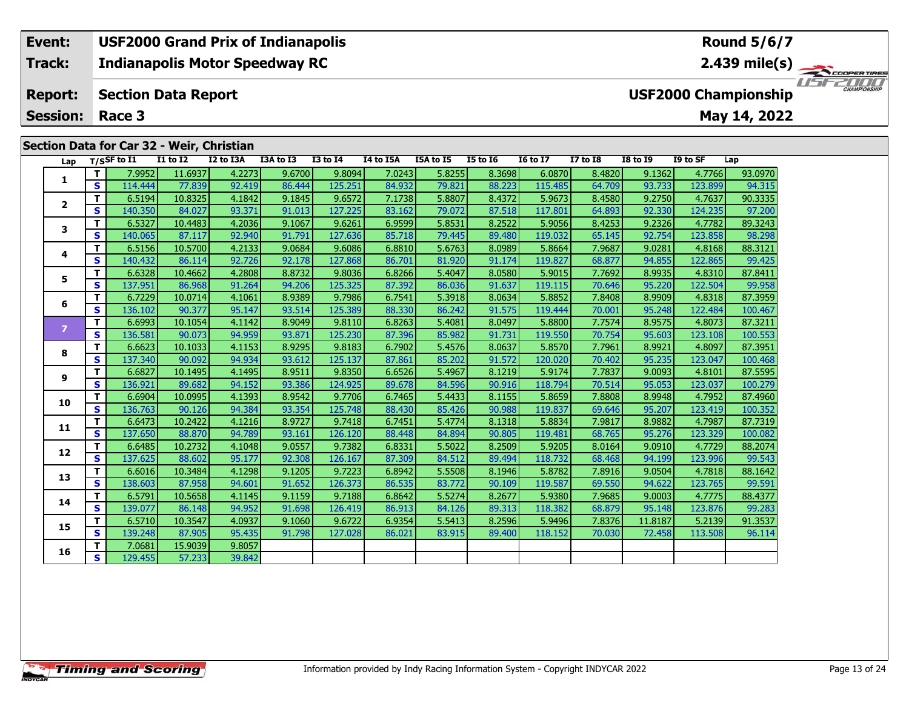| Event: | USF2000 Grand Prix of Indianapolis | Round 5/6/7 |
|---|---|---|
| Track: | Indianapolis Motor Speedway RC | 2.439 mile(s) |
| Report: | Section Data Report | USF2000 Championship |
| Session: | Race 3 | May 14, 2022 |

## Section Data for Car 32 - Weir, Christian

| Lap | T/S | SF to I1 | I1 to I2 | I2 to I3A | I3A to I3 | I3 to I4 | I4 to I5A | I5A to I5 | I5 to I6 | I6 to I7 | I7 to I8 | I8 to I9 | I9 to SF | Lap |
|---|---|---|---|---|---|---|---|---|---|---|---|---|---|---|
| 1 | T | 7.9952 | 11.6937 | 4.2273 | 9.6700 | 9.8094 | 7.0243 | 5.8255 | 8.3698 | 6.0870 | 8.4820 | 9.1362 | 4.7766 | 93.0970 |
| | S | 114.444 | 77.839 | 92.419 | 86.444 | 125.251 | 84.932 | 79.821 | 88.223 | 115.485 | 64.709 | 93.733 | 123.899 | 94.315 |
| 2 | T | 6.5194 | 10.8325 | 4.1842 | 9.1845 | 9.6572 | 7.1738 | 5.8807 | 8.4372 | 5.9673 | 8.4580 | 9.2750 | 4.7637 | 90.3335 |
| | S | 140.350 | 84.027 | 93.371 | 91.013 | 127.225 | 83.162 | 79.072 | 87.518 | 117.801 | 64.893 | 92.330 | 124.235 | 97.200 |
| 3 | T | 6.5327 | 10.4483 | 4.2036 | 9.1067 | 9.6261 | 6.9599 | 5.8531 | 8.2522 | 5.9056 | 8.4253 | 9.2326 | 4.7782 | 89.3243 |
| | S | 140.065 | 87.117 | 92.940 | 91.791 | 127.636 | 85.718 | 79.445 | 89.480 | 119.032 | 65.145 | 92.754 | 123.858 | 98.298 |
| 4 | T | 6.5156 | 10.5700 | 4.2133 | 9.0684 | 9.6086 | 6.8810 | 5.6763 | 8.0989 | 5.8664 | 7.9687 | 9.0281 | 4.8168 | 88.3121 |
| | S | 140.432 | 86.114 | 92.726 | 92.178 | 127.868 | 86.701 | 81.920 | 91.174 | 119.827 | 68.877 | 94.855 | 122.865 | 99.425 |
| 5 | T | 6.6328 | 10.4662 | 4.2808 | 8.8732 | 9.8036 | 6.8266 | 5.4047 | 8.0580 | 5.9015 | 7.7692 | 8.9935 | 4.8310 | 87.8411 |
| | S | 137.951 | 86.968 | 91.264 | 94.206 | 125.325 | 87.392 | 86.036 | 91.637 | 119.115 | 70.646 | 95.220 | 122.504 | 99.958 |
| 6 | T | 6.7229 | 10.0714 | 4.1061 | 8.9389 | 9.7986 | 6.7541 | 5.3918 | 8.0634 | 5.8852 | 7.8408 | 8.9909 | 4.8318 | 87.3959 |
| | S | 136.102 | 90.377 | 95.147 | 93.514 | 125.389 | 88.330 | 86.242 | 91.575 | 119.444 | 70.001 | 95.248 | 122.484 | 100.467 |
| 7 | T | 6.6993 | 10.1054 | 4.1142 | 8.9049 | 9.8110 | 6.8263 | 5.4081 | 8.0497 | 5.8800 | 7.7574 | 8.9575 | 4.8073 | 87.3211 |
| | S | 136.581 | 90.073 | 94.959 | 93.871 | 125.230 | 87.396 | 85.982 | 91.731 | 119.550 | 70.754 | 95.603 | 123.108 | 100.553 |
| 8 | T | 6.6623 | 10.1033 | 4.1153 | 8.9295 | 9.8183 | 6.7902 | 5.4576 | 8.0637 | 5.8570 | 7.7961 | 8.9921 | 4.8097 | 87.3951 |
| | S | 137.340 | 90.092 | 94.934 | 93.612 | 125.137 | 87.861 | 85.202 | 91.572 | 120.020 | 70.402 | 95.235 | 123.047 | 100.468 |
| 9 | T | 6.6827 | 10.1495 | 4.1495 | 8.9511 | 9.8350 | 6.6526 | 5.4967 | 8.1219 | 5.9174 | 7.7837 | 9.0093 | 4.8101 | 87.5595 |
| | S | 136.921 | 89.682 | 94.152 | 93.386 | 124.925 | 89.678 | 84.596 | 90.916 | 118.794 | 70.514 | 95.053 | 123.037 | 100.279 |
| 10 | T | 6.6904 | 10.0995 | 4.1393 | 8.9542 | 9.7706 | 6.7465 | 5.4433 | 8.1155 | 5.8659 | 7.8808 | 8.9948 | 4.7952 | 87.4960 |
| | S | 136.763 | 90.126 | 94.384 | 93.354 | 125.748 | 88.430 | 85.426 | 90.988 | 119.837 | 69.646 | 95.207 | 123.419 | 100.352 |
| 11 | T | 6.6473 | 10.2422 | 4.1216 | 8.9727 | 9.7418 | 6.7451 | 5.4774 | 8.1318 | 5.8834 | 7.9817 | 8.9882 | 4.7987 | 87.7319 |
| | S | 137.650 | 88.870 | 94.789 | 93.161 | 126.120 | 88.448 | 84.894 | 90.805 | 119.481 | 68.765 | 95.276 | 123.329 | 100.082 |
| 12 | T | 6.6485 | 10.2732 | 4.1048 | 9.0557 | 9.7382 | 6.8331 | 5.5022 | 8.2509 | 5.9205 | 8.0164 | 9.0910 | 4.7729 | 88.2074 |
| | S | 137.625 | 88.602 | 95.177 | 92.308 | 126.167 | 87.309 | 84.512 | 89.494 | 118.732 | 68.468 | 94.199 | 123.996 | 99.543 |
| 13 | T | 6.6016 | 10.3484 | 4.1298 | 9.1205 | 9.7223 | 6.8942 | 5.5508 | 8.1946 | 5.8782 | 7.8916 | 9.0504 | 4.7818 | 88.1642 |
| | S | 138.603 | 87.958 | 94.601 | 91.652 | 126.373 | 86.535 | 83.772 | 90.109 | 119.587 | 69.550 | 94.622 | 123.765 | 99.591 |
| 14 | T | 6.5791 | 10.5658 | 4.1145 | 9.1159 | 9.7188 | 6.8642 | 5.5274 | 8.2677 | 5.9380 | 7.9685 | 9.0003 | 4.7775 | 88.4377 |
| | S | 139.077 | 86.148 | 94.952 | 91.698 | 126.419 | 86.913 | 84.126 | 89.313 | 118.382 | 68.879 | 95.148 | 123.876 | 99.283 |
| 15 | T | 6.5710 | 10.3547 | 4.0937 | 9.1060 | 9.6722 | 6.9354 | 5.5413 | 8.2596 | 5.9496 | 7.8376 | 11.8187 | 5.2139 | 91.3537 |
| | S | 139.248 | 87.905 | 95.435 | 91.798 | 127.028 | 86.021 | 83.915 | 89.400 | 118.152 | 70.030 | 72.458 | 113.508 | 96.114 |
| 16 | T | 7.0681 | 15.9039 | 9.8057 | | | | | | | | | | |
| | S | 129.455 | 57.233 | 39.842 | | | | | | | | | | |

Information provided by Indy Racing Information System - Copyright INDYCAR 2022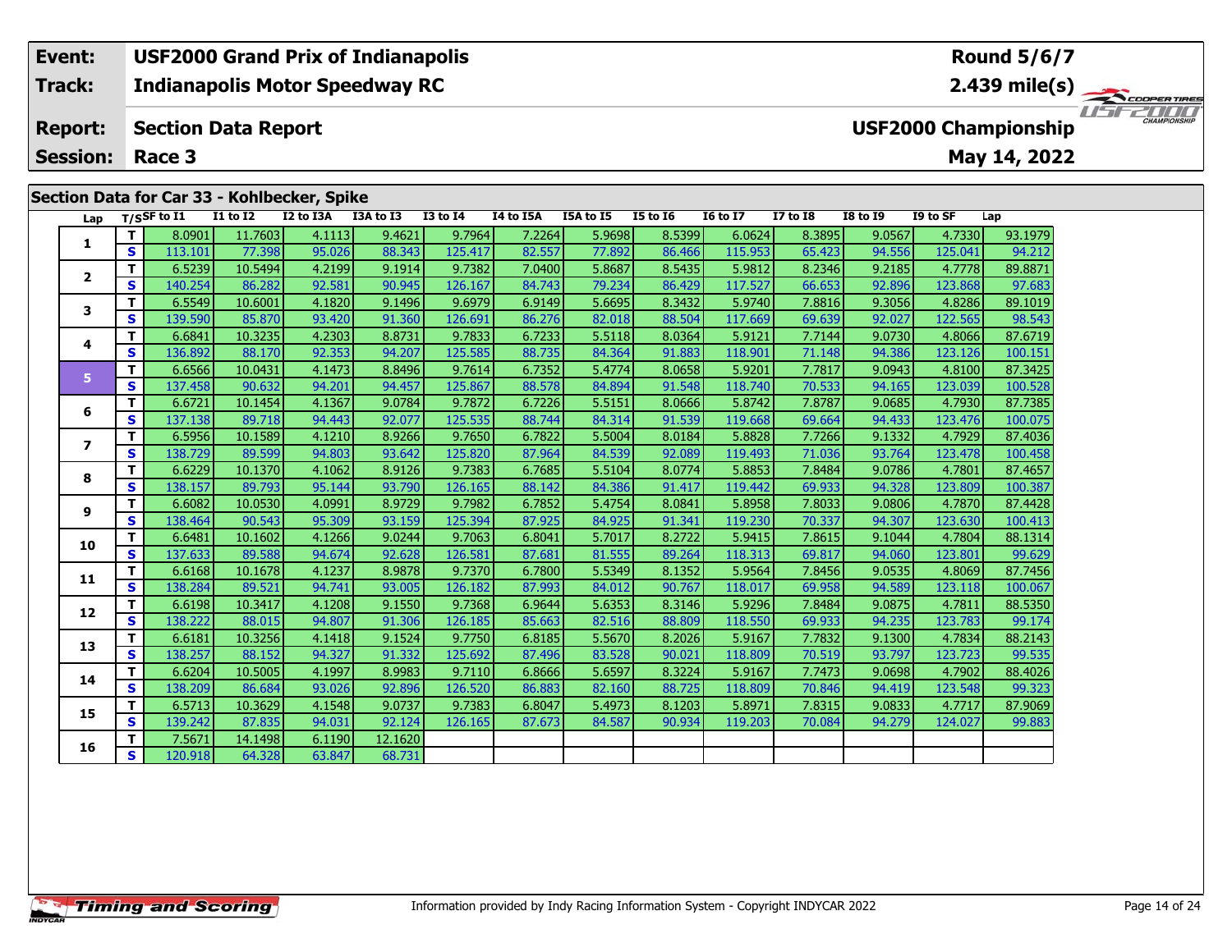| Event: | USF2000 Grand Prix of Indianapolis | Round 5/6/7 |
|---|---|---|
| Track: | Indianapolis Motor Speedway RC | 2.439 mile(s) |
| Report: | Section Data Report | USF2000 Championship |
| Session: | Race 3 | May 14, 2022 |

## Section Data for Car 33 - Kohlbecker, Spike

| Lap | T/S | SF to I1 | I1 to I2 | I2 to I3A | I3A to I3 | I3 to I4 | I4 to I5A | I5A to I5 | I5 to I6 | I6 to I7 | I7 to I8 | I8 to I9 | I9 to SF | Lap |
|---|---|---|---|---|---|---|---|---|---|---|---|---|---|---|
| 1 | T | 8.0901 | 11.7603 | 4.1113 | 9.4621 | 9.7964 | 7.2264 | 5.9698 | 8.5399 | 6.0624 | 8.3895 | 9.0567 | 4.7330 | 93.1979 |
| | S | 113.101 | 77.398 | 95.026 | 88.343 | 125.417 | 82.557 | 77.892 | 86.466 | 115.953 | 65.423 | 94.556 | 125.041 | 94.212 |
| 2 | T | 6.5239 | 10.5494 | 4.2199 | 9.1914 | 9.7382 | 7.0400 | 5.8687 | 8.5435 | 5.9812 | 8.2346 | 9.2185 | 4.7778 | 89.8871 |
| | S | 140.254 | 86.282 | 92.581 | 90.945 | 126.167 | 84.743 | 79.234 | 86.429 | 117.527 | 66.653 | 92.896 | 123.868 | 97.683 |
| 3 | T | 6.5549 | 10.6001 | 4.1820 | 9.1496 | 9.6979 | 6.9149 | 5.6695 | 8.3432 | 5.9740 | 7.8816 | 9.3056 | 4.8286 | 89.1019 |
| | S | 139.590 | 85.870 | 93.420 | 91.360 | 126.691 | 86.276 | 82.018 | 88.504 | 117.669 | 69.639 | 92.027 | 122.565 | 98.543 |
| 4 | T | 6.6841 | 10.3235 | 4.2303 | 8.8731 | 9.7833 | 6.7233 | 5.5118 | 8.0364 | 5.9121 | 7.7144 | 9.0730 | 4.8066 | 87.6719 |
| | S | 136.892 | 88.170 | 92.353 | 94.207 | 125.585 | 88.735 | 84.364 | 91.883 | 118.901 | 71.148 | 94.386 | 123.126 | 100.151 |
| 5 | T | 6.6566 | 10.0431 | 4.1473 | 8.8496 | 9.7614 | 6.7352 | 5.4774 | 8.0658 | 5.9201 | 7.7817 | 9.0943 | 4.8100 | 87.3425 |
| | S | 137.458 | 90.632 | 94.201 | 94.457 | 125.867 | 88.578 | 84.894 | 91.548 | 118.740 | 70.533 | 94.165 | 123.039 | 100.528 |
| 6 | T | 6.6721 | 10.1454 | 4.1367 | 9.0784 | 9.7872 | 6.7226 | 5.5151 | 8.0666 | 5.8742 | 7.8787 | 9.0685 | 4.7930 | 87.7385 |
| | S | 137.138 | 89.718 | 94.443 | 92.077 | 125.535 | 88.744 | 84.314 | 91.539 | 119.668 | 69.664 | 94.433 | 123.476 | 100.075 |
| 7 | T | 6.5956 | 10.1589 | 4.1210 | 8.9266 | 9.7650 | 6.7822 | 5.5004 | 8.0184 | 5.8828 | 7.7266 | 9.1332 | 4.7929 | 87.4036 |
| | S | 138.729 | 89.599 | 94.803 | 93.642 | 125.820 | 87.964 | 84.539 | 92.089 | 119.493 | 71.036 | 93.764 | 123.478 | 100.458 |
| 8 | T | 6.6229 | 10.1370 | 4.1062 | 8.9126 | 9.7383 | 6.7685 | 5.5104 | 8.0774 | 5.8853 | 7.8484 | 9.0786 | 4.7801 | 87.4657 |
| | S | 138.157 | 89.793 | 95.144 | 93.790 | 126.165 | 88.142 | 84.386 | 91.417 | 119.442 | 69.933 | 94.328 | 123.809 | 100.387 |
| 9 | T | 6.6082 | 10.0530 | 4.0991 | 8.9729 | 9.7982 | 6.7852 | 5.4754 | 8.0841 | 5.8958 | 7.8033 | 9.0806 | 4.7870 | 87.4428 |
| | S | 138.464 | 90.543 | 95.309 | 93.159 | 125.394 | 87.925 | 84.925 | 91.341 | 119.230 | 70.337 | 94.307 | 123.630 | 100.413 |
| 10 | T | 6.6481 | 10.1602 | 4.1266 | 9.0244 | 9.7063 | 6.8041 | 5.7017 | 8.2722 | 5.9415 | 7.8615 | 9.1044 | 4.7804 | 88.1314 |
| | S | 137.633 | 89.588 | 94.674 | 92.628 | 126.581 | 87.681 | 81.555 | 89.264 | 118.313 | 69.817 | 94.060 | 123.801 | 99.629 |
| 11 | T | 6.6168 | 10.1678 | 4.1237 | 8.9878 | 9.7370 | 6.7800 | 5.5349 | 8.1352 | 5.9564 | 7.8456 | 9.0535 | 4.8069 | 87.7456 |
| | S | 138.284 | 89.521 | 94.741 | 93.005 | 126.182 | 87.993 | 84.012 | 90.767 | 118.017 | 69.958 | 94.589 | 123.118 | 100.067 |
| 12 | T | 6.6198 | 10.3417 | 4.1208 | 9.1550 | 9.7368 | 6.9644 | 5.6353 | 8.3146 | 5.9296 | 7.8484 | 9.0875 | 4.7811 | 88.5350 |
| | S | 138.222 | 88.015 | 94.807 | 91.306 | 126.185 | 85.663 | 82.516 | 88.809 | 118.550 | 69.933 | 94.235 | 123.783 | 99.174 |
| 13 | T | 6.6181 | 10.3256 | 4.1418 | 9.1524 | 9.7750 | 6.8185 | 5.5670 | 8.2026 | 5.9167 | 7.7832 | 9.1300 | 4.7834 | 88.2143 |
| | S | 138.257 | 88.152 | 94.327 | 91.332 | 125.692 | 87.496 | 83.528 | 90.021 | 118.809 | 70.519 | 93.797 | 123.723 | 99.535 |
| 14 | T | 6.6204 | 10.5005 | 4.1997 | 8.9983 | 9.7110 | 6.8666 | 5.6597 | 8.3224 | 5.9167 | 7.7473 | 9.0698 | 4.7902 | 88.4026 |
| | S | 138.209 | 86.684 | 93.026 | 92.896 | 126.520 | 86.883 | 82.160 | 88.725 | 118.809 | 70.846 | 94.419 | 123.548 | 99.323 |
| 15 | T | 6.5713 | 10.3629 | 4.1548 | 9.0737 | 9.7383 | 6.8047 | 5.4973 | 8.1203 | 5.8971 | 7.8315 | 9.0833 | 4.7717 | 87.9069 |
| | S | 139.242 | 87.835 | 94.031 | 92.124 | 126.165 | 87.673 | 84.587 | 90.934 | 119.203 | 70.084 | 94.279 | 124.027 | 99.883 |
| 16 | T | 7.5671 | 14.1498 | 6.1190 | 12.1620 | | | | | | | | | |
| | S | 120.918 | 64.328 | 63.847 | 68.731 | | | | | | | | | |

Information provided by Indy Racing Information System - Copyright INDYCAR 2022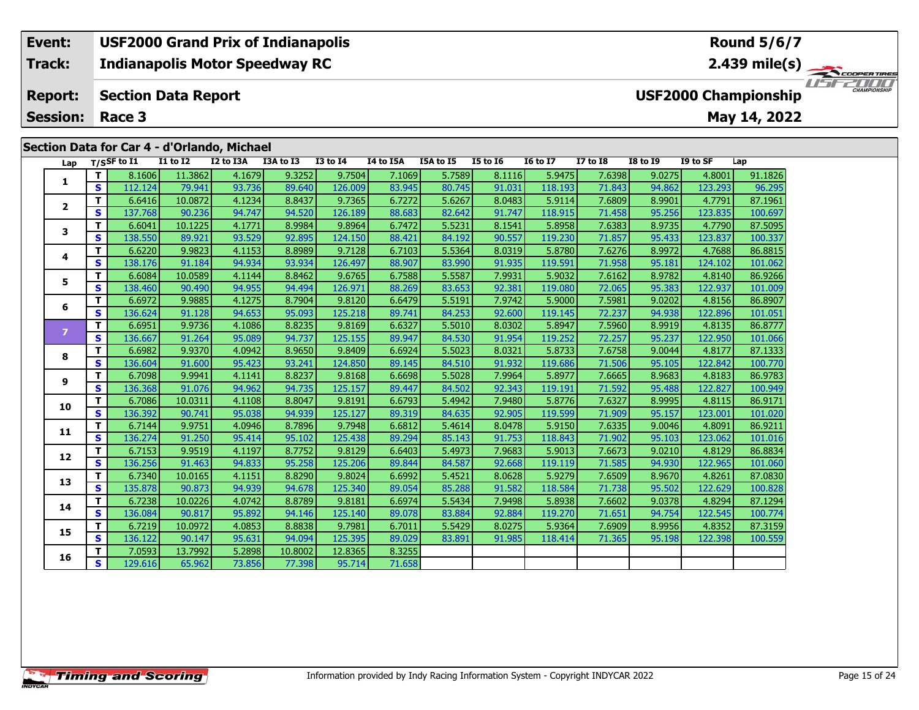| Event: | USF2000 Grand Prix of Indianapolis | Round 5/6/7 |
|---|---|---|
| Track: | Indianapolis Motor Speedway RC | 2.439 mile(s) |
| Report: | Section Data Report | USF2000 Championship |
| Session: | Race 3 | May 14, 2022 |

## Section Data for Car 4 - d'Orlando, Michael

| Lap | T/S | SF to I1 | I1 to I2 | I2 to I3A | I3A to I3 | I3 to I4 | I4 to I5A | I5A to I5 | I5 to I6 | I6 to I7 | I7 to I8 | I8 to I9 | I9 to SF | Lap |
|---|---|---|---|---|---|---|---|---|---|---|---|---|---|---|
| 1 | T | 8.1606 | 11.3862 | 4.1679 | 9.3252 | 9.7504 | 7.1069 | 5.7589 | 8.1116 | 5.9475 | 7.6398 | 9.0275 | 4.8001 | 91.1826 |
| | S | 112.124 | 79.941 | 93.736 | 89.640 | 126.009 | 83.945 | 80.745 | 91.031 | 118.193 | 71.843 | 94.862 | 123.293 | 96.295 |
| 2 | T | 6.6416 | 10.0872 | 4.1234 | 8.8437 | 9.7365 | 6.7272 | 5.6267 | 8.0483 | 5.9114 | 7.6809 | 8.9901 | 4.7791 | 87.1961 |
| | S | 137.768 | 90.236 | 94.747 | 94.520 | 126.189 | 88.683 | 82.642 | 91.747 | 118.915 | 71.458 | 95.256 | 123.835 | 100.697 |
| 3 | T | 6.6041 | 10.1225 | 4.1771 | 8.9984 | 9.8964 | 6.7472 | 5.5231 | 8.1541 | 5.8958 | 7.6383 | 8.9735 | 4.7790 | 87.5095 |
| | S | 138.550 | 89.921 | 93.529 | 92.895 | 124.150 | 88.421 | 84.192 | 90.557 | 119.230 | 71.857 | 95.433 | 123.837 | 100.337 |
| 4 | T | 6.6220 | 9.9823 | 4.1153 | 8.8989 | 9.7128 | 6.7103 | 5.5364 | 8.0319 | 5.8780 | 7.6276 | 8.9972 | 4.7688 | 86.8815 |
| | S | 138.176 | 91.184 | 94.934 | 93.934 | 126.497 | 88.907 | 83.990 | 91.935 | 119.591 | 71.958 | 95.181 | 124.102 | 101.062 |
| 5 | T | 6.6084 | 10.0589 | 4.1144 | 8.8462 | 9.6765 | 6.7588 | 5.5587 | 7.9931 | 5.9032 | 7.6162 | 8.9782 | 4.8140 | 86.9266 |
| | S | 138.460 | 90.490 | 94.955 | 94.494 | 126.971 | 88.269 | 83.653 | 92.381 | 119.080 | 72.065 | 95.383 | 122.937 | 101.009 |
| 6 | T | 6.6972 | 9.9885 | 4.1275 | 8.7904 | 9.8120 | 6.6479 | 5.5191 | 7.9742 | 5.9000 | 7.5981 | 9.0202 | 4.8156 | 86.8907 |
| | S | 136.624 | 91.128 | 94.653 | 95.093 | 125.218 | 89.741 | 84.253 | 92.600 | 119.145 | 72.237 | 94.938 | 122.896 | 101.051 |
| 7 | T | 6.6951 | 9.9736 | 4.1086 | 8.8235 | 9.8169 | 6.6327 | 5.5010 | 8.0302 | 5.8947 | 7.5960 | 8.9919 | 4.8135 | 86.8777 |
| | S | 136.667 | 91.264 | 95.089 | 94.737 | 125.155 | 89.947 | 84.530 | 91.954 | 119.252 | 72.257 | 95.237 | 122.950 | 101.066 |
| 8 | T | 6.6982 | 9.9370 | 4.0942 | 8.9650 | 9.8409 | 6.6924 | 5.5023 | 8.0321 | 5.8733 | 7.6758 | 9.0044 | 4.8177 | 87.1333 |
| | S | 136.604 | 91.600 | 95.423 | 93.241 | 124.850 | 89.145 | 84.510 | 91.932 | 119.686 | 71.506 | 95.105 | 122.842 | 100.770 |
| 9 | T | 6.7098 | 9.9941 | 4.1141 | 8.8237 | 9.8168 | 6.6698 | 5.5028 | 7.9964 | 5.8977 | 7.6665 | 8.9683 | 4.8183 | 86.9783 |
| | S | 136.368 | 91.076 | 94.962 | 94.735 | 125.157 | 89.447 | 84.502 | 92.343 | 119.191 | 71.592 | 95.488 | 122.827 | 100.949 |
| 10 | T | 6.7086 | 10.0311 | 4.1108 | 8.8047 | 9.8191 | 6.6793 | 5.4942 | 7.9480 | 5.8776 | 7.6327 | 8.9995 | 4.8115 | 86.9171 |
| | S | 136.392 | 90.741 | 95.038 | 94.939 | 125.127 | 89.319 | 84.635 | 92.905 | 119.599 | 71.909 | 95.157 | 123.001 | 101.020 |
| 11 | T | 6.7144 | 9.9751 | 4.0946 | 8.7896 | 9.7948 | 6.6812 | 5.4614 | 8.0478 | 5.9150 | 7.6335 | 9.0046 | 4.8091 | 86.9211 |
| | S | 136.274 | 91.250 | 95.414 | 95.102 | 125.438 | 89.294 | 85.143 | 91.753 | 118.843 | 71.902 | 95.103 | 123.062 | 101.016 |
| 12 | T | 6.7153 | 9.9519 | 4.1197 | 8.7752 | 9.8129 | 6.6403 | 5.4973 | 7.9683 | 5.9013 | 7.6673 | 9.0210 | 4.8129 | 86.8834 |
| | S | 136.256 | 91.463 | 94.833 | 95.258 | 125.206 | 89.844 | 84.587 | 92.668 | 119.119 | 71.585 | 94.930 | 122.965 | 101.060 |
| 13 | T | 6.7340 | 10.0165 | 4.1151 | 8.8290 | 9.8024 | 6.6992 | 5.4521 | 8.0628 | 5.9279 | 7.6509 | 8.9670 | 4.8261 | 87.0830 |
| | S | 135.878 | 90.873 | 94.939 | 94.678 | 125.340 | 89.054 | 85.288 | 91.582 | 118.584 | 71.738 | 95.502 | 122.629 | 100.828 |
| 14 | T | 6.7238 | 10.0226 | 4.0742 | 8.8789 | 9.8181 | 6.6974 | 5.5434 | 7.9498 | 5.8938 | 7.6602 | 9.0378 | 4.8294 | 87.1294 |
| | S | 136.084 | 90.817 | 95.892 | 94.146 | 125.140 | 89.078 | 83.884 | 92.884 | 119.270 | 71.651 | 94.754 | 122.545 | 100.774 |
| 15 | T | 6.7219 | 10.0972 | 4.0853 | 8.8838 | 9.7981 | 6.7011 | 5.5429 | 8.0275 | 5.9364 | 7.6909 | 8.9956 | 4.8352 | 87.3159 |
| | S | 136.122 | 90.147 | 95.631 | 94.094 | 125.395 | 89.029 | 83.891 | 91.985 | 118.414 | 71.365 | 95.198 | 122.398 | 100.559 |
| 16 | T | 7.0593 | 13.7992 | 5.2898 | 10.8002 | 12.8365 | 8.3255 | | | | | | | |
| | S | 129.616 | 65.962 | 73.856 | 77.398 | 95.714 | 71.658 | | | | | | | |

Information provided by Indy Racing Information System - Copyright INDYCAR 2022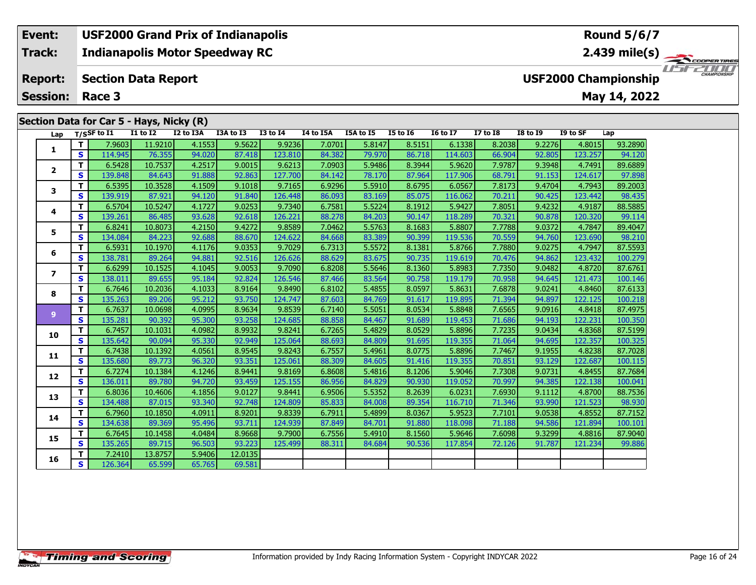| Event: | USF2000 Grand Prix of Indianapolis | Round 5/6/7 |
|---|---|---|
| Track: | Indianapolis Motor Speedway RC | 2.439 mile(s) |
| Report: | Section Data Report | USF2000 Championship |
| Session: | Race 3 | May 14, 2022 |

## Section Data for Car 5 - Hays, Nicky (R)

| Lap | T/S | SF to I1 | I1 to I2 | I2 to I3A | I3A to I3 | I3 to I4 | I4 to I5A | I5A to I5 | I5 to I6 | I6 to I7 | I7 to I8 | I8 to I9 | I9 to SF | Lap |
|---|---|---|---|---|---|---|---|---|---|---|---|---|---|---|
| 1 | T | 7.9603 | 11.9210 | 4.1553 | 9.5622 | 9.9236 | 7.0701 | 5.8147 | 8.5151 | 6.1338 | 8.2038 | 9.2276 | 4.8015 | 93.2890 |
| | S | 114.945 | 76.355 | 94.020 | 87.418 | 123.810 | 84.382 | 79.970 | 86.718 | 114.603 | 66.904 | 92.805 | 123.257 | 94.120 |
| 2 | T | 6.5428 | 10.7537 | 4.2517 | 9.0015 | 9.6213 | 7.0903 | 5.9486 | 8.3944 | 5.9620 | 7.9787 | 9.3948 | 4.7491 | 89.6889 |
| | S | 139.848 | 84.643 | 91.888 | 92.863 | 127.700 | 84.142 | 78.170 | 87.964 | 117.906 | 68.791 | 91.153 | 124.617 | 97.898 |
| 3 | T | 6.5395 | 10.3528 | 4.1509 | 9.1018 | 9.7165 | 6.9296 | 5.5910 | 8.6795 | 6.0567 | 7.8173 | 9.4704 | 4.7943 | 89.2003 |
| | S | 139.919 | 87.921 | 94.120 | 91.840 | 126.448 | 86.093 | 83.169 | 85.075 | 116.062 | 70.211 | 90.425 | 123.442 | 98.435 |
| 4 | T | 6.5704 | 10.5247 | 4.1727 | 9.0253 | 9.7340 | 6.7581 | 5.5224 | 8.1912 | 5.9427 | 7.8051 | 9.4232 | 4.9187 | 88.5885 |
| | S | 139.261 | 86.485 | 93.628 | 92.618 | 126.221 | 88.278 | 84.203 | 90.147 | 118.289 | 70.321 | 90.878 | 120.320 | 99.114 |
| 5 | T | 6.8241 | 10.8073 | 4.2150 | 9.4272 | 9.8589 | 7.0462 | 5.5763 | 8.1683 | 5.8807 | 7.7788 | 9.0372 | 4.7847 | 89.4047 |
| | S | 134.084 | 84.223 | 92.688 | 88.670 | 124.622 | 84.668 | 83.389 | 90.399 | 119.536 | 70.559 | 94.760 | 123.690 | 98.210 |
| 6 | T | 6.5931 | 10.1970 | 4.1176 | 9.0353 | 9.7029 | 6.7313 | 5.5572 | 8.1381 | 5.8766 | 7.7880 | 9.0275 | 4.7947 | 87.5593 |
| | S | 138.781 | 89.264 | 94.881 | 92.516 | 126.626 | 88.629 | 83.675 | 90.735 | 119.619 | 70.476 | 94.862 | 123.432 | 100.279 |
| 7 | T | 6.6299 | 10.1525 | 4.1045 | 9.0053 | 9.7090 | 6.8208 | 5.5646 | 8.1360 | 5.8983 | 7.7350 | 9.0482 | 4.8720 | 87.6761 |
| | S | 138.011 | 89.655 | 95.184 | 92.824 | 126.546 | 87.466 | 83.564 | 90.758 | 119.179 | 70.958 | 94.645 | 121.473 | 100.146 |
| 8 | T | 6.7646 | 10.2036 | 4.1033 | 8.9164 | 9.8490 | 6.8102 | 5.4855 | 8.0597 | 5.8631 | 7.6878 | 9.0241 | 4.8460 | 87.6133 |
| | S | 135.263 | 89.206 | 95.212 | 93.750 | 124.747 | 87.603 | 84.769 | 91.617 | 119.895 | 71.394 | 94.897 | 122.125 | 100.218 |
| 9 | T | 6.7637 | 10.0698 | 4.0995 | 8.9634 | 9.8539 | 6.7140 | 5.5051 | 8.0534 | 5.8848 | 7.6565 | 9.0916 | 4.8418 | 87.4975 |
| | S | 135.281 | 90.392 | 95.300 | 93.258 | 124.685 | 88.858 | 84.467 | 91.689 | 119.453 | 71.686 | 94.193 | 122.231 | 100.350 |
| 10 | T | 6.7457 | 10.1031 | 4.0982 | 8.9932 | 9.8241 | 6.7265 | 5.4829 | 8.0529 | 5.8896 | 7.7235 | 9.0434 | 4.8368 | 87.5199 |
| | S | 135.642 | 90.094 | 95.330 | 92.949 | 125.064 | 88.693 | 84.809 | 91.695 | 119.355 | 71.064 | 94.695 | 122.357 | 100.325 |
| 11 | T | 6.7438 | 10.1392 | 4.0561 | 8.9545 | 9.8243 | 6.7557 | 5.4961 | 8.0775 | 5.8896 | 7.7467 | 9.1955 | 4.8238 | 87.7028 |
| | S | 135.680 | 89.773 | 96.320 | 93.351 | 125.061 | 88.309 | 84.605 | 91.416 | 119.355 | 70.851 | 93.129 | 122.687 | 100.115 |
| 12 | T | 6.7274 | 10.1384 | 4.1246 | 8.9441 | 9.8169 | 6.8608 | 5.4816 | 8.1206 | 5.9046 | 7.7308 | 9.0731 | 4.8455 | 87.7684 |
| | S | 136.011 | 89.780 | 94.720 | 93.459 | 125.155 | 86.956 | 84.829 | 90.930 | 119.052 | 70.997 | 94.385 | 122.138 | 100.041 |
| 13 | T | 6.8036 | 10.4606 | 4.1856 | 9.0127 | 9.8441 | 6.9506 | 5.5352 | 8.2639 | 6.0231 | 7.6930 | 9.1112 | 4.8700 | 88.7536 |
| | S | 134.488 | 87.015 | 93.340 | 92.748 | 124.809 | 85.833 | 84.008 | 89.354 | 116.710 | 71.346 | 93.990 | 121.523 | 98.930 |
| 14 | T | 6.7960 | 10.1850 | 4.0911 | 8.9201 | 9.8339 | 6.7911 | 5.4899 | 8.0367 | 5.9523 | 7.7101 | 9.0538 | 4.8552 | 87.7152 |
| | S | 134.638 | 89.369 | 95.496 | 93.711 | 124.939 | 87.849 | 84.701 | 91.880 | 118.098 | 71.188 | 94.586 | 121.894 | 100.101 |
| 15 | T | 6.7645 | 10.1458 | 4.0484 | 8.9668 | 9.7900 | 6.7556 | 5.4910 | 8.1560 | 5.9646 | 7.6098 | 9.3299 | 4.8816 | 87.9040 |
| | S | 135.265 | 89.715 | 96.503 | 93.223 | 125.499 | 88.311 | 84.684 | 90.536 | 117.854 | 72.126 | 91.787 | 121.234 | 99.886 |
| 16 | T | 7.2410 | 13.8757 | 5.9406 | 12.0135 | | | | | | | | | |
| | S | 126.364 | 65.599 | 65.765 | 69.581 | | | | | | | | | |

Information provided by Indy Racing Information System - Copyright INDYCAR 2022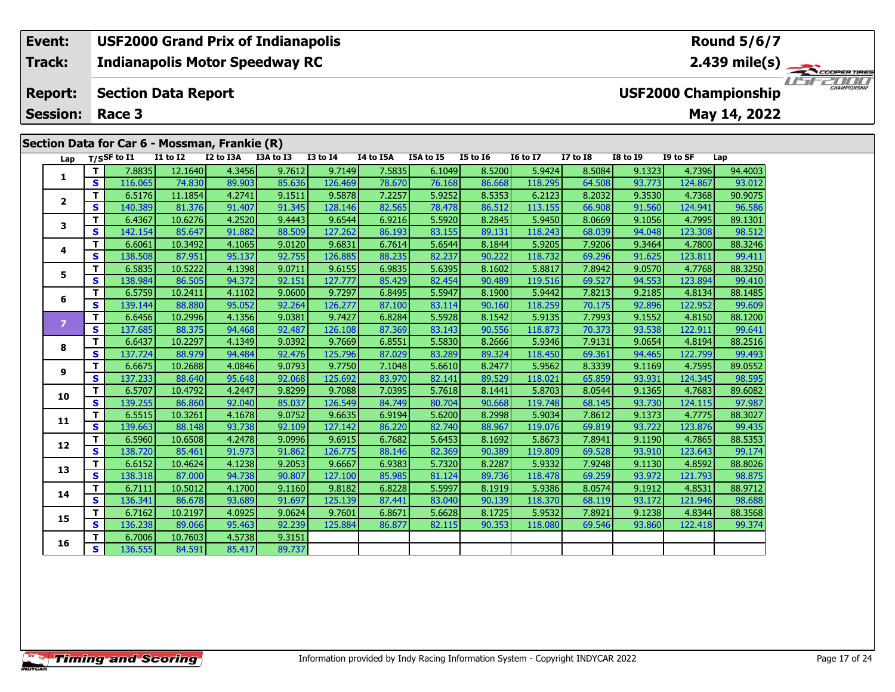| Event: | USF2000 Grand Prix of Indianapolis | Round 5/6/7 |
|---|---|---|
| Track: | Indianapolis Motor Speedway RC | 2.439 mile(s) |
| Report: | Section Data Report | USF2000 Championship |
| Session: | Race 3 | May 14, 2022 |

## Section Data for Car 6 - Mossman, Frankie (R)

| Lap | T/S | SF to I1 | I1 to I2 | I2 to I3A | I3A to I3 | I3 to I4 | I4 to I5A | I5A to I5 | I5 to I6 | I6 to I7 | I7 to I8 | I8 to I9 | I9 to SF | Lap |
|---|---|---|---|---|---|---|---|---|---|---|---|---|---|---|
| 1 | T | 7.8835 | 12.1640 | 4.3456 | 9.7612 | 9.7149 | 7.5835 | 6.1049 | 8.5200 | 5.9424 | 8.5084 | 9.1323 | 4.7396 | 94.4003 |
| | S | 116.065 | 74.830 | 89.903 | 85.636 | 126.469 | 78.670 | 76.168 | 86.668 | 118.295 | 64.508 | 93.773 | 124.867 | 93.012 |
| 2 | T | 6.5176 | 11.1854 | 4.2741 | 9.1511 | 9.5878 | 7.2257 | 5.9252 | 8.5353 | 6.2123 | 8.2032 | 9.3530 | 4.7368 | 90.9075 |
| | S | 140.389 | 81.376 | 91.407 | 91.345 | 128.146 | 82.565 | 78.478 | 86.512 | 113.155 | 66.908 | 91.560 | 124.941 | 96.586 |
| 3 | T | 6.4367 | 10.6276 | 4.2520 | 9.4443 | 9.6544 | 6.9216 | 5.5920 | 8.2845 | 5.9450 | 8.0669 | 9.1056 | 4.7995 | 89.1301 |
| | S | 142.154 | 85.647 | 91.882 | 88.509 | 127.262 | 86.193 | 83.155 | 89.131 | 118.243 | 68.039 | 94.048 | 123.308 | 98.512 |
| 4 | T | 6.6061 | 10.3492 | 4.1065 | 9.0120 | 9.6831 | 6.7614 | 5.6544 | 8.1844 | 5.9205 | 7.9206 | 9.3464 | 4.7800 | 88.3246 |
| | S | 138.508 | 87.951 | 95.137 | 92.755 | 126.885 | 88.235 | 82.237 | 90.222 | 118.732 | 69.296 | 91.625 | 123.811 | 99.411 |
| 5 | T | 6.5835 | 10.5222 | 4.1398 | 9.0711 | 9.6155 | 6.9835 | 5.6395 | 8.1602 | 5.8817 | 7.8942 | 9.0570 | 4.7768 | 88.3250 |
| | S | 138.984 | 86.505 | 94.372 | 92.151 | 127.777 | 85.429 | 82.454 | 90.489 | 119.516 | 69.527 | 94.553 | 123.894 | 99.410 |
| 6 | T | 6.5759 | 10.2411 | 4.1102 | 9.0600 | 9.7297 | 6.8495 | 5.5947 | 8.1900 | 5.9442 | 7.8213 | 9.2185 | 4.8134 | 88.1485 |
| | S | 139.144 | 88.880 | 95.052 | 92.264 | 126.277 | 87.100 | 83.114 | 90.160 | 118.259 | 70.175 | 92.896 | 122.952 | 99.609 |
| 7 | T | 6.6456 | 10.2996 | 4.1356 | 9.0381 | 9.7427 | 6.8284 | 5.5928 | 8.1542 | 5.9135 | 7.7993 | 9.1552 | 4.8150 | 88.1200 |
| | S | 137.685 | 88.375 | 94.468 | 92.487 | 126.108 | 87.369 | 83.143 | 90.556 | 118.873 | 70.373 | 93.538 | 122.911 | 99.641 |
| 8 | T | 6.6437 | 10.2297 | 4.1349 | 9.0392 | 9.7669 | 6.8551 | 5.5830 | 8.2666 | 5.9346 | 7.9131 | 9.0654 | 4.8194 | 88.2516 |
| | S | 137.724 | 88.979 | 94.484 | 92.476 | 125.796 | 87.029 | 83.289 | 89.324 | 118.450 | 69.361 | 94.465 | 122.799 | 99.493 |
| 9 | T | 6.6675 | 10.2688 | 4.0846 | 9.0793 | 9.7750 | 7.1048 | 5.6610 | 8.2477 | 5.9562 | 8.3339 | 9.1169 | 4.7595 | 89.0552 |
| | S | 137.233 | 88.640 | 95.648 | 92.068 | 125.692 | 83.970 | 82.141 | 89.529 | 118.021 | 65.859 | 93.931 | 124.345 | 98.595 |
| 10 | T | 6.5707 | 10.4792 | 4.2447 | 9.8299 | 9.7088 | 7.0395 | 5.7618 | 8.1441 | 5.8703 | 8.0544 | 9.1365 | 4.7683 | 89.6082 |
| | S | 139.255 | 86.860 | 92.040 | 85.037 | 126.549 | 84.749 | 80.704 | 90.668 | 119.748 | 68.145 | 93.730 | 124.115 | 97.987 |
| 11 | T | 6.5515 | 10.3261 | 4.1678 | 9.0752 | 9.6635 | 6.9194 | 5.6200 | 8.2998 | 5.9034 | 7.8612 | 9.1373 | 4.7775 | 88.3027 |
| | S | 139.663 | 88.148 | 93.738 | 92.109 | 127.142 | 86.220 | 82.740 | 88.967 | 119.076 | 69.819 | 93.722 | 123.876 | 99.435 |
| 12 | T | 6.5960 | 10.6508 | 4.2478 | 9.0996 | 9.6915 | 6.7682 | 5.6453 | 8.1692 | 5.8673 | 7.8941 | 9.1190 | 4.7865 | 88.5353 |
| | S | 138.720 | 85.461 | 91.973 | 91.862 | 126.775 | 88.146 | 82.369 | 90.389 | 119.809 | 69.528 | 93.910 | 123.643 | 99.174 |
| 13 | T | 6.6152 | 10.4624 | 4.1238 | 9.2053 | 9.6667 | 6.9383 | 5.7320 | 8.2287 | 5.9332 | 7.9248 | 9.1130 | 4.8592 | 88.8026 |
| | S | 138.318 | 87.000 | 94.738 | 90.807 | 127.100 | 85.985 | 81.124 | 89.736 | 118.478 | 69.259 | 93.972 | 121.793 | 98.875 |
| 14 | T | 6.7111 | 10.5012 | 4.1700 | 9.1160 | 9.8182 | 6.8228 | 5.5997 | 8.1919 | 5.9386 | 8.0574 | 9.1912 | 4.8531 | 88.9712 |
| | S | 136.341 | 86.678 | 93.689 | 91.697 | 125.139 | 87.441 | 83.040 | 90.139 | 118.370 | 68.119 | 93.172 | 121.946 | 98.688 |
| 15 | T | 6.7162 | 10.2197 | 4.0925 | 9.0624 | 9.7601 | 6.8671 | 5.6628 | 8.1725 | 5.9532 | 7.8921 | 9.1238 | 4.8344 | 88.3568 |
| | S | 136.238 | 89.066 | 95.463 | 92.239 | 125.884 | 86.877 | 82.115 | 90.353 | 118.080 | 69.546 | 93.860 | 122.418 | 99.374 |
| 16 | T | 6.7006 | 10.7603 | 4.5738 | 9.3151 | | | | | | | | | |
| | S | 136.555 | 84.591 | 85.417 | 89.737 | | | | | | | | | |

Information provided by Indy Racing Information System - Copyright INDYCAR 2022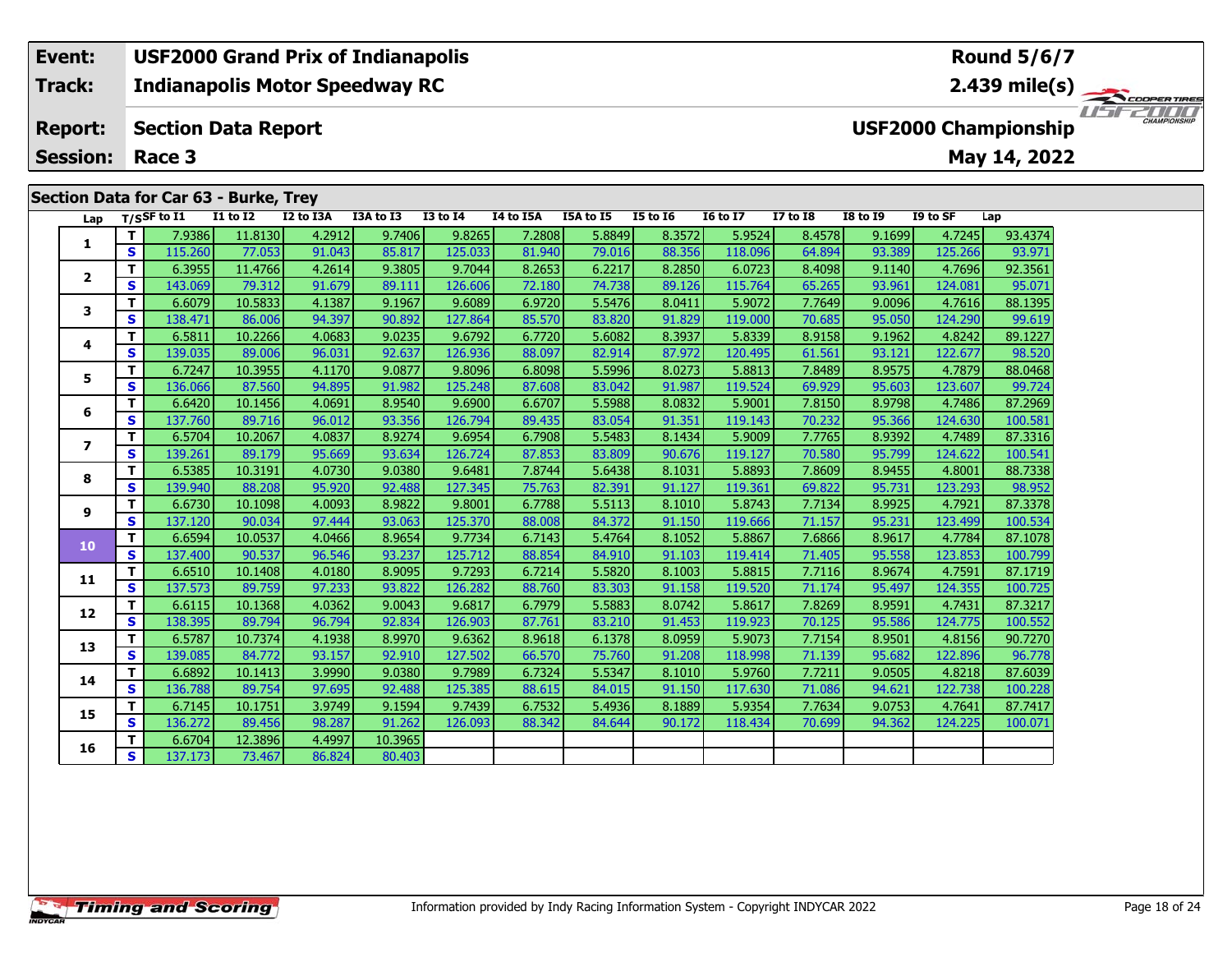| Event: | USF2000 Grand Prix of Indianapolis | Round 5/6/7 |
|---|---|---|
| Track: | Indianapolis Motor Speedway RC | 2.439 mile(s) |
| Report: | Section Data Report | USF2000 Championship |
| Session: | Race 3 | May 14, 2022 |

## Section Data for Car 63 - Burke, Trey

| Lap | T/S | SF to I1 | I1 to I2 | I2 to I3A | I3A to I3 | I3 to I4 | I4 to I5A | I5A to I5 | I5 to I6 | I6 to I7 | I7 to I8 | I8 to I9 | I9 to SF | Lap |
|---|---|---|---|---|---|---|---|---|---|---|---|---|---|---|
| 1 | T | 7.9386 | 11.8130 | 4.2912 | 9.7406 | 9.8265 | 7.2808 | 5.8849 | 8.3572 | 5.9524 | 8.4578 | 9.1699 | 4.7245 | 93.4374 |
| | S | 115.260 | 77.053 | 91.043 | 85.817 | 125.033 | 81.940 | 79.016 | 88.356 | 118.096 | 64.894 | 93.389 | 125.266 | 93.971 |
| 2 | T | 6.3955 | 11.4766 | 4.2614 | 9.3805 | 9.7044 | 8.2653 | 6.2217 | 8.2850 | 6.0723 | 8.4098 | 9.1140 | 4.7696 | 92.3561 |
| | S | 143.069 | 79.312 | 91.679 | 89.111 | 126.606 | 72.180 | 74.738 | 89.126 | 115.764 | 65.265 | 93.961 | 124.081 | 95.071 |
| 3 | T | 6.6079 | 10.5833 | 4.1387 | 9.1967 | 9.6089 | 6.9720 | 5.5476 | 8.0411 | 5.9072 | 7.7649 | 9.0096 | 4.7616 | 88.1395 |
| | S | 138.471 | 86.006 | 94.397 | 90.892 | 127.864 | 85.570 | 83.820 | 91.829 | 119.000 | 70.685 | 95.050 | 124.290 | 99.619 |
| 4 | T | 6.5811 | 10.2266 | 4.0683 | 9.0235 | 9.6792 | 6.7720 | 5.6082 | 8.3937 | 5.8339 | 8.9158 | 9.1962 | 4.8242 | 89.1227 |
| | S | 139.035 | 89.006 | 96.031 | 92.637 | 126.936 | 88.097 | 82.914 | 87.972 | 120.495 | 61.561 | 93.121 | 122.677 | 98.520 |
| 5 | T | 6.7247 | 10.3955 | 4.1170 | 9.0877 | 9.8096 | 6.8098 | 5.5996 | 8.0273 | 5.8813 | 7.8489 | 8.9575 | 4.7879 | 88.0468 |
| | S | 136.066 | 87.560 | 94.895 | 91.982 | 125.248 | 87.608 | 83.042 | 91.987 | 119.524 | 69.929 | 95.603 | 123.607 | 99.724 |
| 6 | T | 6.6420 | 10.1456 | 4.0691 | 8.9540 | 9.6900 | 6.6707 | 5.5988 | 8.0832 | 5.9001 | 7.8150 | 8.9798 | 4.7486 | 87.2969 |
| | S | 137.760 | 89.716 | 96.012 | 93.356 | 126.794 | 89.435 | 83.054 | 91.351 | 119.143 | 70.232 | 95.366 | 124.630 | 100.581 |
| 7 | T | 6.5704 | 10.2067 | 4.0837 | 8.9274 | 9.6954 | 6.7908 | 5.5483 | 8.1434 | 5.9009 | 7.7765 | 8.9392 | 4.7489 | 87.3316 |
| | S | 139.261 | 89.179 | 95.669 | 93.634 | 126.724 | 87.853 | 83.809 | 90.676 | 119.127 | 70.580 | 95.799 | 124.622 | 100.541 |
| 8 | T | 6.5385 | 10.3191 | 4.0730 | 9.0380 | 9.6481 | 7.8744 | 5.6438 | 8.1031 | 5.8893 | 7.8609 | 8.9455 | 4.8001 | 88.7338 |
| | S | 139.940 | 88.208 | 95.920 | 92.488 | 127.345 | 75.763 | 82.391 | 91.127 | 119.361 | 69.822 | 95.731 | 123.293 | 98.952 |
| 9 | T | 6.6730 | 10.1098 | 4.0093 | 8.9822 | 9.8001 | 6.7788 | 5.5113 | 8.1010 | 5.8743 | 7.7134 | 8.9925 | 4.7921 | 87.3378 |
| | S | 137.120 | 90.034 | 97.444 | 93.063 | 125.370 | 88.008 | 84.372 | 91.150 | 119.666 | 71.157 | 95.231 | 123.499 | 100.534 |
| 10 | T | 6.6594 | 10.0537 | 4.0466 | 8.9654 | 9.7734 | 6.7143 | 5.4764 | 8.1052 | 5.8867 | 7.6866 | 8.9617 | 4.7784 | 87.1078 |
| | S | 137.400 | 90.537 | 96.546 | 93.237 | 125.712 | 88.854 | 84.910 | 91.103 | 119.414 | 71.405 | 95.558 | 123.853 | 100.799 |
| 11 | T | 6.6510 | 10.1408 | 4.0180 | 8.9095 | 9.7293 | 6.7214 | 5.5820 | 8.1003 | 5.8815 | 7.7116 | 8.9674 | 4.7591 | 87.1719 |
| | S | 137.573 | 89.759 | 97.233 | 93.822 | 126.282 | 88.760 | 83.303 | 91.158 | 119.520 | 71.174 | 95.497 | 124.355 | 100.725 |
| 12 | T | 6.6115 | 10.1368 | 4.0362 | 9.0043 | 9.6817 | 6.7979 | 5.5883 | 8.0742 | 5.8617 | 7.8269 | 8.9591 | 4.7431 | 87.3217 |
| | S | 138.395 | 89.794 | 96.794 | 92.834 | 126.903 | 87.761 | 83.210 | 91.453 | 119.923 | 70.125 | 95.586 | 124.775 | 100.552 |
| 13 | T | 6.5787 | 10.7374 | 4.1938 | 8.9970 | 9.6362 | 8.9618 | 6.1378 | 8.0959 | 5.9073 | 7.7154 | 8.9501 | 4.8156 | 90.7270 |
| | S | 139.085 | 84.772 | 93.157 | 92.910 | 127.502 | 66.570 | 75.760 | 91.208 | 118.998 | 71.139 | 95.682 | 122.896 | 96.778 |
| 14 | T | 6.6892 | 10.1413 | 3.9990 | 9.0380 | 9.7989 | 6.7324 | 5.5347 | 8.1010 | 5.9760 | 7.7211 | 9.0505 | 4.8218 | 87.6039 |
| | S | 136.788 | 89.754 | 97.695 | 92.488 | 125.385 | 88.615 | 84.015 | 91.150 | 117.630 | 71.086 | 94.621 | 122.738 | 100.228 |
| 15 | T | 6.7145 | 10.1751 | 3.9749 | 9.1594 | 9.7439 | 6.7532 | 5.4936 | 8.1889 | 5.9354 | 7.7634 | 9.0753 | 4.7641 | 87.7417 |
| | S | 136.272 | 89.456 | 98.287 | 91.262 | 126.093 | 88.342 | 84.644 | 90.172 | 118.434 | 70.699 | 94.362 | 124.225 | 100.071 |
| 16 | T | 6.6704 | 12.3896 | 4.4997 | 10.3965 | | | | | | | | | |
| | S | 137.173 | 73.467 | 86.824 | 80.403 | | | | | | | | | |

Information provided by Indy Racing Information System - Copyright INDYCAR 2022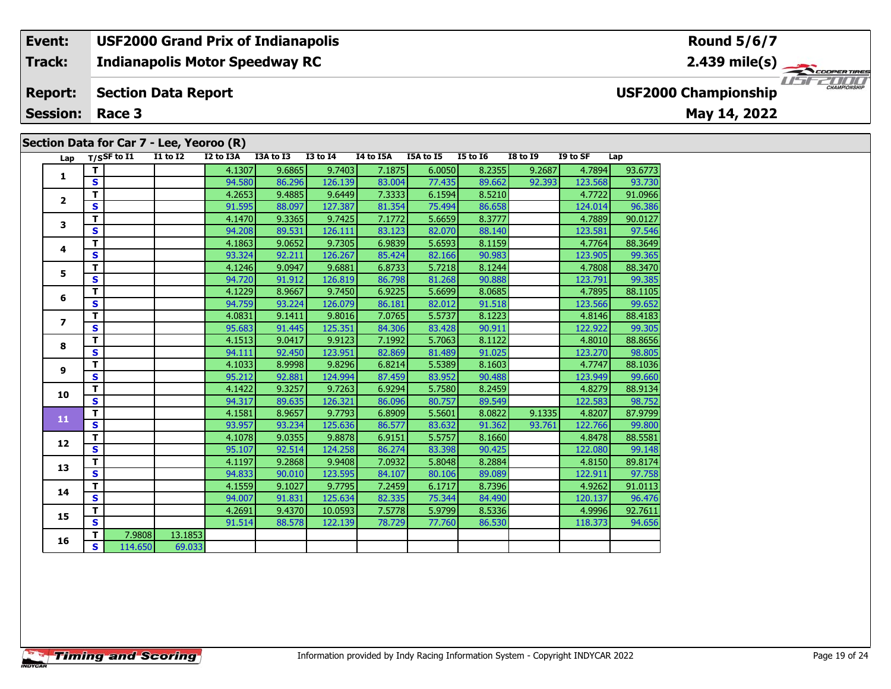| Event: | USF2000 Grand Prix of Indianapolis | Round 5/6/7 |
|---|---|---|
| Track: | Indianapolis Motor Speedway RC | 2.439 mile(s) |
| Report: | Section Data Report | USF2000 Championship |
| Session: | Race 3 | May 14, 2022 |

## Section Data for Car 7 - Lee, Yeoroo (R)

| Lap | T/S | SF to I1 | I1 to I2 | I2 to I3A | I3A to I3 | I3 to I4 | I4 to I5A | I5A to I5 | I5 to I6 | I8 to I9 | I9 to SF | Lap |
|---|---|---|---|---|---|---|---|---|---|---|---|---|
| 1 | T | | | 4.1307 | 9.6865 | 9.7403 | 7.1875 | 6.0050 | 8.2355 | 9.2687 | 4.7894 | 93.6773 |
| | S | | | 94.580 | 86.296 | 126.139 | 83.004 | 77.435 | 89.662 | 92.393 | 123.568 | 93.730 |
| 2 | T | | | 4.2653 | 9.4885 | 9.6449 | 7.3333 | 6.1594 | 8.5210 | | 4.7722 | 91.0966 |
| | S | | | 91.595 | 88.097 | 127.387 | 81.354 | 75.494 | 86.658 | | 124.014 | 96.386 |
| 3 | T | | | 4.1470 | 9.3365 | 9.7425 | 7.1772 | 5.6659 | 8.3777 | | 4.7889 | 90.0127 |
| | S | | | 94.208 | 89.531 | 126.111 | 83.123 | 82.070 | 88.140 | | 123.581 | 97.546 |
| 4 | T | | | 4.1863 | 9.0652 | 9.7305 | 6.9839 | 5.6593 | 8.1159 | | 4.7764 | 88.3649 |
| | S | | | 93.324 | 92.211 | 126.267 | 85.424 | 82.166 | 90.983 | | 123.905 | 99.365 |
| 5 | T | | | 4.1246 | 9.0947 | 9.6881 | 6.8733 | 5.7218 | 8.1244 | | 4.7808 | 88.3470 |
| | S | | | 94.720 | 91.912 | 126.819 | 86.798 | 81.268 | 90.888 | | 123.791 | 99.385 |
| 6 | T | | | 4.1229 | 8.9667 | 9.7450 | 6.9225 | 5.6699 | 8.0685 | | 4.7895 | 88.1105 |
| | S | | | 94.759 | 93.224 | 126.079 | 86.181 | 82.012 | 91.518 | | 123.566 | 99.652 |
| 7 | T | | | 4.0831 | 9.1411 | 9.8016 | 7.0765 | 5.5737 | 8.1223 | | 4.8146 | 88.4183 |
| | S | | | 95.683 | 91.445 | 125.351 | 84.306 | 83.428 | 90.911 | | 122.922 | 99.305 |
| 8 | T | | | 4.1513 | 9.0417 | 9.9123 | 7.1992 | 5.7063 | 8.1122 | | 4.8010 | 88.8656 |
| | S | | | 94.111 | 92.450 | 123.951 | 82.869 | 81.489 | 91.025 | | 123.270 | 98.805 |
| 9 | T | | | 4.1033 | 8.9998 | 9.8296 | 6.8214 | 5.5389 | 8.1603 | | 4.7747 | 88.1036 |
| | S | | | 95.212 | 92.881 | 124.994 | 87.459 | 83.952 | 90.488 | | 123.949 | 99.660 |
| 10 | T | | | 4.1422 | 9.3257 | 9.7263 | 6.9294 | 5.7580 | 8.2459 | | 4.8279 | 88.9134 |
| | S | | | 94.317 | 89.635 | 126.321 | 86.096 | 80.757 | 89.549 | | 122.583 | 98.752 |
| 11 | T | | | 4.1581 | 8.9657 | 9.7793 | 6.8909 | 5.5601 | 8.0822 | 9.1335 | 4.8207 | 87.9799 |
| | S | | | 93.957 | 93.234 | 125.636 | 86.577 | 83.632 | 91.362 | 93.761 | 122.766 | 99.800 |
| 12 | T | | | 4.1078 | 9.0355 | 9.8878 | 6.9151 | 5.5757 | 8.1660 | | 4.8478 | 88.5581 |
| | S | | | 95.107 | 92.514 | 124.258 | 86.274 | 83.398 | 90.425 | | 122.080 | 99.148 |
| 13 | T | | | 4.1197 | 9.2868 | 9.9408 | 7.0932 | 5.8048 | 8.2884 | | 4.8150 | 89.8174 |
| | S | | | 94.833 | 90.010 | 123.595 | 84.107 | 80.106 | 89.089 | | 122.911 | 97.758 |
| 14 | T | | | 4.1559 | 9.1027 | 9.7795 | 7.2459 | 6.1717 | 8.7396 | | 4.9262 | 91.0113 |
| | S | | | 94.007 | 91.831 | 125.634 | 82.335 | 75.344 | 84.490 | | 120.137 | 96.476 |
| 15 | T | | | 4.2691 | 9.4370 | 10.0593 | 7.5778 | 5.9799 | 8.5336 | | 4.9996 | 92.7611 |
| | S | | | 91.514 | 88.578 | 122.139 | 78.729 | 77.760 | 86.530 | | 118.373 | 94.656 |
| 16 | T | 7.9808 | 13.1853 | | | | | | | | | |
| | S | 114.650 | 69.033 | | | | | | | | | |

Information provided by Indy Racing Information System - Copyright INDYCAR 2022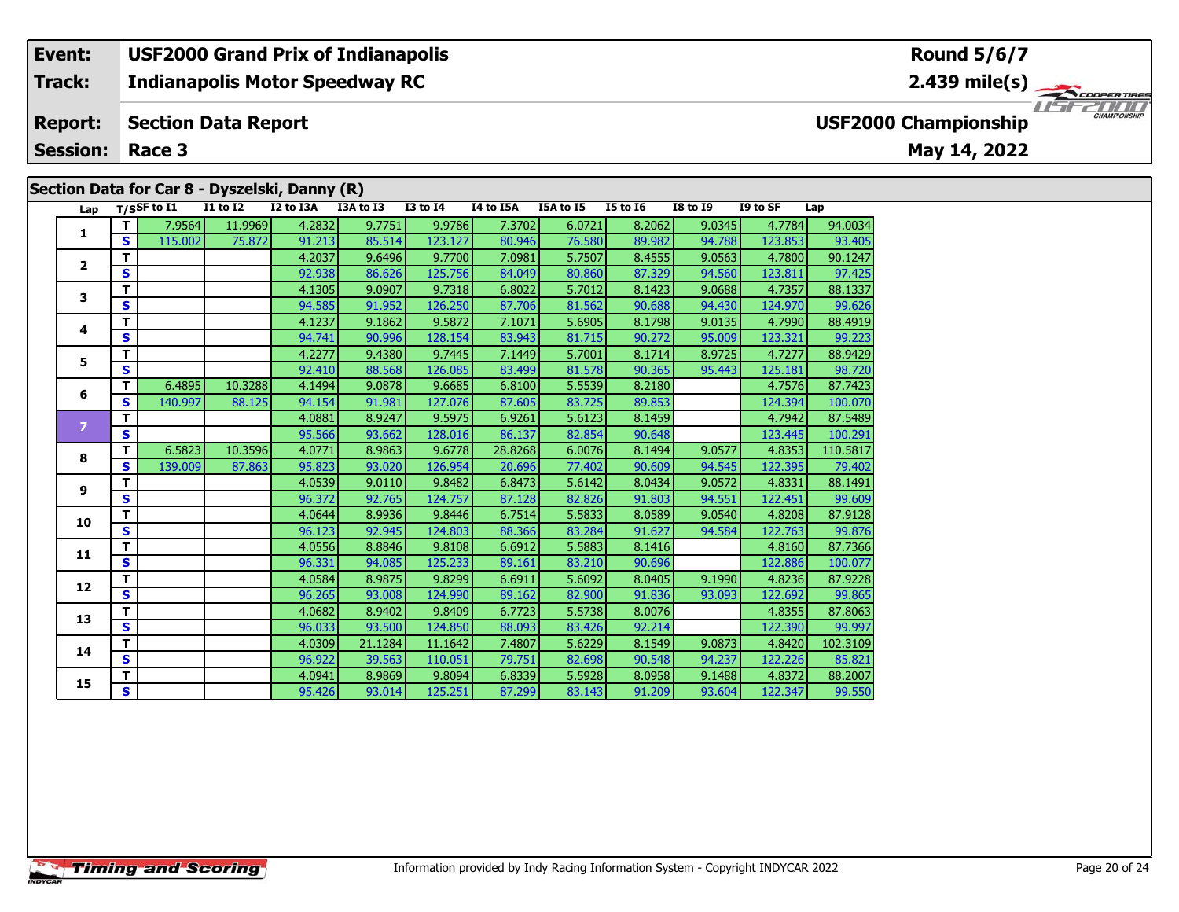| Event: | USF2000 Grand Prix of Indianapolis | Round 5/6/7 |
|---|---|---|
| Track: | Indianapolis Motor Speedway RC | 2.439 mile(s) |
| Report: | Section Data Report | USF2000 Championship |
| Session: | Race 3 | May 14, 2022 |

## Section Data for Car 8 - Dyszelski, Danny (R)

| Lap | T/S | SF to I1 | I1 to I2 | I2 to I3A | I3A to I3 | I3 to I4 | I4 to I5A | I5A to I5 | I5 to I6 | I8 to I9 | I9 to SF | Lap |
|---|---|---|---|---|---|---|---|---|---|---|---|---|
| 1 | T | 7.9564 | 11.9969 | 4.2832 | 9.7751 | 9.9786 | 7.3702 | 6.0721 | 8.2062 | 9.0345 | 4.7784 | 94.0034 |
| | S | 115.002 | 75.872 | 91.213 | 85.514 | 123.127 | 80.946 | 76.580 | 89.982 | 94.788 | 123.853 | 93.405 |
| 2 | T | | | 4.2037 | 9.6496 | 9.7700 | 7.0981 | 5.7507 | 8.4555 | 9.0563 | 4.7800 | 90.1247 |
| | S | | | 92.938 | 86.626 | 125.756 | 84.049 | 80.860 | 87.329 | 94.560 | 123.811 | 97.425 |
| 3 | T | | | 4.1305 | 9.0907 | 9.7318 | 6.8022 | 5.7012 | 8.1423 | 9.0688 | 4.7357 | 88.1337 |
| | S | | | 94.585 | 91.952 | 126.250 | 87.706 | 81.562 | 90.688 | 94.430 | 124.970 | 99.626 |
| 4 | T | | | 4.1237 | 9.1862 | 9.5872 | 7.1071 | 5.6905 | 8.1798 | 9.0135 | 4.7990 | 88.4919 |
| | S | | | 94.741 | 90.996 | 128.154 | 83.943 | 81.715 | 90.272 | 95.009 | 123.321 | 99.223 |
| 5 | T | | | 4.2277 | 9.4380 | 9.7445 | 7.1449 | 5.7001 | 8.1714 | 8.9725 | 4.7277 | 88.9429 |
| | S | | | 92.410 | 88.568 | 126.085 | 83.499 | 81.578 | 90.365 | 95.443 | 125.181 | 98.720 |
| 6 | T | 6.4895 | 10.3288 | 4.1494 | 9.0878 | 9.6685 | 6.8100 | 5.5539 | 8.2180 | | 4.7576 | 87.7423 |
| | S | 140.997 | 88.125 | 94.154 | 91.981 | 127.076 | 87.605 | 83.725 | 89.853 | | 124.394 | 100.070 |
| 7 | T | | | 4.0881 | 8.9247 | 9.5975 | 6.9261 | 5.6123 | 8.1459 | | 4.7942 | 87.5489 |
| | S | | | 95.566 | 93.662 | 128.016 | 86.137 | 82.854 | 90.648 | | 123.445 | 100.291 |
| 8 | T | 6.5823 | 10.3596 | 4.0771 | 8.9863 | 9.6778 | 28.8268 | 6.0076 | 8.1494 | 9.0577 | 4.8353 | 110.5817 |
| | S | 139.009 | 87.863 | 95.823 | 93.020 | 126.954 | 20.696 | 77.402 | 90.609 | 94.545 | 122.395 | 79.402 |
| 9 | T | | | 4.0539 | 9.0110 | 9.8482 | 6.8473 | 5.6142 | 8.0434 | 9.0572 | 4.8331 | 88.1491 |
| | S | | | 96.372 | 92.765 | 124.757 | 87.128 | 82.826 | 91.803 | 94.551 | 122.451 | 99.609 |
| 10 | T | | | 4.0644 | 8.9936 | 9.8446 | 6.7514 | 5.5833 | 8.0589 | 9.0540 | 4.8208 | 87.9128 |
| | S | | | 96.123 | 92.945 | 124.803 | 88.366 | 83.284 | 91.627 | 94.584 | 122.763 | 99.876 |
| 11 | T | | | 4.0556 | 8.8846 | 9.8108 | 6.6912 | 5.5883 | 8.1416 | | 4.8160 | 87.7366 |
| | S | | | 96.331 | 94.085 | 125.233 | 89.161 | 83.210 | 90.696 | | 122.886 | 100.077 |
| 12 | T | | | 4.0584 | 8.9875 | 9.8299 | 6.6911 | 5.6092 | 8.0405 | 9.1990 | 4.8236 | 87.9228 |
| | S | | | 96.265 | 93.008 | 124.990 | 89.162 | 82.900 | 91.836 | 93.093 | 122.692 | 99.865 |
| 13 | T | | | 4.0682 | 8.9402 | 9.8409 | 6.7723 | 5.5738 | 8.0076 | | 4.8355 | 87.8063 |
| | S | | | 96.033 | 93.500 | 124.850 | 88.093 | 83.426 | 92.214 | | 122.390 | 99.997 |
| 14 | T | | | 4.0309 | 21.1284 | 11.1642 | 7.4807 | 5.6229 | 8.1549 | 9.0873 | 4.8420 | 102.3109 |
| | S | | | 96.922 | 39.563 | 110.051 | 79.751 | 82.698 | 90.548 | 94.237 | 122.226 | 85.821 |
| 15 | T | | | 4.0941 | 8.9869 | 9.8094 | 6.8339 | 5.5928 | 8.0958 | 9.1488 | 4.8372 | 88.2007 |
| | S | | | 95.426 | 93.014 | 125.251 | 87.299 | 83.143 | 91.209 | 93.604 | 122.347 | 99.550 |

Information provided by Indy Racing Information System - Copyright INDYCAR 2022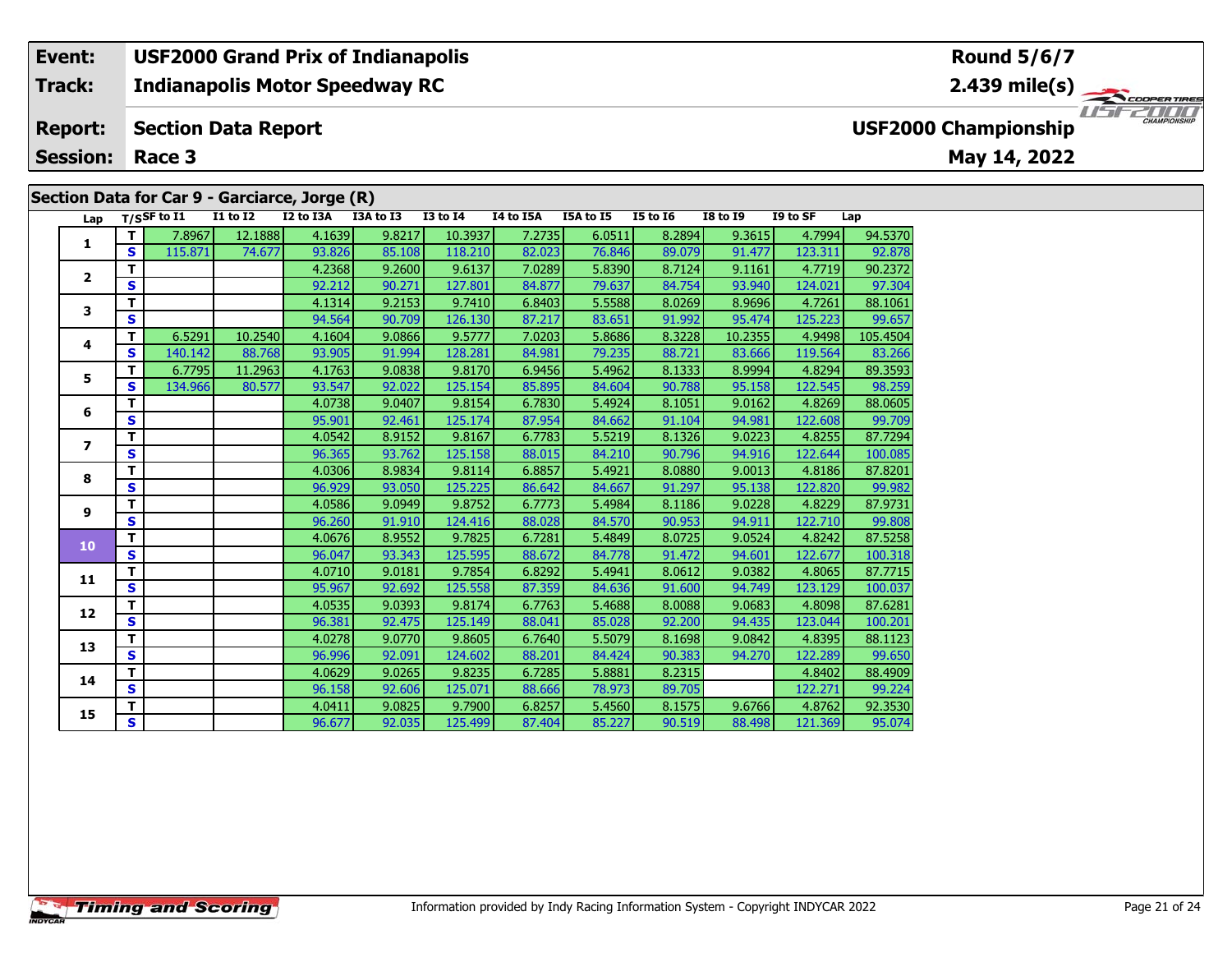| Event: | USF2000 Grand Prix of Indianapolis | Round 5/6/7 |
|---|---|---|
| Track: | Indianapolis Motor Speedway RC | 2.439 mile(s) |
| Report: | Section Data Report | USF2000 Championship |
| Session: | Race 3 | May 14, 2022 |

## Section Data for Car 9 - Garciarce, Jorge (R)

| Lap | T/S | SF to I1 | I1 to I2 | I2 to I3A | I3A to I3 | I3 to I4 | I4 to I5A | I5A to I5 | I5 to I6 | I8 to I9 | I9 to SF | Lap |
|---|---|---|---|---|---|---|---|---|---|---|---|---|
| 1 | T | 7.8967 | 12.1888 | 4.1639 | 9.8217 | 10.3937 | 7.2735 | 6.0511 | 8.2894 | 9.3615 | 4.7994 | 94.5370 |
| | S | 115.871 | 74.677 | 93.826 | 85.108 | 118.210 | 82.023 | 76.846 | 89.079 | 91.477 | 123.311 | 92.878 |
| 2 | T | | | 4.2368 | 9.2600 | 9.6137 | 7.0289 | 5.8390 | 8.7124 | 9.1161 | 4.7719 | 90.2372 |
| | S | | | 92.212 | 90.271 | 127.801 | 84.877 | 79.637 | 84.754 | 93.940 | 124.021 | 97.304 |
| 3 | T | | | 4.1314 | 9.2153 | 9.7410 | 6.8403 | 5.5588 | 8.0269 | 8.9696 | 4.7261 | 88.1061 |
| | S | | | 94.564 | 90.709 | 126.130 | 87.217 | 83.651 | 91.992 | 95.474 | 125.223 | 99.657 |
| 4 | T | 6.5291 | 10.2540 | 4.1604 | 9.0866 | 9.5777 | 7.0203 | 5.8686 | 8.3228 | 10.2355 | 4.9498 | 105.4504 |
| | S | 140.142 | 88.768 | 93.905 | 91.994 | 128.281 | 84.981 | 79.235 | 88.721 | 83.666 | 119.564 | 83.266 |
| 5 | T | 6.7795 | 11.2963 | 4.1763 | 9.0838 | 9.8170 | 6.9456 | 5.4962 | 8.1333 | 8.9994 | 4.8294 | 89.3593 |
| | S | 134.966 | 80.577 | 93.547 | 92.022 | 125.154 | 85.895 | 84.604 | 90.788 | 95.158 | 122.545 | 98.259 |
| 6 | T | | | 4.0738 | 9.0407 | 9.8154 | 6.7830 | 5.4924 | 8.1051 | 9.0162 | 4.8269 | 88.0605 |
| | S | | | 95.901 | 92.461 | 125.174 | 87.954 | 84.662 | 91.104 | 94.981 | 122.608 | 99.709 |
| 7 | T | | | 4.0542 | 8.9152 | 9.8167 | 6.7783 | 5.5219 | 8.1326 | 9.0223 | 4.8255 | 87.7294 |
| | S | | | 96.365 | 93.762 | 125.158 | 88.015 | 84.210 | 90.796 | 94.916 | 122.644 | 100.085 |
| 8 | T | | | 4.0306 | 8.9834 | 9.8114 | 6.8857 | 5.4921 | 8.0880 | 9.0013 | 4.8186 | 87.8201 |
| | S | | | 96.929 | 93.050 | 125.225 | 86.642 | 84.667 | 91.297 | 95.138 | 122.820 | 99.982 |
| 9 | T | | | 4.0586 | 9.0949 | 9.8752 | 6.7773 | 5.4984 | 8.1186 | 9.0228 | 4.8229 | 87.9731 |
| | S | | | 96.260 | 91.910 | 124.416 | 88.028 | 84.570 | 90.953 | 94.911 | 122.710 | 99.808 |
| 10 | T | | | 4.0676 | 8.9552 | 9.7825 | 6.7281 | 5.4849 | 8.0725 | 9.0524 | 4.8242 | 87.5258 |
| | S | | | 96.047 | 93.343 | 125.595 | 88.672 | 84.778 | 91.472 | 94.601 | 122.677 | 100.318 |
| 11 | T | | | 4.0710 | 9.0181 | 9.7854 | 6.8292 | 5.4941 | 8.0612 | 9.0382 | 4.8065 | 87.7715 |
| | S | | | 95.967 | 92.692 | 125.558 | 87.359 | 84.636 | 91.600 | 94.749 | 123.129 | 100.037 |
| 12 | T | | | 4.0535 | 9.0393 | 9.8174 | 6.7763 | 5.4688 | 8.0088 | 9.0683 | 4.8098 | 87.6281 |
| | S | | | 96.381 | 92.475 | 125.149 | 88.041 | 85.028 | 92.200 | 94.435 | 123.044 | 100.201 |
| 13 | T | | | 4.0278 | 9.0770 | 9.8605 | 6.7640 | 5.5079 | 8.1698 | 9.0842 | 4.8395 | 88.1123 |
| | S | | | 96.996 | 92.091 | 124.602 | 88.201 | 84.424 | 90.383 | 94.270 | 122.289 | 99.650 |
| 14 | T | | | 4.0629 | 9.0265 | 9.8235 | 6.7285 | 5.8881 | 8.2315 | | 4.8402 | 88.4909 |
| | S | | | 96.158 | 92.606 | 125.071 | 88.666 | 78.973 | 89.705 | | 122.271 | 99.224 |
| 15 | T | | | 4.0411 | 9.0825 | 9.7900 | 6.8257 | 5.4560 | 8.1575 | 9.6766 | 4.8762 | 92.3530 |
| | S | | | 96.677 | 92.035 | 125.499 | 87.404 | 85.227 | 90.519 | 88.498 | 121.369 | 95.074 |

Information provided by Indy Racing Information System - Copyright INDYCAR 2022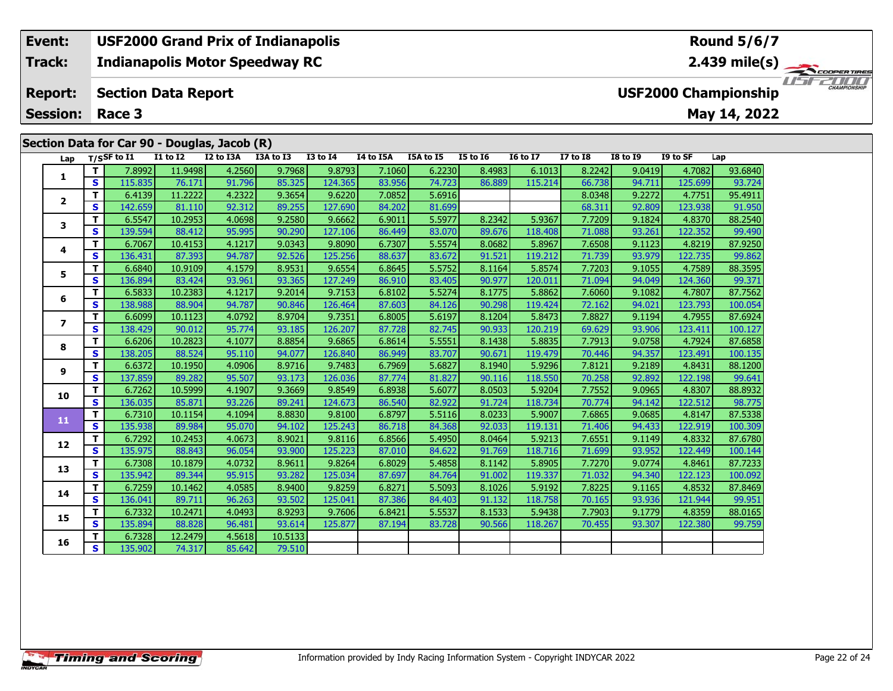| Event: | USF2000 Grand Prix of Indianapolis | Round 5/6/7 |
|---|---|---|
| Track: | Indianapolis Motor Speedway RC | 2.439 mile(s) |
| Report: | Section Data Report | USF2000 Championship |
| Session: | Race 3 | May 14, 2022 |

## Section Data for Car 90 - Douglas, Jacob (R)

| Lap | T/S | SF to I1 | I1 to I2 | I2 to I3A | I3A to I3 | I3 to I4 | I4 to I5A | I5A to I5 | I5 to I6 | I6 to I7 | I7 to I8 | I8 to I9 | I9 to SF | Lap |
|---|---|---|---|---|---|---|---|---|---|---|---|---|---|---|
| 1 | T | 7.8992 | 11.9498 | 4.2560 | 9.7968 | 9.8793 | 7.1060 | 6.2230 | 8.4983 | 6.1013 | 8.2242 | 9.0419 | 4.7082 | 93.6840 |
| | S | 115.835 | 76.171 | 91.796 | 85.325 | 124.365 | 83.956 | 74.723 | 86.889 | 115.214 | 66.738 | 94.711 | 125.699 | 93.724 |
| 2 | T | 6.4139 | 11.2222 | 4.2322 | 9.3654 | 9.6220 | 7.0852 | 5.6916 | | | 8.0348 | 9.2272 | 4.7751 | 95.4911 |
| | S | 142.659 | 81.110 | 92.312 | 89.255 | 127.690 | 84.202 | 81.699 | | | 68.311 | 92.809 | 123.938 | 91.950 |
| 3 | T | 6.5547 | 10.2953 | 4.0698 | 9.2580 | 9.6662 | 6.9011 | 5.5977 | 8.2342 | 5.9367 | 7.7209 | 9.1824 | 4.8370 | 88.2540 |
| | S | 139.594 | 88.412 | 95.995 | 90.290 | 127.106 | 86.449 | 83.070 | 89.676 | 118.408 | 71.088 | 93.261 | 122.352 | 99.490 |
| 4 | T | 6.7067 | 10.4153 | 4.1217 | 9.0343 | 9.8090 | 6.7307 | 5.5574 | 8.0682 | 5.8967 | 7.6508 | 9.1123 | 4.8219 | 87.9250 |
| | S | 136.431 | 87.393 | 94.787 | 92.526 | 125.256 | 88.637 | 83.672 | 91.521 | 119.212 | 71.739 | 93.979 | 122.735 | 99.862 |
| 5 | T | 6.6840 | 10.9109 | 4.1579 | 8.9531 | 9.6554 | 6.8645 | 5.5752 | 8.1164 | 5.8574 | 7.7203 | 9.1055 | 4.7589 | 88.3595 |
| | S | 136.894 | 83.424 | 93.961 | 93.365 | 127.249 | 86.910 | 83.405 | 90.977 | 120.011 | 71.094 | 94.049 | 124.360 | 99.371 |
| 6 | T | 6.5833 | 10.2383 | 4.1217 | 9.2014 | 9.7153 | 6.8102 | 5.5274 | 8.1775 | 5.8862 | 7.6060 | 9.1082 | 4.7807 | 87.7562 |
| | S | 138.988 | 88.904 | 94.787 | 90.846 | 126.464 | 87.603 | 84.126 | 90.298 | 119.424 | 72.162 | 94.021 | 123.793 | 100.054 |
| 7 | T | 6.6099 | 10.1123 | 4.0792 | 8.9704 | 9.7351 | 6.8005 | 5.6197 | 8.1204 | 5.8473 | 7.8827 | 9.1194 | 4.7955 | 87.6924 |
| | S | 138.429 | 90.012 | 95.774 | 93.185 | 126.207 | 87.728 | 82.745 | 90.933 | 120.219 | 69.629 | 93.906 | 123.411 | 100.127 |
| 8 | T | 6.6206 | 10.2823 | 4.1077 | 8.8854 | 9.6865 | 6.8614 | 5.5551 | 8.1438 | 5.8835 | 7.7913 | 9.0758 | 4.7924 | 87.6858 |
| | S | 138.205 | 88.524 | 95.110 | 94.077 | 126.840 | 86.949 | 83.707 | 90.671 | 119.479 | 70.446 | 94.357 | 123.491 | 100.135 |
| 9 | T | 6.6372 | 10.1950 | 4.0906 | 8.9716 | 9.7483 | 6.7969 | 5.6827 | 8.1940 | 5.9296 | 7.8121 | 9.2189 | 4.8431 | 88.1200 |
| | S | 137.859 | 89.282 | 95.507 | 93.173 | 126.036 | 87.774 | 81.827 | 90.116 | 118.550 | 70.258 | 92.892 | 122.198 | 99.641 |
| 10 | T | 6.7262 | 10.5999 | 4.1907 | 9.3669 | 9.8549 | 6.8938 | 5.6077 | 8.0503 | 5.9204 | 7.7552 | 9.0965 | 4.8307 | 88.8932 |
| | S | 136.035 | 85.871 | 93.226 | 89.241 | 124.673 | 86.540 | 82.922 | 91.724 | 118.734 | 70.774 | 94.142 | 122.512 | 98.775 |
| 11 | T | 6.7310 | 10.1154 | 4.1094 | 8.8830 | 9.8100 | 6.8797 | 5.5116 | 8.0233 | 5.9007 | 7.6865 | 9.0685 | 4.8147 | 87.5338 |
| | S | 135.938 | 89.984 | 95.070 | 94.102 | 125.243 | 86.718 | 84.368 | 92.033 | 119.131 | 71.406 | 94.433 | 122.919 | 100.309 |
| 12 | T | 6.7292 | 10.2453 | 4.0673 | 8.9021 | 9.8116 | 6.8566 | 5.4950 | 8.0464 | 5.9213 | 7.6551 | 9.1149 | 4.8332 | 87.6780 |
| | S | 135.975 | 88.843 | 96.054 | 93.900 | 125.223 | 87.010 | 84.622 | 91.769 | 118.716 | 71.699 | 93.952 | 122.449 | 100.144 |
| 13 | T | 6.7308 | 10.1879 | 4.0732 | 8.9611 | 9.8264 | 6.8029 | 5.4858 | 8.1142 | 5.8905 | 7.7270 | 9.0774 | 4.8461 | 87.7233 |
| | S | 135.942 | 89.344 | 95.915 | 93.282 | 125.034 | 87.697 | 84.764 | 91.002 | 119.337 | 71.032 | 94.340 | 122.123 | 100.092 |
| 14 | T | 6.7259 | 10.1462 | 4.0585 | 8.9400 | 9.8259 | 6.8271 | 5.5093 | 8.1026 | 5.9192 | 7.8225 | 9.1165 | 4.8532 | 87.8469 |
| | S | 136.041 | 89.711 | 96.263 | 93.502 | 125.041 | 87.386 | 84.403 | 91.132 | 118.758 | 70.165 | 93.936 | 121.944 | 99.951 |
| 15 | T | 6.7332 | 10.2471 | 4.0493 | 8.9293 | 9.7606 | 6.8421 | 5.5537 | 8.1533 | 5.9438 | 7.7903 | 9.1779 | 4.8359 | 88.0165 |
| | S | 135.894 | 88.828 | 96.481 | 93.614 | 125.877 | 87.194 | 83.728 | 90.566 | 118.267 | 70.455 | 93.307 | 122.380 | 99.759 |
| 16 | T | 6.7328 | 12.2479 | 4.5618 | 10.5133 | | | | | | | | | |
| | S | 135.902 | 74.317 | 85.642 | 79.510 | | | | | | | | | |

Information provided by Indy Racing Information System - Copyright INDYCAR 2022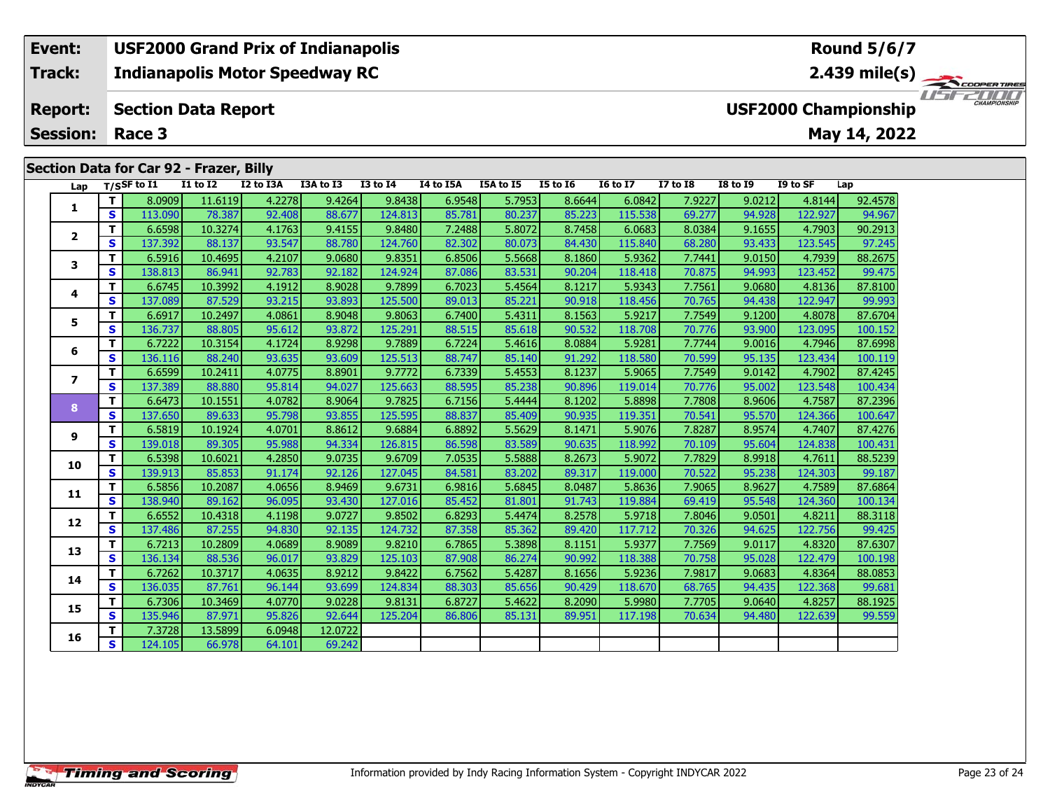| Event: | USF2000 Grand Prix of Indianapolis | Round 5/6/7 |
|---|---|---|
| Track: | Indianapolis Motor Speedway RC | 2.439 mile(s) |
| Report: | Section Data Report | USF2000 Championship |
| Session: | Race 3 | May 14, 2022 |

## Section Data for Car 92 - Frazer, Billy

| Lap | T/S | SF to I1 | I1 to I2 | I2 to I3A | I3A to I3 | I3 to I4 | I4 to I5A | I5A to I5 | I5 to I6 | I6 to I7 | I7 to I8 | I8 to I9 | I9 to SF | Lap |
|---|---|---|---|---|---|---|---|---|---|---|---|---|---|---|
| 1 | T | 8.0909 | 11.6119 | 4.2278 | 9.4264 | 9.8438 | 6.9548 | 5.7953 | 8.6644 | 6.0842 | 7.9227 | 9.0212 | 4.8144 | 92.4578 |
| | S | 113.090 | 78.387 | 92.408 | 88.677 | 124.813 | 85.781 | 80.237 | 85.223 | 115.538 | 69.277 | 94.928 | 122.927 | 94.967 |
| 2 | T | 6.6598 | 10.3274 | 4.1763 | 9.4155 | 9.8480 | 7.2488 | 5.8072 | 8.7458 | 6.0683 | 8.0384 | 9.1655 | 4.7903 | 90.2913 |
| | S | 137.392 | 88.137 | 93.547 | 88.780 | 124.760 | 82.302 | 80.073 | 84.430 | 115.840 | 68.280 | 93.433 | 123.545 | 97.245 |
| 3 | T | 6.5916 | 10.4695 | 4.2107 | 9.0680 | 9.8351 | 6.8506 | 5.5668 | 8.1860 | 5.9362 | 7.7441 | 9.0150 | 4.7939 | 88.2675 |
| | S | 138.813 | 86.941 | 92.783 | 92.182 | 124.924 | 87.086 | 83.531 | 90.204 | 118.418 | 70.875 | 94.993 | 123.452 | 99.475 |
| 4 | T | 6.6745 | 10.3992 | 4.1912 | 8.9028 | 9.7899 | 6.7023 | 5.4564 | 8.1217 | 5.9343 | 7.7561 | 9.0680 | 4.8136 | 87.8100 |
| | S | 137.089 | 87.529 | 93.215 | 93.893 | 125.500 | 89.013 | 85.221 | 90.918 | 118.456 | 70.765 | 94.438 | 122.947 | 99.993 |
| 5 | T | 6.6917 | 10.2497 | 4.0861 | 8.9048 | 9.8063 | 6.7400 | 5.4311 | 8.1563 | 5.9217 | 7.7549 | 9.1200 | 4.8078 | 87.6704 |
| | S | 136.737 | 88.805 | 95.612 | 93.872 | 125.291 | 88.515 | 85.618 | 90.532 | 118.708 | 70.776 | 93.900 | 123.095 | 100.152 |
| 6 | T | 6.7222 | 10.3154 | 4.1724 | 8.9298 | 9.7889 | 6.7224 | 5.4616 | 8.0884 | 5.9281 | 7.7744 | 9.0016 | 4.7946 | 87.6998 |
| | S | 136.116 | 88.240 | 93.635 | 93.609 | 125.513 | 88.747 | 85.140 | 91.292 | 118.580 | 70.599 | 95.135 | 123.434 | 100.119 |
| 7 | T | 6.6599 | 10.2411 | 4.0775 | 8.8901 | 9.7772 | 6.7339 | 5.4553 | 8.1237 | 5.9065 | 7.7549 | 9.0142 | 4.7902 | 87.4245 |
| | S | 137.389 | 88.880 | 95.814 | 94.027 | 125.663 | 88.595 | 85.238 | 90.896 | 119.014 | 70.776 | 95.002 | 123.548 | 100.434 |
| 8 | T | 6.6473 | 10.1551 | 4.0782 | 8.9064 | 9.7825 | 6.7156 | 5.4444 | 8.1202 | 5.8898 | 7.7808 | 8.9606 | 4.7587 | 87.2396 |
| | S | 137.650 | 89.633 | 95.798 | 93.855 | 125.595 | 88.837 | 85.409 | 90.935 | 119.351 | 70.541 | 95.570 | 124.366 | 100.647 |
| 9 | T | 6.5819 | 10.1924 | 4.0701 | 8.8612 | 9.6884 | 6.8892 | 5.5629 | 8.1471 | 5.9076 | 7.8287 | 8.9574 | 4.7407 | 87.4276 |
| | S | 139.018 | 89.305 | 95.988 | 94.334 | 126.815 | 86.598 | 83.589 | 90.635 | 118.992 | 70.109 | 95.604 | 124.838 | 100.431 |
| 10 | T | 6.5398 | 10.6021 | 4.2850 | 9.0735 | 9.6709 | 7.0535 | 5.5888 | 8.2673 | 5.9072 | 7.7829 | 8.9918 | 4.7611 | 88.5239 |
| | S | 139.913 | 85.853 | 91.174 | 92.126 | 127.045 | 84.581 | 83.202 | 89.317 | 119.000 | 70.522 | 95.238 | 124.303 | 99.187 |
| 11 | T | 6.5856 | 10.2087 | 4.0656 | 8.9469 | 9.6731 | 6.9816 | 5.6845 | 8.0487 | 5.8636 | 7.9065 | 8.9627 | 4.7589 | 87.6864 |
| | S | 138.940 | 89.162 | 96.095 | 93.430 | 127.016 | 85.452 | 81.801 | 91.743 | 119.884 | 69.419 | 95.548 | 124.360 | 100.134 |
| 12 | T | 6.6552 | 10.4318 | 4.1198 | 9.0727 | 9.8502 | 6.8293 | 5.4474 | 8.2578 | 5.9718 | 7.8046 | 9.0501 | 4.8211 | 88.3118 |
| | S | 137.486 | 87.255 | 94.830 | 92.135 | 124.732 | 87.358 | 85.362 | 89.420 | 117.712 | 70.326 | 94.625 | 122.756 | 99.425 |
| 13 | T | 6.7213 | 10.2809 | 4.0689 | 8.9089 | 9.8210 | 6.7865 | 5.3898 | 8.1151 | 5.9377 | 7.7569 | 9.0117 | 4.8320 | 87.6307 |
| | S | 136.134 | 88.536 | 96.017 | 93.829 | 125.103 | 87.908 | 86.274 | 90.992 | 118.388 | 70.758 | 95.028 | 122.479 | 100.198 |
| 14 | T | 6.7262 | 10.3717 | 4.0635 | 8.9212 | 9.8422 | 6.7562 | 5.4287 | 8.1656 | 5.9236 | 7.9817 | 9.0683 | 4.8364 | 88.0853 |
| | S | 136.035 | 87.761 | 96.144 | 93.699 | 124.834 | 88.303 | 85.656 | 90.429 | 118.670 | 68.765 | 94.435 | 122.368 | 99.681 |
| 15 | T | 6.7306 | 10.3469 | 4.0770 | 9.0228 | 9.8131 | 6.8727 | 5.4622 | 8.2090 | 5.9980 | 7.7705 | 9.0640 | 4.8257 | 88.1925 |
| | S | 135.946 | 87.971 | 95.826 | 92.644 | 125.204 | 86.806 | 85.131 | 89.951 | 117.198 | 70.634 | 94.480 | 122.639 | 99.559 |
| 16 | T | 7.3728 | 13.5899 | 6.0948 | 12.0722 | | | | | | | | | |
| | S | 124.105 | 66.978 | 64.101 | 69.242 | | | | | | | | | |

Information provided by Indy Racing Information System - Copyright INDYCAR 2022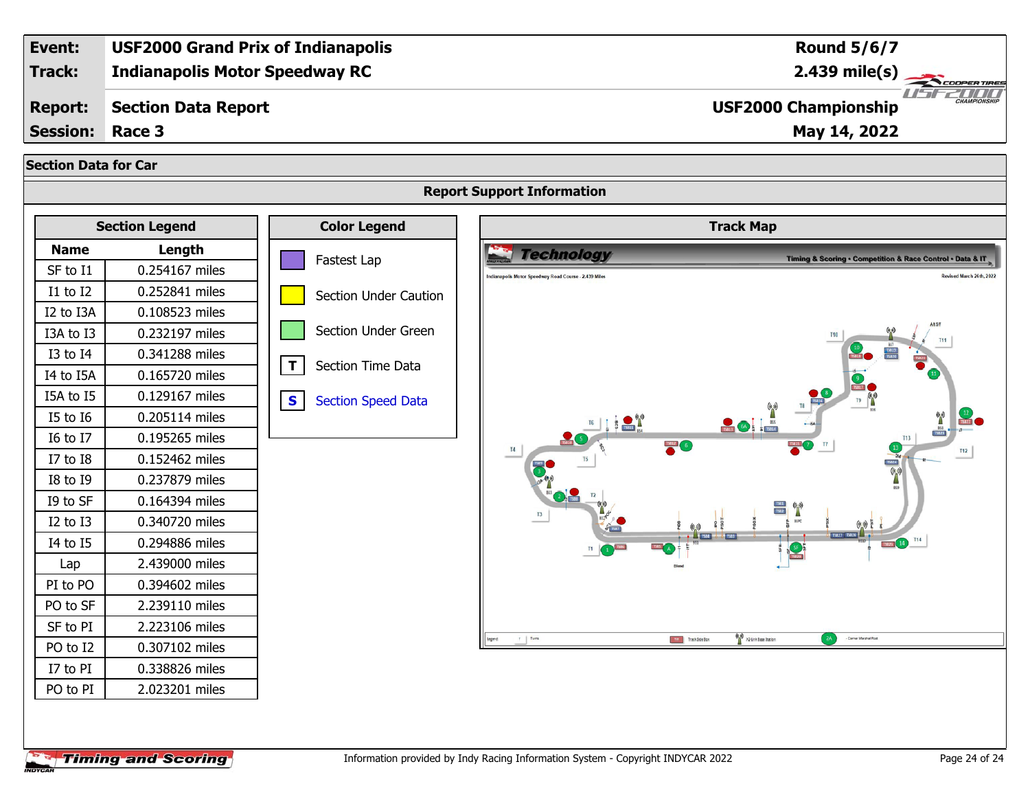| Event: | USF2000 Grand Prix of Indianapolis | Round 5/6/7 |
|---|---|---|
| Track: | Indianapolis Motor Speedway RC | 2.439 mile(s) |
| Report: | Section Data Report | USF2000 Championship |
| Session: | Race 3 | May 14, 2022 |

## Section Data for Car

### Report Support Information

**Section Legend**

| Name | Length |
|---|---|
| SF to I1 | 0.254167 miles |
| I1 to I2 | 0.252841 miles |
| I2 to I3A | 0.108523 miles |
| I3A to I3 | 0.232197 miles |
| I3 to I4 | 0.341288 miles |
| I4 to I5A | 0.165720 miles |
| I5A to I5 | 0.129167 miles |
| I5 to I6 | 0.205114 miles |
| I6 to I7 | 0.195265 miles |
| I7 to I8 | 0.152462 miles |
| I8 to I9 | 0.237879 miles |
| I9 to SF | 0.164394 miles |
| I2 to I3 | 0.340720 miles |
| I4 to I5 | 0.294886 miles |
| Lap | 2.439000 miles |
| PI to PO | 0.394602 miles |
| PO to SF | 2.239110 miles |
| SF to PI | 2.223106 miles |
| PO to I2 | 0.307102 miles |
| I7 to PI | 0.338826 miles |
| PO to PI | 2.023201 miles |

**Color Legend**

- Fastest Lap
- Section Under Caution
- Section Under Green
- T — Section Time Data
- S — Section Speed Data

**Track Map**

Technology

Timing & Scoring • Competition & Race Control • Data & IT

Indianapolis Motor Speedway Road Course - 2.439 Miles

Revised March 26th, 2022

Information provided by Indy Racing Information System - Copyright INDYCAR 2022